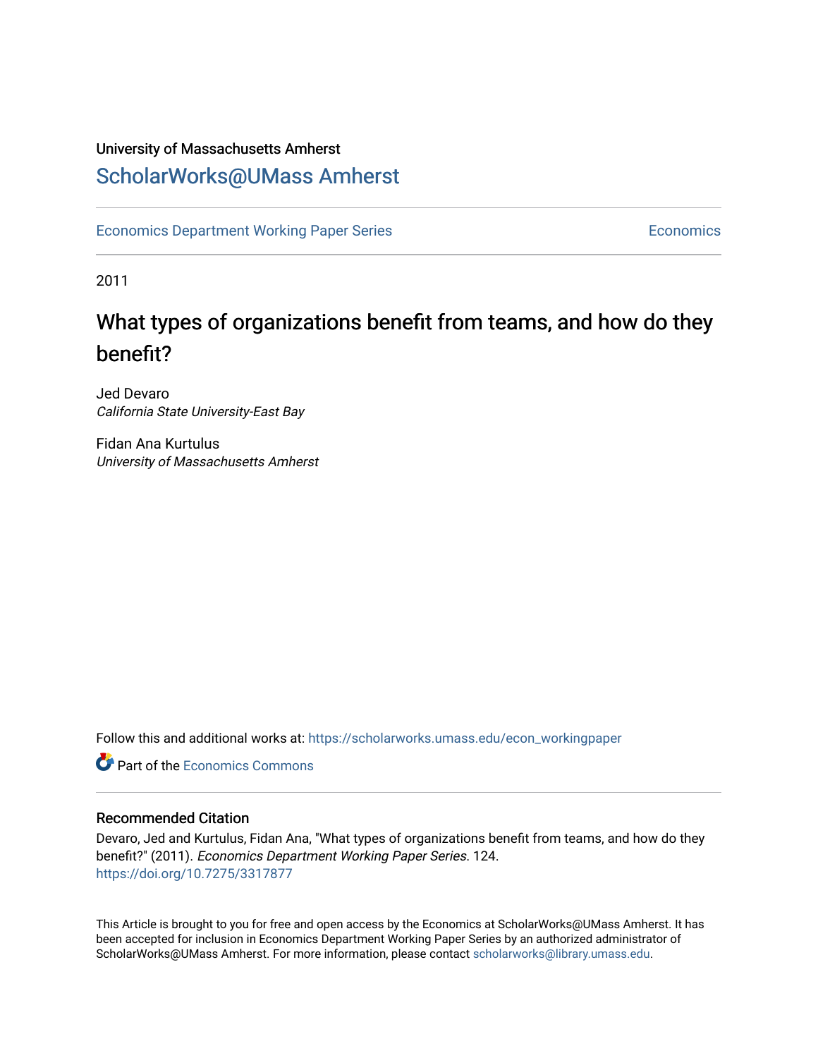University of Massachusetts Amherst

# ScholarWorks@UMass Amherst

Economics Department Working Paper Series | Economics

2011

## What types of organizations benefit from teams, and how do they benefit?

Jed Devaro
*California State University-East Bay*

Fidan Ana Kurtulus
*University of Massachusetts Amherst*

Follow this and additional works at: https://scholarworks.umass.edu/econ_workingpaper

Part of the Economics Commons

### Recommended Citation

Devaro, Jed and Kurtulus, Fidan Ana, "What types of organizations benefit from teams, and how do they benefit?" (2011). *Economics Department Working Paper Series*. 124.
https://doi.org/10.7275/3317877

This Article is brought to you for free and open access by the Economics at ScholarWorks@UMass Amherst. It has been accepted for inclusion in Economics Department Working Paper Series by an authorized administrator of ScholarWorks@UMass Amherst. For more information, please contact scholarworks@library.umass.edu.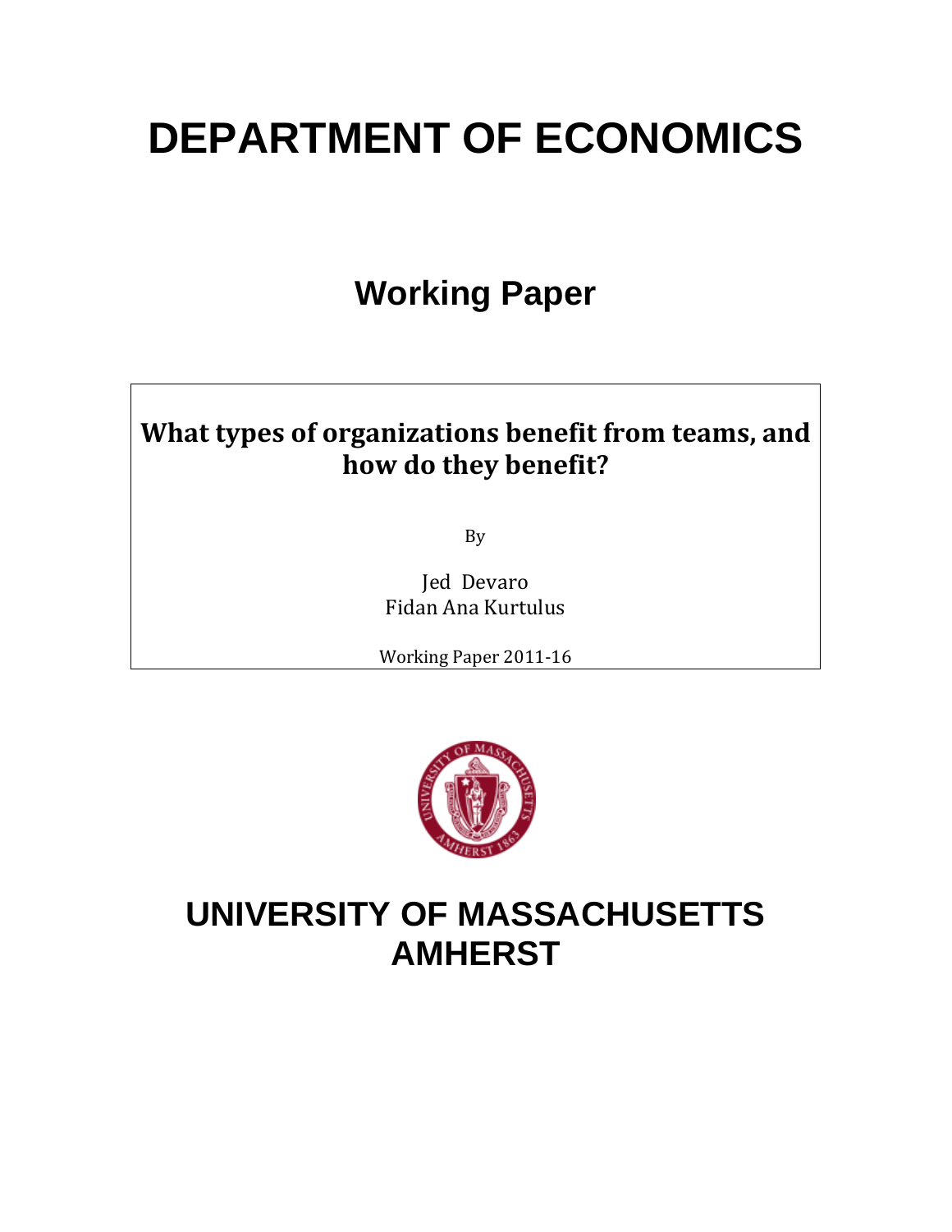# DEPARTMENT OF ECONOMICS

## Working Paper

**What types of organizations benefit from teams, and how do they benefit?**

By

Jed Devaro
Fidan Ana Kurtulus

Working Paper 2011-16

# UNIVERSITY OF MASSACHUSETTS AMHERST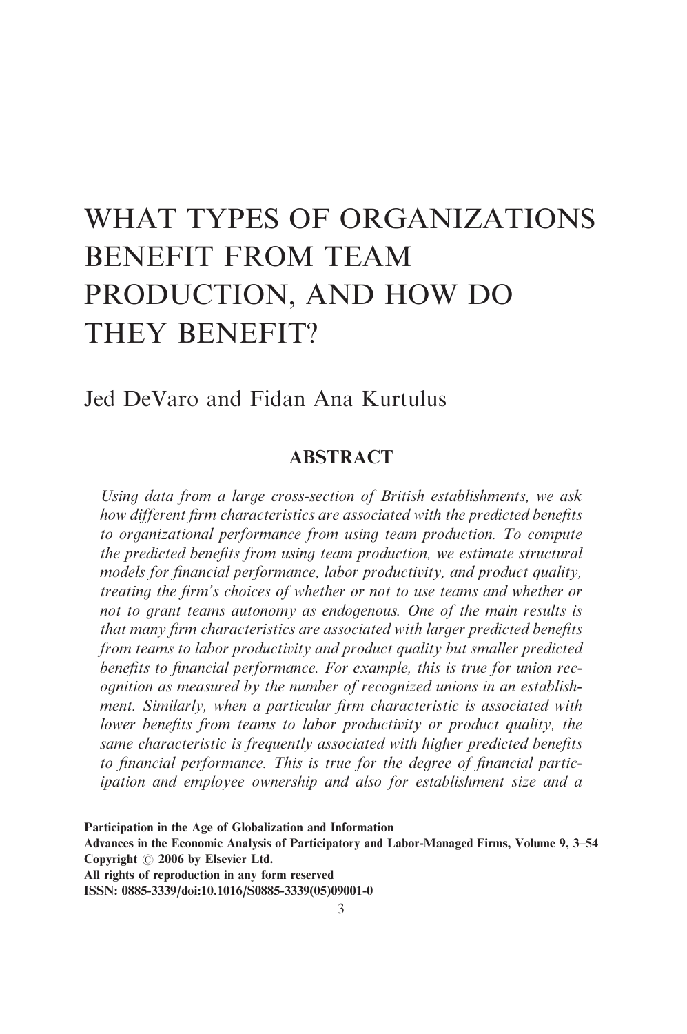# WHAT TYPES OF ORGANIZATIONS BENEFIT FROM TEAM PRODUCTION, AND HOW DO THEY BENEFIT?

Jed DeVaro and Fidan Ana Kurtulus

## ABSTRACT

*Using data from a large cross-section of British establishments, we ask how different firm characteristics are associated with the predicted benefits to organizational performance from using team production. To compute the predicted benefits from using team production, we estimate structural models for financial performance, labor productivity, and product quality, treating the firm's choices of whether or not to use teams and whether or not to grant teams autonomy as endogenous. One of the main results is that many firm characteristics are associated with larger predicted benefits from teams to labor productivity and product quality but smaller predicted benefits to financial performance. For example, this is true for union recognition as measured by the number of recognized unions in an establishment. Similarly, when a particular firm characteristic is associated with lower benefits from teams to labor productivity or product quality, the same characteristic is frequently associated with higher predicted benefits to financial performance. This is true for the degree of financial participation and employee ownership and also for establishment size and a*

---

**Participation in the Age of Globalization and Information**
**Advances in the Economic Analysis of Participatory and Labor-Managed Firms, Volume 9, 3–54**
**Copyright © 2006 by Elsevier Ltd.**
**All rights of reproduction in any form reserved**
**ISSN: 0885-3339/doi:10.1016/S0885-3339(05)09001-0**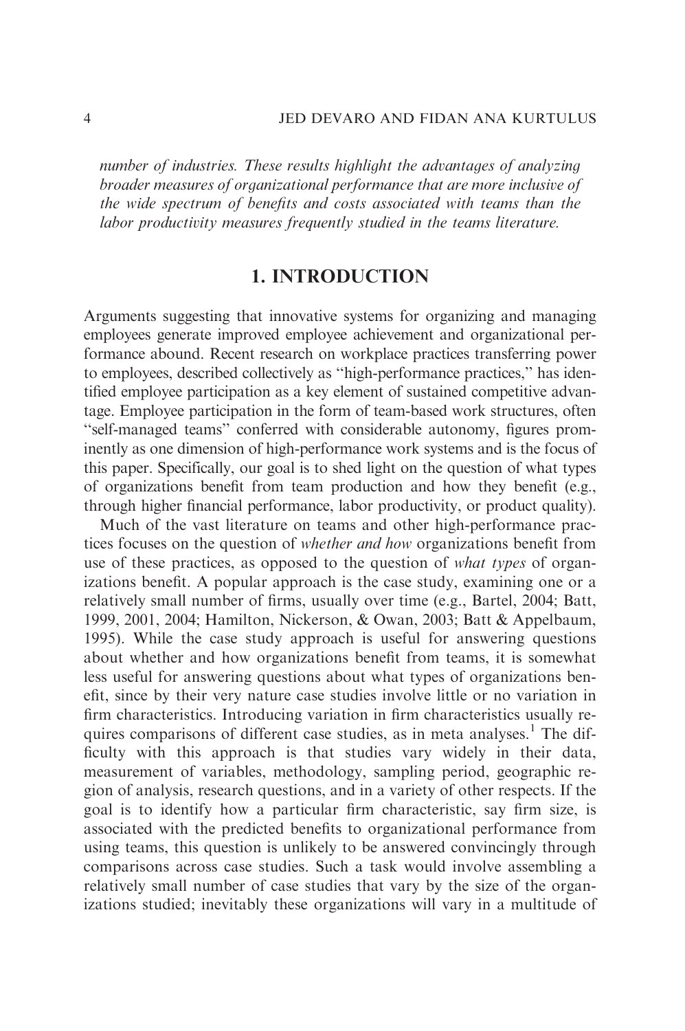*number of industries. These results highlight the advantages of analyzing broader measures of organizational performance that are more inclusive of the wide spectrum of benefits and costs associated with teams than the labor productivity measures frequently studied in the teams literature.*

## 1. INTRODUCTION

Arguments suggesting that innovative systems for organizing and managing employees generate improved employee achievement and organizational performance abound. Recent research on workplace practices transferring power to employees, described collectively as "high-performance practices," has identified employee participation as a key element of sustained competitive advantage. Employee participation in the form of team-based work structures, often "self-managed teams" conferred with considerable autonomy, figures prominently as one dimension of high-performance work systems and is the focus of this paper. Specifically, our goal is to shed light on the question of what types of organizations benefit from team production and how they benefit (e.g., through higher financial performance, labor productivity, or product quality).

Much of the vast literature on teams and other high-performance practices focuses on the question of *whether and how* organizations benefit from use of these practices, as opposed to the question of *what types* of organizations benefit. A popular approach is the case study, examining one or a relatively small number of firms, usually over time (e.g., Bartel, 2004; Batt, 1999, 2001, 2004; Hamilton, Nickerson, & Owan, 2003; Batt & Appelbaum, 1995). While the case study approach is useful for answering questions about whether and how organizations benefit from teams, it is somewhat less useful for answering questions about what types of organizations benefit, since by their very nature case studies involve little or no variation in firm characteristics. Introducing variation in firm characteristics usually requires comparisons of different case studies, as in meta analyses.[1] The difficulty with this approach is that studies vary widely in their data, measurement of variables, methodology, sampling period, geographic region of analysis, research questions, and in a variety of other respects. If the goal is to identify how a particular firm characteristic, say firm size, is associated with the predicted benefits to organizational performance from using teams, this question is unlikely to be answered convincingly through comparisons across case studies. Such a task would involve assembling a relatively small number of case studies that vary by the size of the organizations studied; inevitably these organizations will vary in a multitude of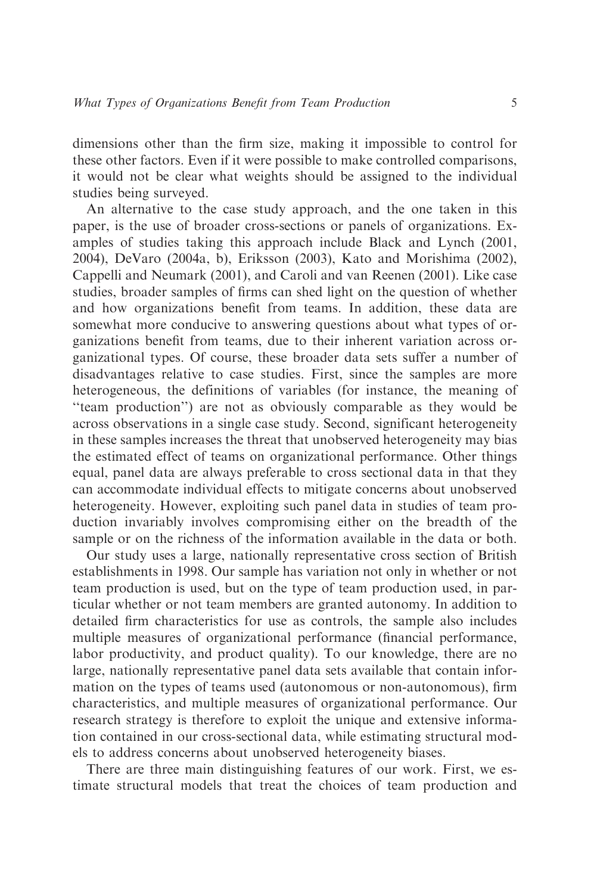dimensions other than the firm size, making it impossible to control for these other factors. Even if it were possible to make controlled comparisons, it would not be clear what weights should be assigned to the individual studies being surveyed.

An alternative to the case study approach, and the one taken in this paper, is the use of broader cross-sections or panels of organizations. Examples of studies taking this approach include Black and Lynch (2001, 2004), DeVaro (2004a, b), Eriksson (2003), Kato and Morishima (2002), Cappelli and Neumark (2001), and Caroli and van Reenen (2001). Like case studies, broader samples of firms can shed light on the question of whether and how organizations benefit from teams. In addition, these data are somewhat more conducive to answering questions about what types of organizations benefit from teams, due to their inherent variation across organizational types. Of course, these broader data sets suffer a number of disadvantages relative to case studies. First, since the samples are more heterogeneous, the definitions of variables (for instance, the meaning of "team production") are not as obviously comparable as they would be across observations in a single case study. Second, significant heterogeneity in these samples increases the threat that unobserved heterogeneity may bias the estimated effect of teams on organizational performance. Other things equal, panel data are always preferable to cross sectional data in that they can accommodate individual effects to mitigate concerns about unobserved heterogeneity. However, exploiting such panel data in studies of team production invariably involves compromising either on the breadth of the sample or on the richness of the information available in the data or both.

Our study uses a large, nationally representative cross section of British establishments in 1998. Our sample has variation not only in whether or not team production is used, but on the type of team production used, in particular whether or not team members are granted autonomy. In addition to detailed firm characteristics for use as controls, the sample also includes multiple measures of organizational performance (financial performance, labor productivity, and product quality). To our knowledge, there are no large, nationally representative panel data sets available that contain information on the types of teams used (autonomous or non-autonomous), firm characteristics, and multiple measures of organizational performance. Our research strategy is therefore to exploit the unique and extensive information contained in our cross-sectional data, while estimating structural models to address concerns about unobserved heterogeneity biases.

There are three main distinguishing features of our work. First, we estimate structural models that treat the choices of team production and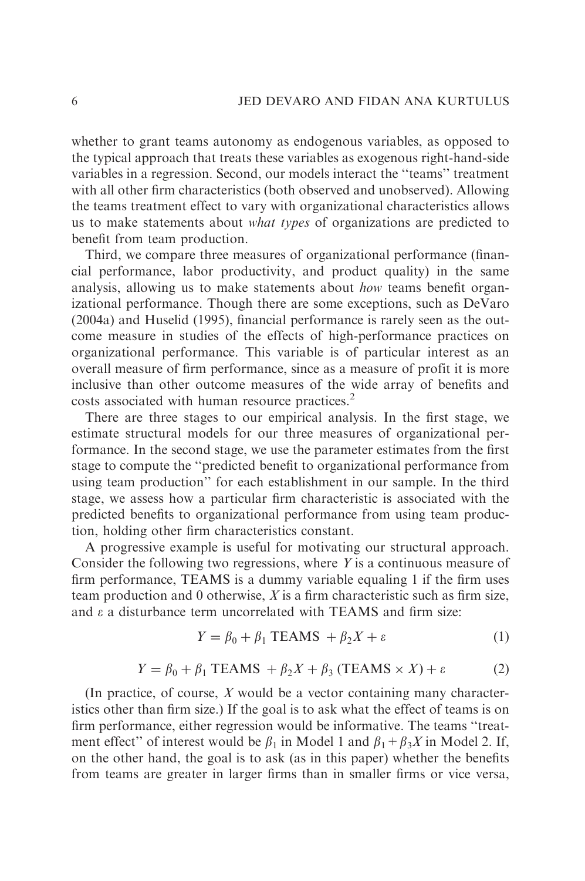whether to grant teams autonomy as endogenous variables, as opposed to the typical approach that treats these variables as exogenous right-hand-side variables in a regression. Second, our models interact the ''teams'' treatment with all other firm characteristics (both observed and unobserved). Allowing the teams treatment effect to vary with organizational characteristics allows us to make statements about *what types* of organizations are predicted to benefit from team production.

Third, we compare three measures of organizational performance (financial performance, labor productivity, and product quality) in the same analysis, allowing us to make statements about *how* teams benefit organizational performance. Though there are some exceptions, such as DeVaro (2004a) and Huselid (1995), financial performance is rarely seen as the outcome measure in studies of the effects of high-performance practices on organizational performance. This variable is of particular interest as an overall measure of firm performance, since as a measure of profit it is more inclusive than other outcome measures of the wide array of benefits and costs associated with human resource practices.[2]

There are three stages to our empirical analysis. In the first stage, we estimate structural models for our three measures of organizational performance. In the second stage, we use the parameter estimates from the first stage to compute the ''predicted benefit to organizational performance from using team production'' for each establishment in our sample. In the third stage, we assess how a particular firm characteristic is associated with the predicted benefits to organizational performance from using team production, holding other firm characteristics constant.

A progressive example is useful for motivating our structural approach. Consider the following two regressions, where $Y$ is a continuous measure of firm performance, TEAMS is a dummy variable equaling 1 if the firm uses team production and 0 otherwise, $X$ is a firm characteristic such as firm size, and $\varepsilon$ a disturbance term uncorrelated with TEAMS and firm size:

$$Y = \beta_0 + \beta_1 \text{ TEAMS } + \beta_2 X + \varepsilon \tag{1}$$

$$Y = \beta_0 + \beta_1 \text{ TEAMS } + \beta_2 X + \beta_3 (\text{TEAMS} \times X) + \varepsilon \tag{2}$$

(In practice, of course, $X$ would be a vector containing many characteristics other than firm size.) If the goal is to ask what the effect of teams is on firm performance, either regression would be informative. The teams ''treatment effect'' of interest would be $\beta_1$ in Model 1 and $\beta_1 + \beta_3 X$ in Model 2. If, on the other hand, the goal is to ask (as in this paper) whether the benefits from teams are greater in larger firms than in smaller firms or vice versa,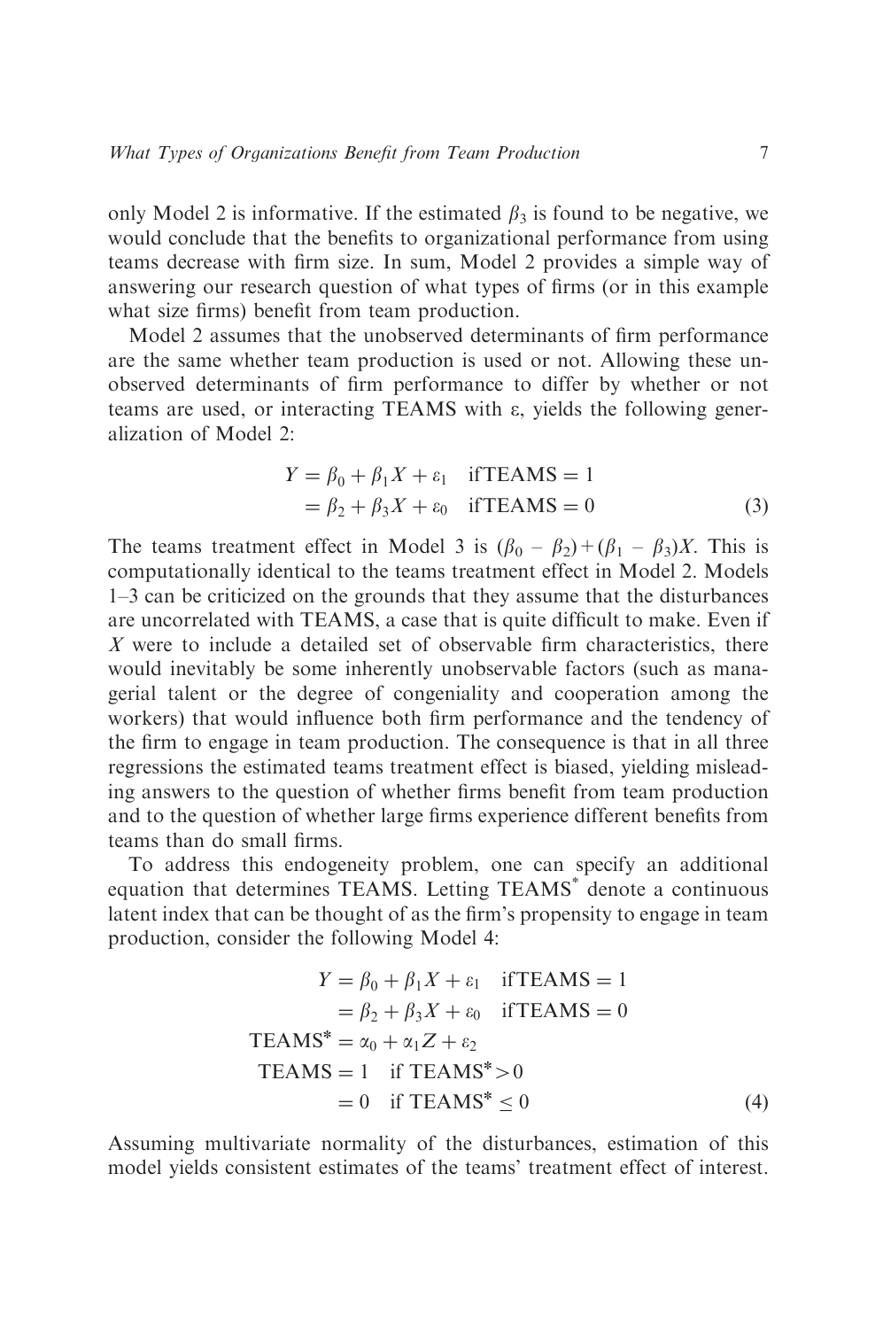only Model 2 is informative. If the estimated $\beta_3$ is found to be negative, we would conclude that the benefits to organizational performance from using teams decrease with firm size. In sum, Model 2 provides a simple way of answering our research question of what types of firms (or in this example what size firms) benefit from team production.

Model 2 assumes that the unobserved determinants of firm performance are the same whether team production is used or not. Allowing these unobserved determinants of firm performance to differ by whether or not teams are used, or interacting TEAMS with $\varepsilon$, yields the following generalization of Model 2:

$$
\begin{aligned}
Y &= \beta_0 + \beta_1 X + \varepsilon_1 \quad \text{if TEAMS} = 1 \\
&= \beta_2 + \beta_3 X + \varepsilon_0 \quad \text{if TEAMS} = 0
\end{aligned} \tag{3}
$$

The teams treatment effect in Model 3 is $(\beta_0 - \beta_2) + (\beta_1 - \beta_3)X$. This is computationally identical to the teams treatment effect in Model 2. Models 1–3 can be criticized on the grounds that they assume that the disturbances are uncorrelated with TEAMS, a case that is quite difficult to make. Even if $X$ were to include a detailed set of observable firm characteristics, there would inevitably be some inherently unobservable factors (such as managerial talent or the degree of congeniality and cooperation among the workers) that would influence both firm performance and the tendency of the firm to engage in team production. The consequence is that in all three regressions the estimated teams treatment effect is biased, yielding misleading answers to the question of whether firms benefit from team production and to the question of whether large firms experience different benefits from teams than do small firms.

To address this endogeneity problem, one can specify an additional equation that determines TEAMS. Letting TEAMS* denote a continuous latent index that can be thought of as the firm's propensity to engage in team production, consider the following Model 4:

$$
\begin{aligned}
Y &= \beta_0 + \beta_1 X + \varepsilon_1 \quad \text{if TEAMS} = 1 \\
&= \beta_2 + \beta_3 X + \varepsilon_0 \quad \text{if TEAMS} = 0 \\
\text{TEAMS}^* &= \alpha_0 + \alpha_1 Z + \varepsilon_2 \\
\text{TEAMS} &= 1 \quad \text{if TEAMS}^* > 0 \\
&= 0 \quad \text{if TEAMS}^* \leq 0
\end{aligned} \tag{4}
$$

Assuming multivariate normality of the disturbances, estimation of this model yields consistent estimates of the teams' treatment effect of interest.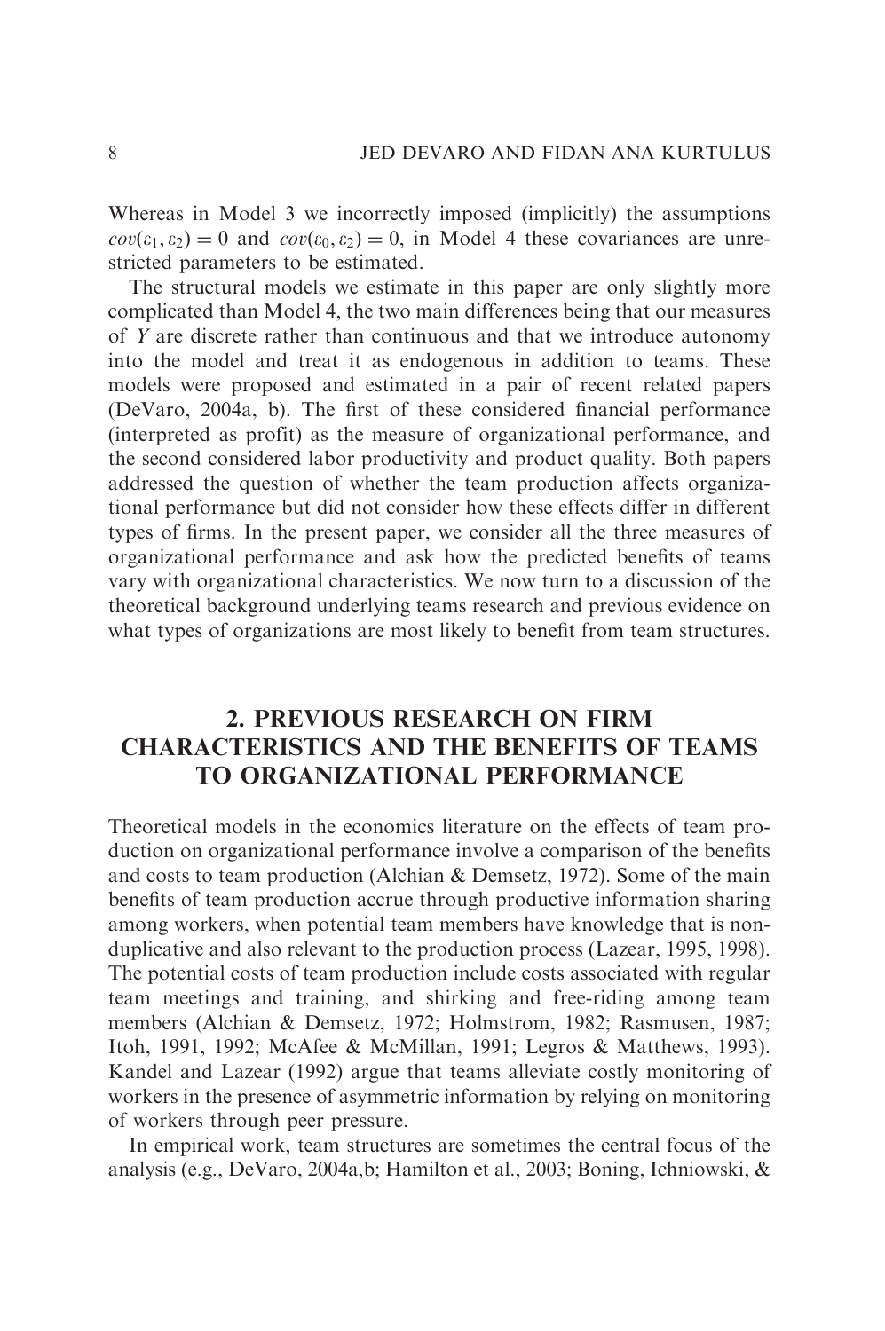Whereas in Model 3 we incorrectly imposed (implicitly) the assumptions $cov(\varepsilon_1, \varepsilon_2) = 0$ and $cov(\varepsilon_0, \varepsilon_2) = 0$, in Model 4 these covariances are unrestricted parameters to be estimated.

The structural models we estimate in this paper are only slightly more complicated than Model 4, the two main differences being that our measures of $Y$ are discrete rather than continuous and that we introduce autonomy into the model and treat it as endogenous in addition to teams. These models were proposed and estimated in a pair of recent related papers (DeVaro, 2004a, b). The first of these considered financial performance (interpreted as profit) as the measure of organizational performance, and the second considered labor productivity and product quality. Both papers addressed the question of whether the team production affects organizational performance but did not consider how these effects differ in different types of firms. In the present paper, we consider all the three measures of organizational performance and ask how the predicted benefits of teams vary with organizational characteristics. We now turn to a discussion of the theoretical background underlying teams research and previous evidence on what types of organizations are most likely to benefit from team structures.

## 2. PREVIOUS RESEARCH ON FIRM CHARACTERISTICS AND THE BENEFITS OF TEAMS TO ORGANIZATIONAL PERFORMANCE

Theoretical models in the economics literature on the effects of team production on organizational performance involve a comparison of the benefits and costs to team production (Alchian & Demsetz, 1972). Some of the main benefits of team production accrue through productive information sharing among workers, when potential team members have knowledge that is nonduplicative and also relevant to the production process (Lazear, 1995, 1998). The potential costs of team production include costs associated with regular team meetings and training, and shirking and free-riding among team members (Alchian & Demsetz, 1972; Holmstrom, 1982; Rasmusen, 1987; Itoh, 1991, 1992; McAfee & McMillan, 1991; Legros & Matthews, 1993). Kandel and Lazear (1992) argue that teams alleviate costly monitoring of workers in the presence of asymmetric information by relying on monitoring of workers through peer pressure.

In empirical work, team structures are sometimes the central focus of the analysis (e.g., DeVaro, 2004a,b; Hamilton et al., 2003; Boning, Ichniowski, &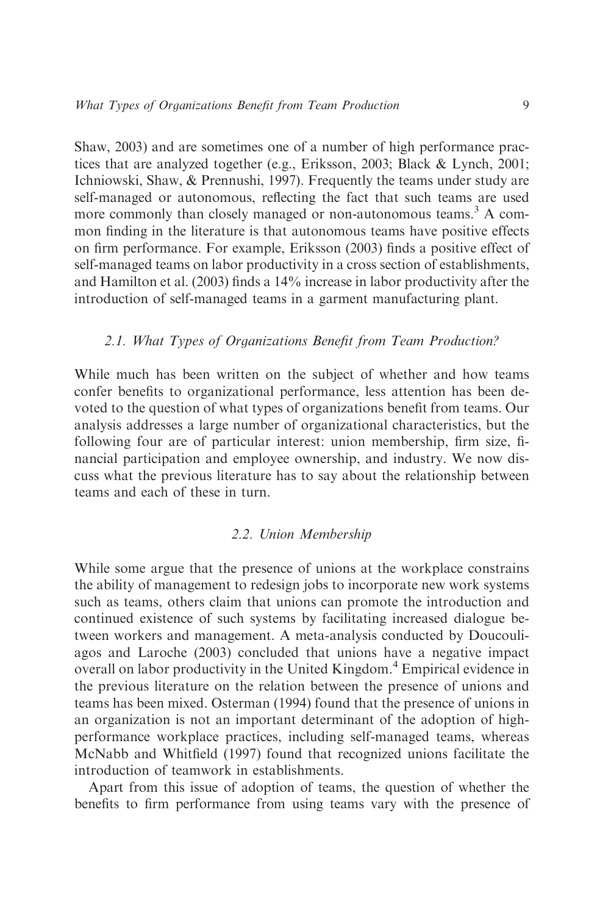Shaw, 2003) and are sometimes one of a number of high performance practices that are analyzed together (e.g., Eriksson, 2003; Black & Lynch, 2001; Ichniowski, Shaw, & Prennushi, 1997). Frequently the teams under study are self-managed or autonomous, reflecting the fact that such teams are used more commonly than closely managed or non-autonomous teams.[3] A common finding in the literature is that autonomous teams have positive effects on firm performance. For example, Eriksson (2003) finds a positive effect of self-managed teams on labor productivity in a cross section of establishments, and Hamilton et al. (2003) finds a 14% increase in labor productivity after the introduction of self-managed teams in a garment manufacturing plant.

### *2.1. What Types of Organizations Benefit from Team Production?*

While much has been written on the subject of whether and how teams confer benefits to organizational performance, less attention has been devoted to the question of what types of organizations benefit from teams. Our analysis addresses a large number of organizational characteristics, but the following four are of particular interest: union membership, firm size, financial participation and employee ownership, and industry. We now discuss what the previous literature has to say about the relationship between teams and each of these in turn.

### *2.2. Union Membership*

While some argue that the presence of unions at the workplace constrains the ability of management to redesign jobs to incorporate new work systems such as teams, others claim that unions can promote the introduction and continued existence of such systems by facilitating increased dialogue between workers and management. A meta-analysis conducted by Doucouliagos and Laroche (2003) concluded that unions have a negative impact overall on labor productivity in the United Kingdom.[4] Empirical evidence in the previous literature on the relation between the presence of unions and teams has been mixed. Osterman (1994) found that the presence of unions in an organization is not an important determinant of the adoption of high-performance workplace practices, including self-managed teams, whereas McNabb and Whitfield (1997) found that recognized unions facilitate the introduction of teamwork in establishments.

Apart from this issue of adoption of teams, the question of whether the benefits to firm performance from using teams vary with the presence of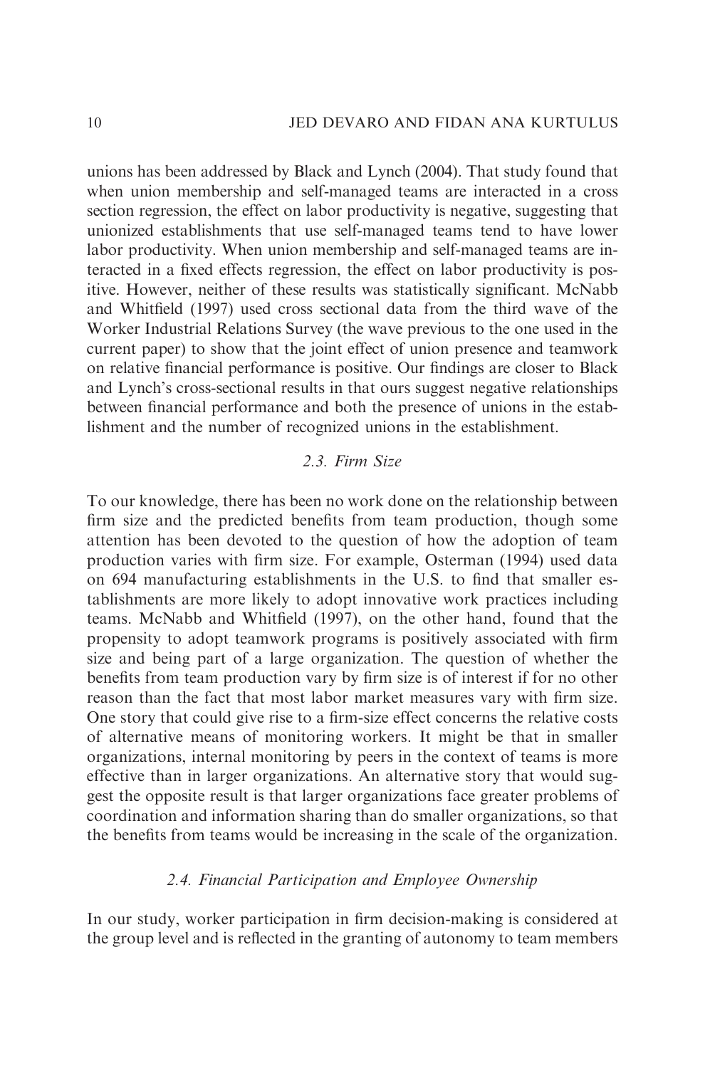unions has been addressed by Black and Lynch (2004). That study found that when union membership and self-managed teams are interacted in a cross section regression, the effect on labor productivity is negative, suggesting that unionized establishments that use self-managed teams tend to have lower labor productivity. When union membership and self-managed teams are interacted in a fixed effects regression, the effect on labor productivity is positive. However, neither of these results was statistically significant. McNabb and Whitfield (1997) used cross sectional data from the third wave of the Worker Industrial Relations Survey (the wave previous to the one used in the current paper) to show that the joint effect of union presence and teamwork on relative financial performance is positive. Our findings are closer to Black and Lynch's cross-sectional results in that ours suggest negative relationships between financial performance and both the presence of unions in the establishment and the number of recognized unions in the establishment.

### *2.3. Firm Size*

To our knowledge, there has been no work done on the relationship between firm size and the predicted benefits from team production, though some attention has been devoted to the question of how the adoption of team production varies with firm size. For example, Osterman (1994) used data on 694 manufacturing establishments in the U.S. to find that smaller establishments are more likely to adopt innovative work practices including teams. McNabb and Whitfield (1997), on the other hand, found that the propensity to adopt teamwork programs is positively associated with firm size and being part of a large organization. The question of whether the benefits from team production vary by firm size is of interest if for no other reason than the fact that most labor market measures vary with firm size. One story that could give rise to a firm-size effect concerns the relative costs of alternative means of monitoring workers. It might be that in smaller organizations, internal monitoring by peers in the context of teams is more effective than in larger organizations. An alternative story that would suggest the opposite result is that larger organizations face greater problems of coordination and information sharing than do smaller organizations, so that the benefits from teams would be increasing in the scale of the organization.

### *2.4. Financial Participation and Employee Ownership*

In our study, worker participation in firm decision-making is considered at the group level and is reflected in the granting of autonomy to team members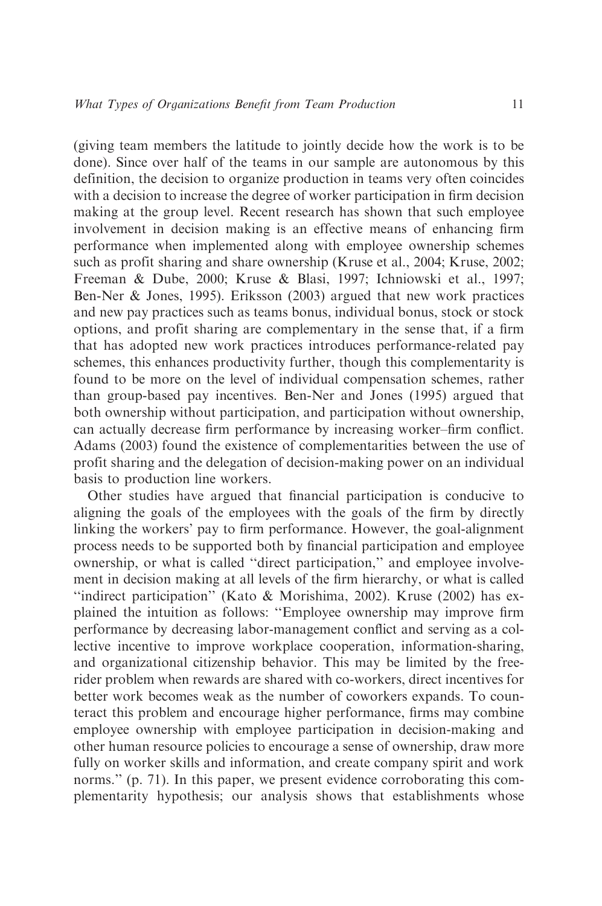(giving team members the latitude to jointly decide how the work is to be done). Since over half of the teams in our sample are autonomous by this definition, the decision to organize production in teams very often coincides with a decision to increase the degree of worker participation in firm decision making at the group level. Recent research has shown that such employee involvement in decision making is an effective means of enhancing firm performance when implemented along with employee ownership schemes such as profit sharing and share ownership (Kruse et al., 2004; Kruse, 2002; Freeman & Dube, 2000; Kruse & Blasi, 1997; Ichniowski et al., 1997; Ben-Ner & Jones, 1995). Eriksson (2003) argued that new work practices and new pay practices such as teams bonus, individual bonus, stock or stock options, and profit sharing are complementary in the sense that, if a firm that has adopted new work practices introduces performance-related pay schemes, this enhances productivity further, though this complementarity is found to be more on the level of individual compensation schemes, rather than group-based pay incentives. Ben-Ner and Jones (1995) argued that both ownership without participation, and participation without ownership, can actually decrease firm performance by increasing worker–firm conflict. Adams (2003) found the existence of complementarities between the use of profit sharing and the delegation of decision-making power on an individual basis to production line workers.

Other studies have argued that financial participation is conducive to aligning the goals of the employees with the goals of the firm by directly linking the workers' pay to firm performance. However, the goal-alignment process needs to be supported both by financial participation and employee ownership, or what is called "direct participation," and employee involvement in decision making at all levels of the firm hierarchy, or what is called "indirect participation" (Kato & Morishima, 2002). Kruse (2002) has explained the intuition as follows: "Employee ownership may improve firm performance by decreasing labor-management conflict and serving as a collective incentive to improve workplace cooperation, information-sharing, and organizational citizenship behavior. This may be limited by the free-rider problem when rewards are shared with co-workers, direct incentives for better work becomes weak as the number of coworkers expands. To counteract this problem and encourage higher performance, firms may combine employee ownership with employee participation in decision-making and other human resource policies to encourage a sense of ownership, draw more fully on worker skills and information, and create company spirit and work norms." (p. 71). In this paper, we present evidence corroborating this complementarity hypothesis; our analysis shows that establishments whose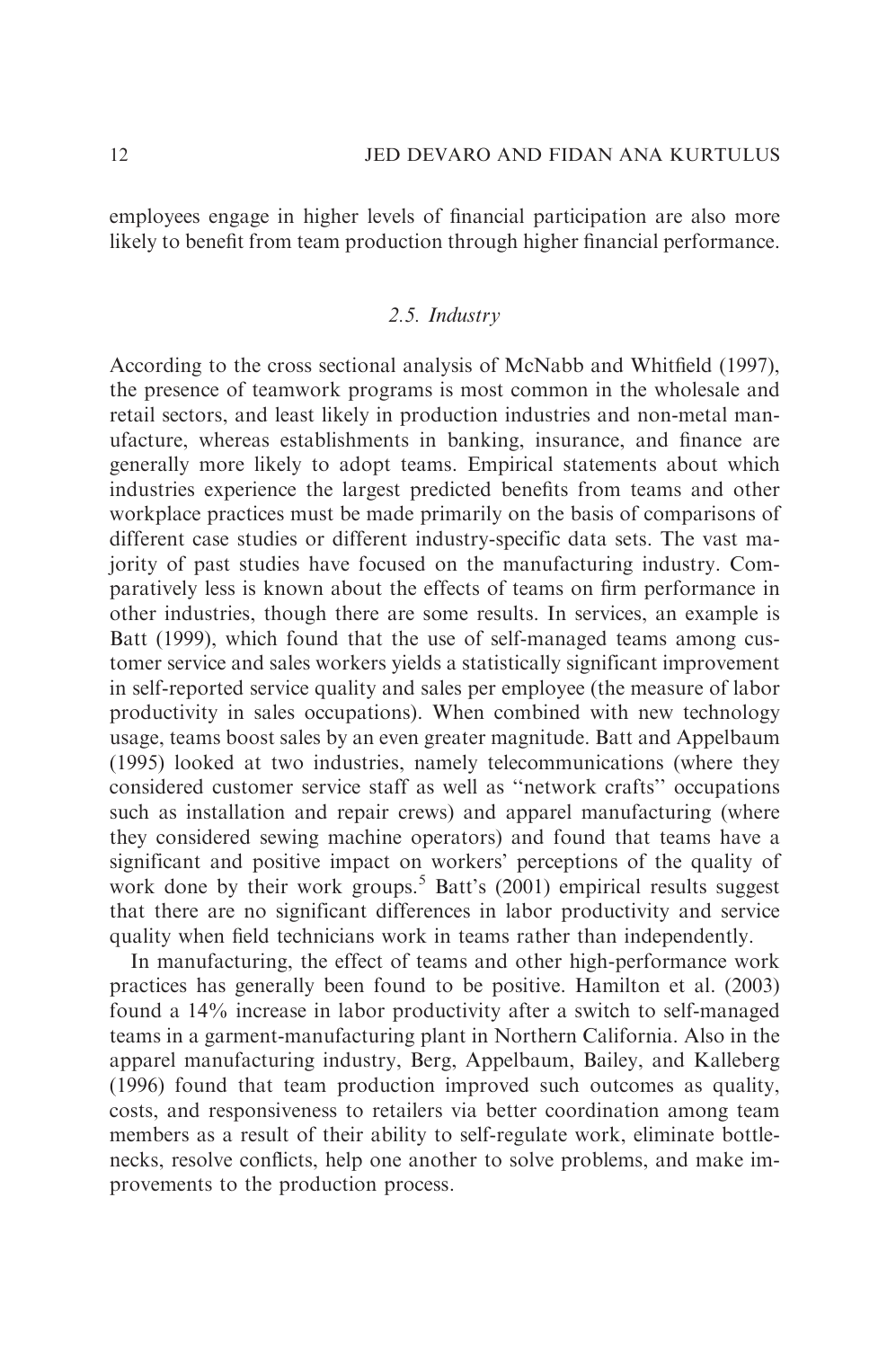employees engage in higher levels of financial participation are also more likely to benefit from team production through higher financial performance.

### 2.5. Industry

According to the cross sectional analysis of McNabb and Whitfield (1997), the presence of teamwork programs is most common in the wholesale and retail sectors, and least likely in production industries and non-metal manufacture, whereas establishments in banking, insurance, and finance are generally more likely to adopt teams. Empirical statements about which industries experience the largest predicted benefits from teams and other workplace practices must be made primarily on the basis of comparisons of different case studies or different industry-specific data sets. The vast majority of past studies have focused on the manufacturing industry. Comparatively less is known about the effects of teams on firm performance in other industries, though there are some results. In services, an example is Batt (1999), which found that the use of self-managed teams among customer service and sales workers yields a statistically significant improvement in self-reported service quality and sales per employee (the measure of labor productivity in sales occupations). When combined with new technology usage, teams boost sales by an even greater magnitude. Batt and Appelbaum (1995) looked at two industries, namely telecommunications (where they considered customer service staff as well as ''network crafts'' occupations such as installation and repair crews) and apparel manufacturing (where they considered sewing machine operators) and found that teams have a significant and positive impact on workers' perceptions of the quality of work done by their work groups.[5] Batt's (2001) empirical results suggest that there are no significant differences in labor productivity and service quality when field technicians work in teams rather than independently.

In manufacturing, the effect of teams and other high-performance work practices has generally been found to be positive. Hamilton et al. (2003) found a 14% increase in labor productivity after a switch to self-managed teams in a garment-manufacturing plant in Northern California. Also in the apparel manufacturing industry, Berg, Appelbaum, Bailey, and Kalleberg (1996) found that team production improved such outcomes as quality, costs, and responsiveness to retailers via better coordination among team members as a result of their ability to self-regulate work, eliminate bottlenecks, resolve conflicts, help one another to solve problems, and make improvements to the production process.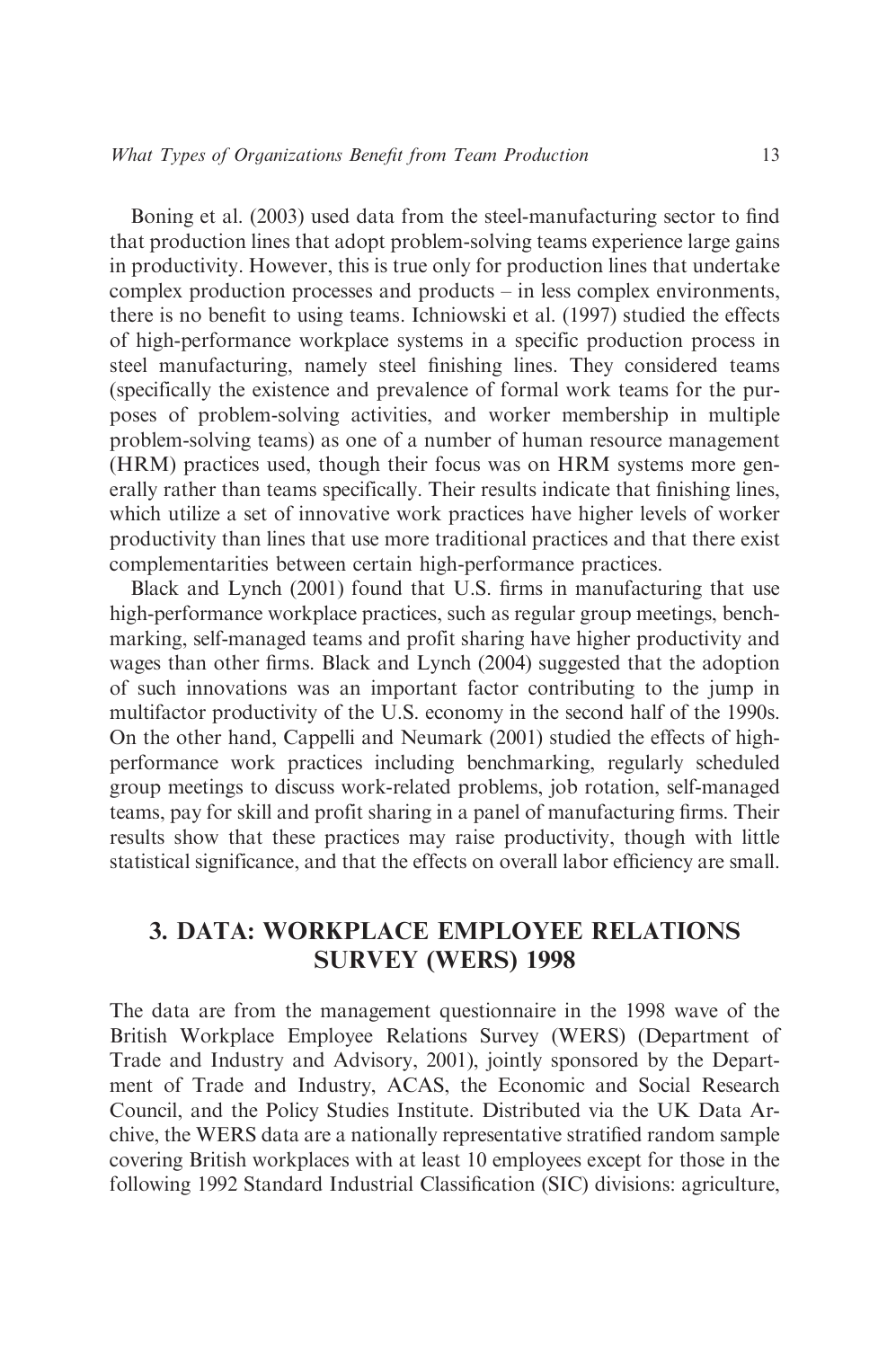Boning et al. (2003) used data from the steel-manufacturing sector to find that production lines that adopt problem-solving teams experience large gains in productivity. However, this is true only for production lines that undertake complex production processes and products – in less complex environments, there is no benefit to using teams. Ichniowski et al. (1997) studied the effects of high-performance workplace systems in a specific production process in steel manufacturing, namely steel finishing lines. They considered teams (specifically the existence and prevalence of formal work teams for the purposes of problem-solving activities, and worker membership in multiple problem-solving teams) as one of a number of human resource management (HRM) practices used, though their focus was on HRM systems more generally rather than teams specifically. Their results indicate that finishing lines, which utilize a set of innovative work practices have higher levels of worker productivity than lines that use more traditional practices and that there exist complementarities between certain high-performance practices.

Black and Lynch (2001) found that U.S. firms in manufacturing that use high-performance workplace practices, such as regular group meetings, benchmarking, self-managed teams and profit sharing have higher productivity and wages than other firms. Black and Lynch (2004) suggested that the adoption of such innovations was an important factor contributing to the jump in multifactor productivity of the U.S. economy in the second half of the 1990s. On the other hand, Cappelli and Neumark (2001) studied the effects of high-performance work practices including benchmarking, regularly scheduled group meetings to discuss work-related problems, job rotation, self-managed teams, pay for skill and profit sharing in a panel of manufacturing firms. Their results show that these practices may raise productivity, though with little statistical significance, and that the effects on overall labor efficiency are small.

## 3. DATA: WORKPLACE EMPLOYEE RELATIONS SURVEY (WERS) 1998

The data are from the management questionnaire in the 1998 wave of the British Workplace Employee Relations Survey (WERS) (Department of Trade and Industry and Advisory, 2001), jointly sponsored by the Department of Trade and Industry, ACAS, the Economic and Social Research Council, and the Policy Studies Institute. Distributed via the UK Data Archive, the WERS data are a nationally representative stratified random sample covering British workplaces with at least 10 employees except for those in the following 1992 Standard Industrial Classification (SIC) divisions: agriculture,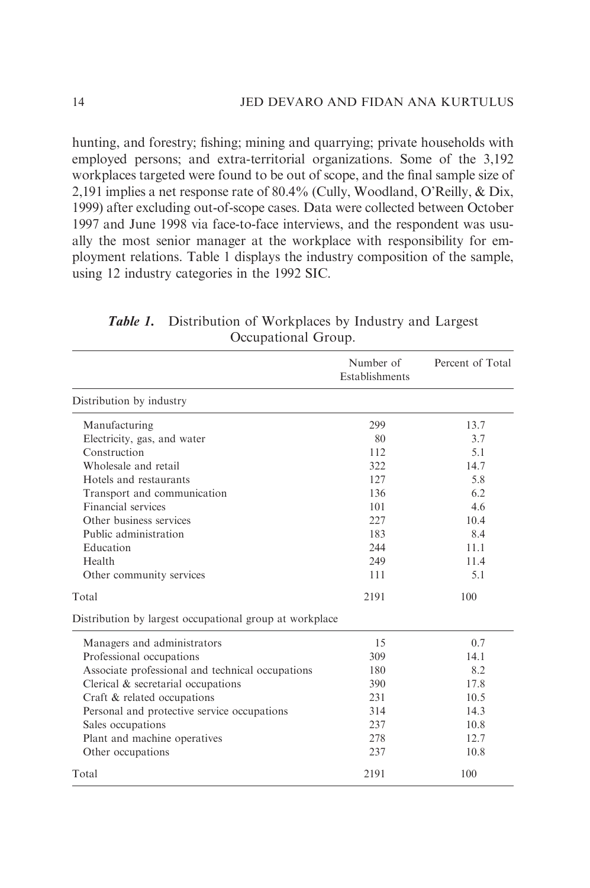hunting, and forestry; fishing; mining and quarrying; private households with employed persons; and extra-territorial organizations. Some of the 3,192 workplaces targeted were found to be out of scope, and the final sample size of 2,191 implies a net response rate of 80.4% (Cully, Woodland, O'Reilly, & Dix, 1999) after excluding out-of-scope cases. Data were collected between October 1997 and June 1998 via face-to-face interviews, and the respondent was usually the most senior manager at the workplace with responsibility for employment relations. Table 1 displays the industry composition of the sample, using 12 industry categories in the 1992 SIC.

***Table 1.*** Distribution of Workplaces by Industry and Largest Occupational Group.

| | Number of Establishments | Percent of Total |
|---|---|---|
| Distribution by industry | | |
| Manufacturing | 299 | 13.7 |
| Electricity, gas, and water | 80 | 3.7 |
| Construction | 112 | 5.1 |
| Wholesale and retail | 322 | 14.7 |
| Hotels and restaurants | 127 | 5.8 |
| Transport and communication | 136 | 6.2 |
| Financial services | 101 | 4.6 |
| Other business services | 227 | 10.4 |
| Public administration | 183 | 8.4 |
| Education | 244 | 11.1 |
| Health | 249 | 11.4 |
| Other community services | 111 | 5.1 |
| Total | 2191 | 100 |
| Distribution by largest occupational group at workplace | | |
| Managers and administrators | 15 | 0.7 |
| Professional occupations | 309 | 14.1 |
| Associate professional and technical occupations | 180 | 8.2 |
| Clerical & secretarial occupations | 390 | 17.8 |
| Craft & related occupations | 231 | 10.5 |
| Personal and protective service occupations | 314 | 14.3 |
| Sales occupations | 237 | 10.8 |
| Plant and machine operatives | 278 | 12.7 |
| Other occupations | 237 | 10.8 |
| Total | 2191 | 100 |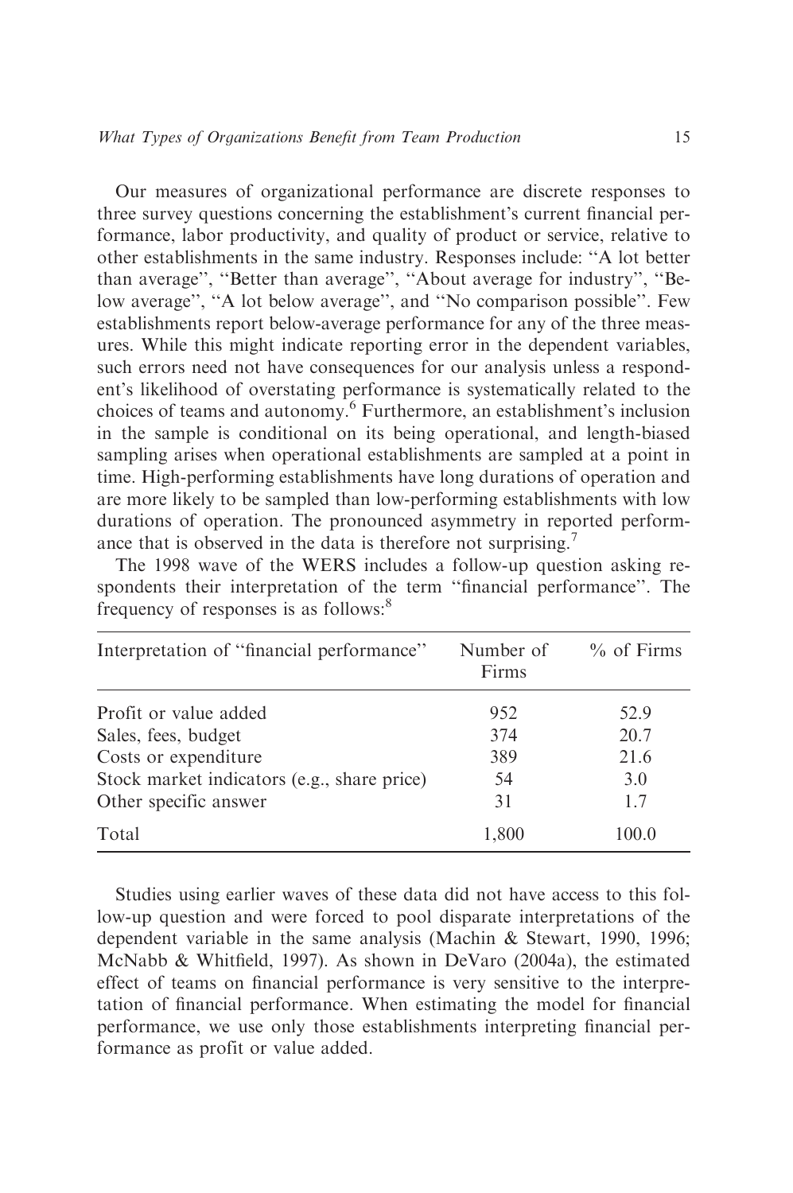Our measures of organizational performance are discrete responses to three survey questions concerning the establishment's current financial performance, labor productivity, and quality of product or service, relative to other establishments in the same industry. Responses include: ''A lot better than average'', ''Better than average'', ''About average for industry'', ''Below average'', ''A lot below average'', and ''No comparison possible''. Few establishments report below-average performance for any of the three measures. While this might indicate reporting error in the dependent variables, such errors need not have consequences for our analysis unless a respondent's likelihood of overstating performance is systematically related to the choices of teams and autonomy.[6] Furthermore, an establishment's inclusion in the sample is conditional on its being operational, and length-biased sampling arises when operational establishments are sampled at a point in time. High-performing establishments have long durations of operation and are more likely to be sampled than low-performing establishments with low durations of operation. The pronounced asymmetry in reported performance that is observed in the data is therefore not surprising.[7]

The 1998 wave of the WERS includes a follow-up question asking respondents their interpretation of the term ''financial performance''. The frequency of responses is as follows:[8]

| Interpretation of ''financial performance'' | Number of Firms | % of Firms |
|---|---|---|
| Profit or value added | 952 | 52.9 |
| Sales, fees, budget | 374 | 20.7 |
| Costs or expenditure | 389 | 21.6 |
| Stock market indicators (e.g., share price) | 54 | 3.0 |
| Other specific answer | 31 | 1.7 |
| Total | 1,800 | 100.0 |

Studies using earlier waves of these data did not have access to this follow-up question and were forced to pool disparate interpretations of the dependent variable in the same analysis (Machin & Stewart, 1990, 1996; McNabb & Whitfield, 1997). As shown in DeVaro (2004a), the estimated effect of teams on financial performance is very sensitive to the interpretation of financial performance. When estimating the model for financial performance, we use only those establishments interpreting financial performance as profit or value added.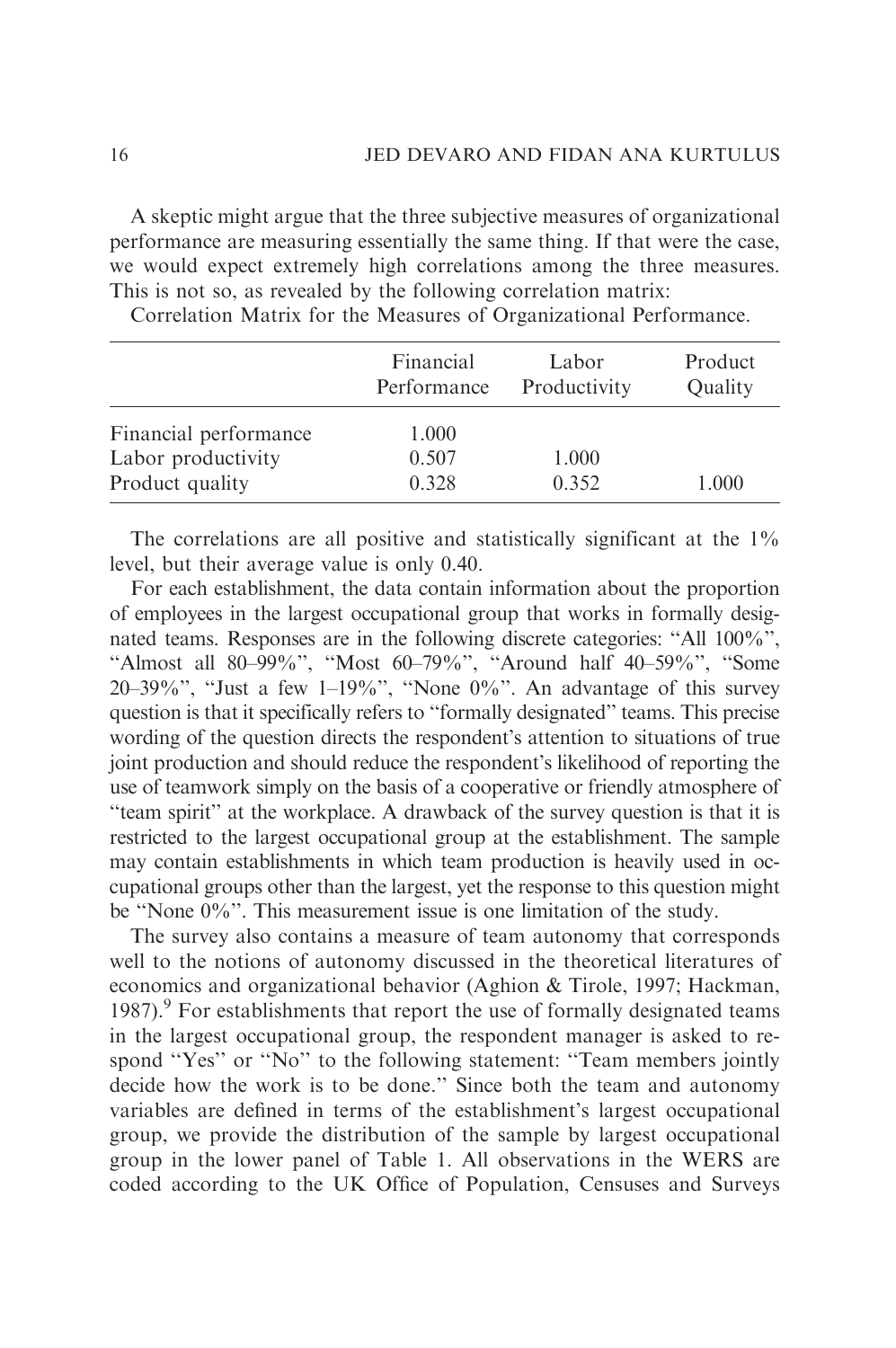A skeptic might argue that the three subjective measures of organizational performance are measuring essentially the same thing. If that were the case, we would expect extremely high correlations among the three measures. This is not so, as revealed by the following correlation matrix:

Correlation Matrix for the Measures of Organizational Performance.

| | Financial Performance | Labor Productivity | Product Quality |
|---|---|---|---|
| Financial performance | 1.000 | | |
| Labor productivity | 0.507 | 1.000 | |
| Product quality | 0.328 | 0.352 | 1.000 |

The correlations are all positive and statistically significant at the 1% level, but their average value is only 0.40.

For each establishment, the data contain information about the proportion of employees in the largest occupational group that works in formally designated teams. Responses are in the following discrete categories: "All 100%", "Almost all 80–99%", "Most 60–79%", "Around half 40–59%", "Some 20–39%", "Just a few 1–19%", "None 0%". An advantage of this survey question is that it specifically refers to "formally designated" teams. This precise wording of the question directs the respondent's attention to situations of true joint production and should reduce the respondent's likelihood of reporting the use of teamwork simply on the basis of a cooperative or friendly atmosphere of "team spirit" at the workplace. A drawback of the survey question is that it is restricted to the largest occupational group at the establishment. The sample may contain establishments in which team production is heavily used in occupational groups other than the largest, yet the response to this question might be "None 0%". This measurement issue is one limitation of the study.

The survey also contains a measure of team autonomy that corresponds well to the notions of autonomy discussed in the theoretical literatures of economics and organizational behavior (Aghion & Tirole, 1997; Hackman, 1987).[9] For establishments that report the use of formally designated teams in the largest occupational group, the respondent manager is asked to respond "Yes" or "No" to the following statement: "Team members jointly decide how the work is to be done." Since both the team and autonomy variables are defined in terms of the establishment's largest occupational group, we provide the distribution of the sample by largest occupational group in the lower panel of Table 1. All observations in the WERS are coded according to the UK Office of Population, Censuses and Surveys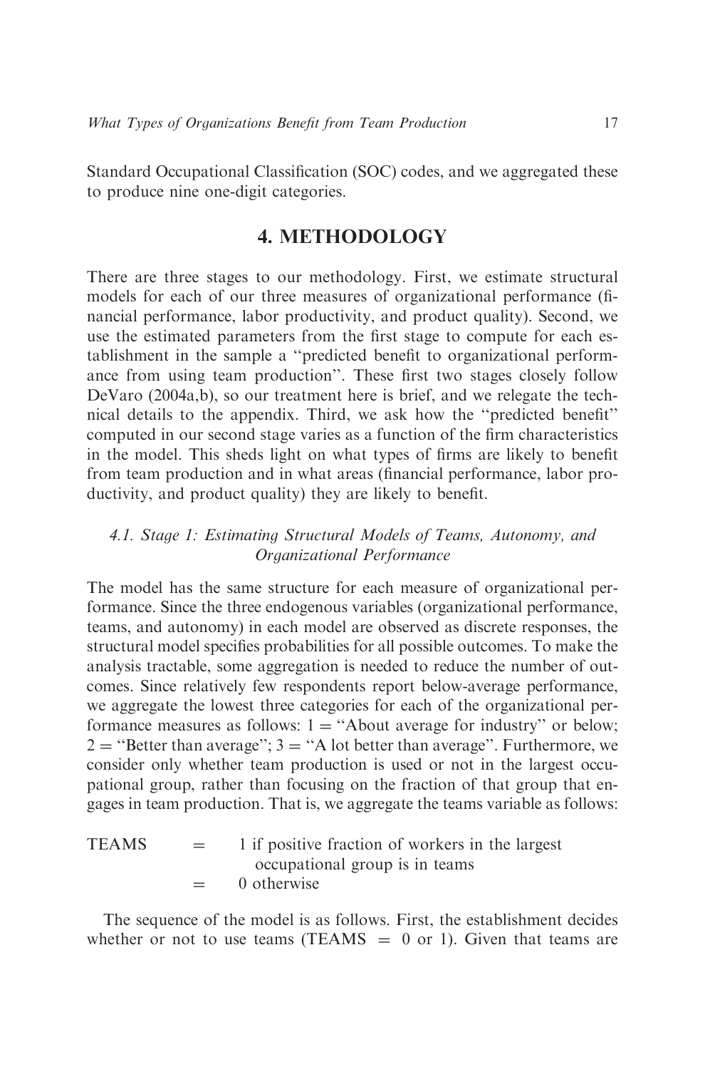Standard Occupational Classification (SOC) codes, and we aggregated these to produce nine one-digit categories.

## 4. METHODOLOGY

There are three stages to our methodology. First, we estimate structural models for each of our three measures of organizational performance (financial performance, labor productivity, and product quality). Second, we use the estimated parameters from the first stage to compute for each establishment in the sample a "predicted benefit to organizational performance from using team production". These first two stages closely follow DeVaro (2004a,b), so our treatment here is brief, and we relegate the technical details to the appendix. Third, we ask how the "predicted benefit" computed in our second stage varies as a function of the firm characteristics in the model. This sheds light on what types of firms are likely to benefit from team production and in what areas (financial performance, labor productivity, and product quality) they are likely to benefit.

### *4.1. Stage 1: Estimating Structural Models of Teams, Autonomy, and Organizational Performance*

The model has the same structure for each measure of organizational performance. Since the three endogenous variables (organizational performance, teams, and autonomy) in each model are observed as discrete responses, the structural model specifies probabilities for all possible outcomes. To make the analysis tractable, some aggregation is needed to reduce the number of outcomes. Since relatively few respondents report below-average performance, we aggregate the lowest three categories for each of the organizational performance measures as follows: 1 = "About average for industry" or below; 2 = "Better than average"; 3 = "A lot better than average". Furthermore, we consider only whether team production is used or not in the largest occupational group, rather than focusing on the fraction of that group that engages in team production. That is, we aggregate the teams variable as follows:

TEAMS = 1 if positive fraction of workers in the largest occupational group is in teams
= 0 otherwise

The sequence of the model is as follows. First, the establishment decides whether or not to use teams (TEAMS = 0 or 1). Given that teams are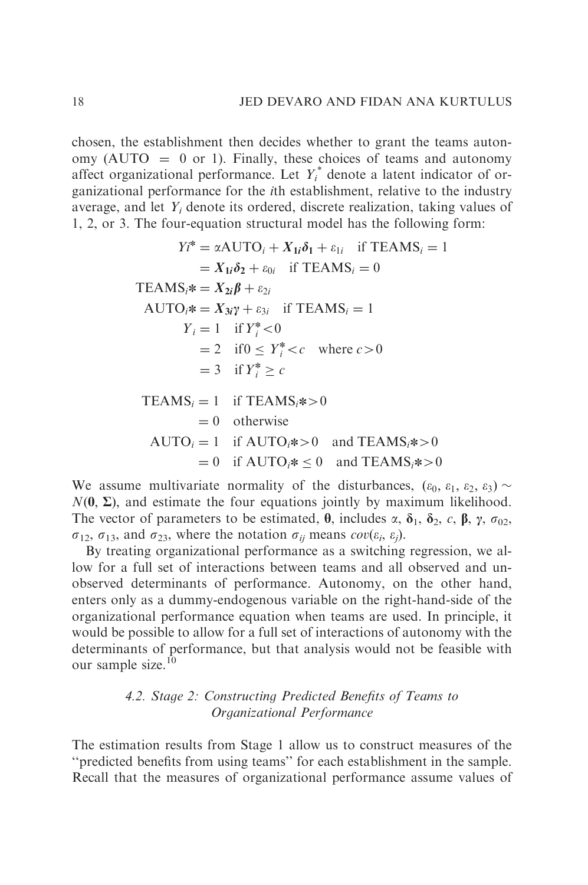chosen, the establishment then decides whether to grant the teams autonomy (AUTO = 0 or 1). Finally, these choices of teams and autonomy affect organizational performance. Let $Y_i^*$ denote a latent indicator of organizational performance for the *i*th establishment, relative to the industry average, and let $Y_i$ denote its ordered, discrete realization, taking values of 1, 2, or 3. The four-equation structural model has the following form:

$$
\begin{aligned}
Yi^* &= \alpha \text{AUTO}_i + \boldsymbol{X_{1i}\delta_1} + \varepsilon_{1i} \quad \text{if TEAMS}_i = 1 \\
&= \boldsymbol{X_{1i}\delta_2} + \varepsilon_{0i} \quad \text{if TEAMS}_i = 0 \\
\text{TEAMS}_i * &= \boldsymbol{X_{2i}\beta} + \varepsilon_{2i} \\
\text{AUTO}_i * &= \boldsymbol{X_{3i}\gamma} + \varepsilon_{3i} \quad \text{if TEAMS}_i = 1 \\
Y_i &= 1 \quad \text{if } Y_i^* < 0 \\
&= 2 \quad \text{if } 0 \leq Y_i^* < c \quad \text{where } c > 0 \\
&= 3 \quad \text{if } Y_i^* \geq c \\
\text{TEAMS}_i &= 1 \quad \text{if TEAMS}_i * > 0 \\
&= 0 \quad \text{otherwise} \\
\text{AUTO}_i &= 1 \quad \text{if AUTO}_i * > 0 \quad \text{and TEAMS}_i * > 0 \\
&= 0 \quad \text{if AUTO}_i * \leq 0 \quad \text{and TEAMS}_i * > 0
\end{aligned}
$$

We assume multivariate normality of the disturbances, $(\varepsilon_0, \varepsilon_1, \varepsilon_2, \varepsilon_3) \sim N(\mathbf{0}, \boldsymbol{\Sigma})$, and estimate the four equations jointly by maximum likelihood. The vector of parameters to be estimated, $\boldsymbol{\theta}$, includes $\alpha$, $\boldsymbol{\delta_1}$, $\boldsymbol{\delta_2}$, $c$, $\boldsymbol{\beta}$, $\boldsymbol{\gamma}$, $\sigma_{02}$, $\sigma_{12}$, $\sigma_{13}$, and $\sigma_{23}$, where the notation $\sigma_{ij}$ means $cov(\varepsilon_i, \varepsilon_j)$.

By treating organizational performance as a switching regression, we allow for a full set of interactions between teams and all observed and unobserved determinants of performance. Autonomy, on the other hand, enters only as a dummy-endogenous variable on the right-hand-side of the organizational performance equation when teams are used. In principle, it would be possible to allow for a full set of interactions of autonomy with the determinants of performance, but that analysis would not be feasible with our sample size.[10]

### *4.2. Stage 2: Constructing Predicted Benefits of Teams to Organizational Performance*

The estimation results from Stage 1 allow us to construct measures of the ''predicted benefits from using teams'' for each establishment in the sample. Recall that the measures of organizational performance assume values of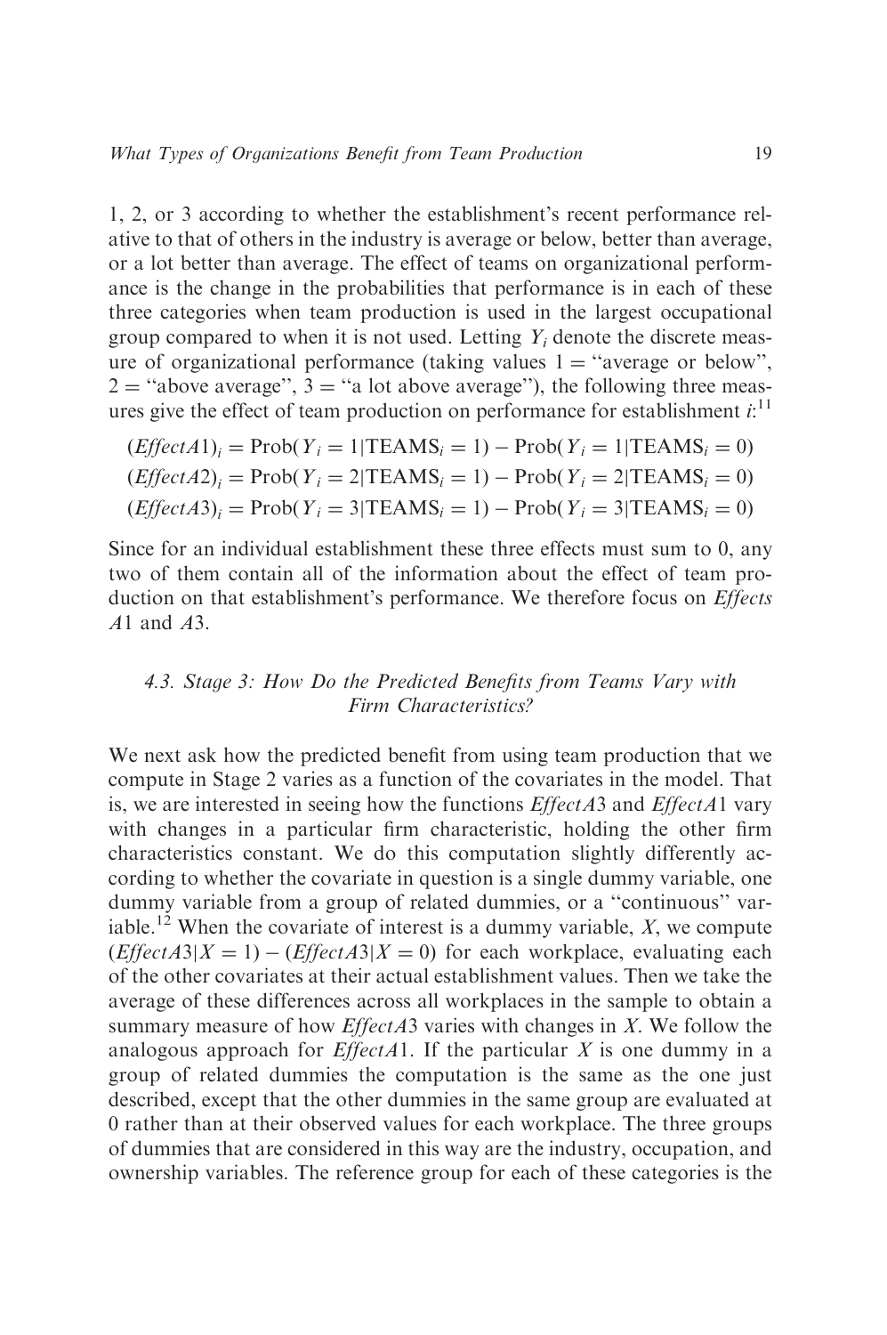1, 2, or 3 according to whether the establishment's recent performance relative to that of others in the industry is average or below, better than average, or a lot better than average. The effect of teams on organizational performance is the change in the probabilities that performance is in each of these three categories when team production is used in the largest occupational group compared to when it is not used. Letting $Y_i$ denote the discrete measure of organizational performance (taking values 1 = "average or below", 2 = "above average", 3 = "a lot above average"), the following three measures give the effect of team production on performance for establishment $i$:[11]

$$(EffectA1)_i = \text{Prob}(Y_i = 1|\text{TEAMS}_i = 1) - \text{Prob}(Y_i = 1|\text{TEAMS}_i = 0)$$
$$(EffectA2)_i = \text{Prob}(Y_i = 2|\text{TEAMS}_i = 1) - \text{Prob}(Y_i = 2|\text{TEAMS}_i = 0)$$
$$(EffectA3)_i = \text{Prob}(Y_i = 3|\text{TEAMS}_i = 1) - \text{Prob}(Y_i = 3|\text{TEAMS}_i = 0)$$

Since for an individual establishment these three effects must sum to 0, any two of them contain all of the information about the effect of team production on that establishment's performance. We therefore focus on *Effects A*1 and *A*3.

### 4.3. Stage 3: How Do the Predicted Benefits from Teams Vary with Firm Characteristics?

We next ask how the predicted benefit from using team production that we compute in Stage 2 varies as a function of the covariates in the model. That is, we are interested in seeing how the functions *EffectA*3 and *EffectA*1 vary with changes in a particular firm characteristic, holding the other firm characteristics constant. We do this computation slightly differently according to whether the covariate in question is a single dummy variable, one dummy variable from a group of related dummies, or a "continuous" variable.[12] When the covariate of interest is a dummy variable, $X$, we compute $(EffectA3|X = 1) - (EffectA3|X = 0)$ for each workplace, evaluating each of the other covariates at their actual establishment values. Then we take the average of these differences across all workplaces in the sample to obtain a summary measure of how *EffectA*3 varies with changes in $X$. We follow the analogous approach for *EffectA*1. If the particular $X$ is one dummy in a group of related dummies the computation is the same as the one just described, except that the other dummies in the same group are evaluated at 0 rather than at their observed values for each workplace. The three groups of dummies that are considered in this way are the industry, occupation, and ownership variables. The reference group for each of these categories is the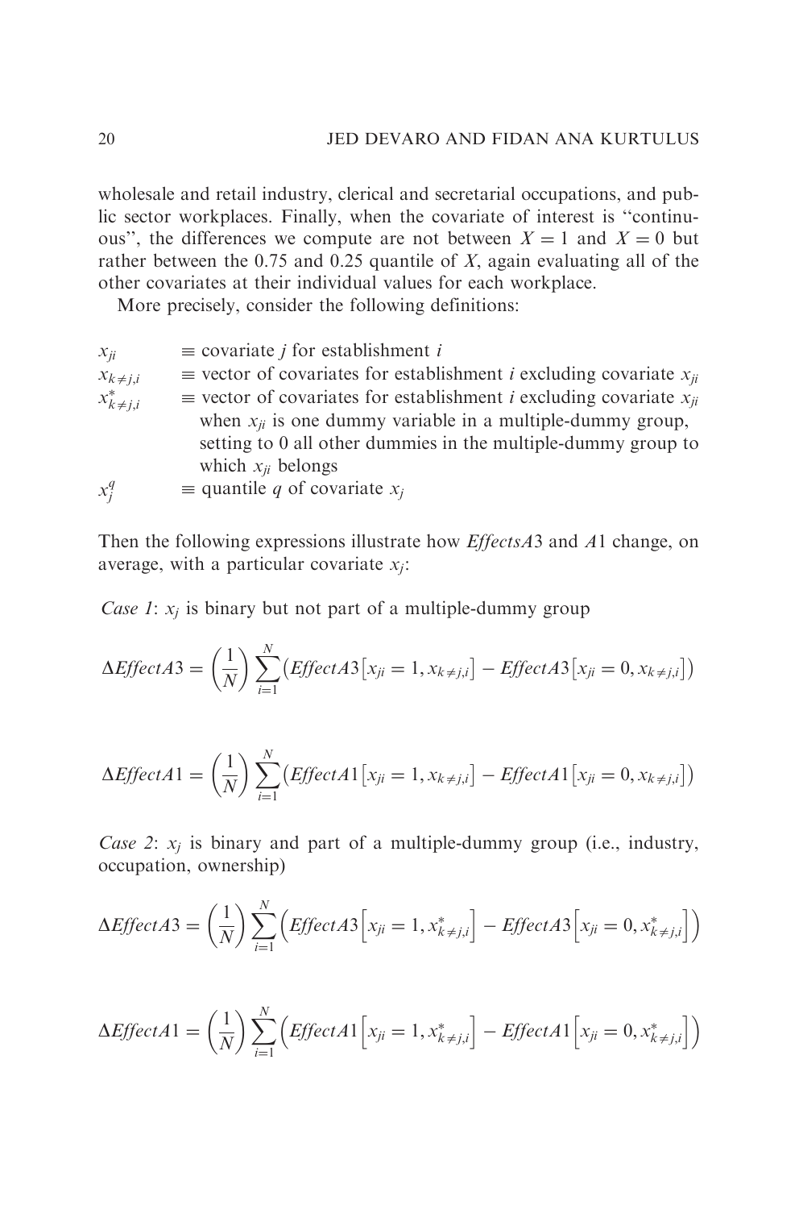wholesale and retail industry, clerical and secretarial occupations, and public sector workplaces. Finally, when the covariate of interest is "continuous", the differences we compute are not between $X = 1$ and $X = 0$ but rather between the 0.75 and 0.25 quantile of $X$, again evaluating all of the other covariates at their individual values for each workplace.

More precisely, consider the following definitions:

$x_{ji}$ $\equiv$ covariate $j$ for establishment $i$

$x_{k \neq j,i}$ $\equiv$ vector of covariates for establishment $i$ excluding covariate $x_{ji}$

$x^*_{k \neq j,i}$ $\equiv$ vector of covariates for establishment $i$ excluding covariate $x_{ji}$ when $x_{ji}$ is one dummy variable in a multiple-dummy group, setting to 0 all other dummies in the multiple-dummy group to which $x_{ji}$ belongs

$x_j^q$ $\equiv$ quantile $q$ of covariate $x_j$

Then the following expressions illustrate how *EffectsA*3 and *A*1 change, on average, with a particular covariate $x_j$:

*Case 1*: $x_j$ is binary but not part of a multiple-dummy group

$$\Delta EffectA3 = \left(\frac{1}{N}\right) \sum_{i=1}^{N} \left( EffectA3\left[x_{ji} = 1, x_{k \neq j,i}\right] - EffectA3\left[x_{ji} = 0, x_{k \neq j,i}\right] \right)$$

$$\Delta EffectA1 = \left(\frac{1}{N}\right) \sum_{i=1}^{N} \left( EffectA1\left[x_{ji} = 1, x_{k \neq j,i}\right] - EffectA1\left[x_{ji} = 0, x_{k \neq j,i}\right] \right)$$

*Case 2*: $x_j$ is binary and part of a multiple-dummy group (i.e., industry, occupation, ownership)

$$\Delta EffectA3 = \left(\frac{1}{N}\right) \sum_{i=1}^{N} \left( EffectA3\left[x_{ji} = 1, x^*_{k \neq j,i}\right] - EffectA3\left[x_{ji} = 0, x^*_{k \neq j,i}\right] \right)$$

$$\Delta EffectA1 = \left(\frac{1}{N}\right) \sum_{i=1}^{N} \left( EffectA1\left[x_{ji} = 1, x^*_{k \neq j,i}\right] - EffectA1\left[x_{ji} = 0, x^*_{k \neq j,i}\right] \right)$$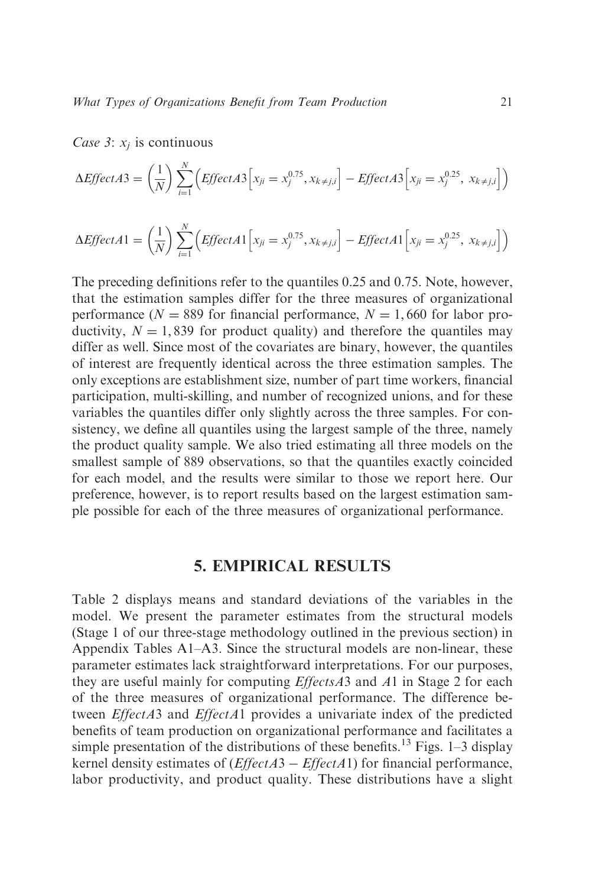*Case 3*: $x_j$ is continuous

$$\Delta EffectA3 = \left(\frac{1}{N}\right)\sum_{i=1}^{N}\left(EffectA3\left[x_{ji} = x_j^{0.75}, x_{k \neq j,i}\right] - EffectA3\left[x_{ji} = x_j^{0.25},\ x_{k \neq j,i}\right]\right)$$

$$\Delta EffectA1 = \left(\frac{1}{N}\right)\sum_{i=1}^{N}\left(EffectA1\left[x_{ji} = x_j^{0.75}, x_{k \neq j,i}\right] - EffectA1\left[x_{ji} = x_j^{0.25},\ x_{k \neq j,i}\right]\right)$$

The preceding definitions refer to the quantiles 0.25 and 0.75. Note, however, that the estimation samples differ for the three measures of organizational performance ($N = 889$ for financial performance, $N = 1,660$ for labor productivity, $N = 1,839$ for product quality) and therefore the quantiles may differ as well. Since most of the covariates are binary, however, the quantiles of interest are frequently identical across the three estimation samples. The only exceptions are establishment size, number of part time workers, financial participation, multi-skilling, and number of recognized unions, and for these variables the quantiles differ only slightly across the three samples. For consistency, we define all quantiles using the largest sample of the three, namely the product quality sample. We also tried estimating all three models on the smallest sample of 889 observations, so that the quantiles exactly coincided for each model, and the results were similar to those we report here. Our preference, however, is to report results based on the largest estimation sample possible for each of the three measures of organizational performance.

## 5. EMPIRICAL RESULTS

Table 2 displays means and standard deviations of the variables in the model. We present the parameter estimates from the structural models (Stage 1 of our three-stage methodology outlined in the previous section) in Appendix Tables A1–A3. Since the structural models are non-linear, these parameter estimates lack straightforward interpretations. For our purposes, they are useful mainly for computing *EffectsA*3 and *A*1 in Stage 2 for each of the three measures of organizational performance. The difference between *EffectA*3 and *EffectA*1 provides a univariate index of the predicted benefits of team production on organizational performance and facilitates a simple presentation of the distributions of these benefits.[13] Figs. 1–3 display kernel density estimates of (*EffectA*3 − *EffectA*1) for financial performance, labor productivity, and product quality. These distributions have a slight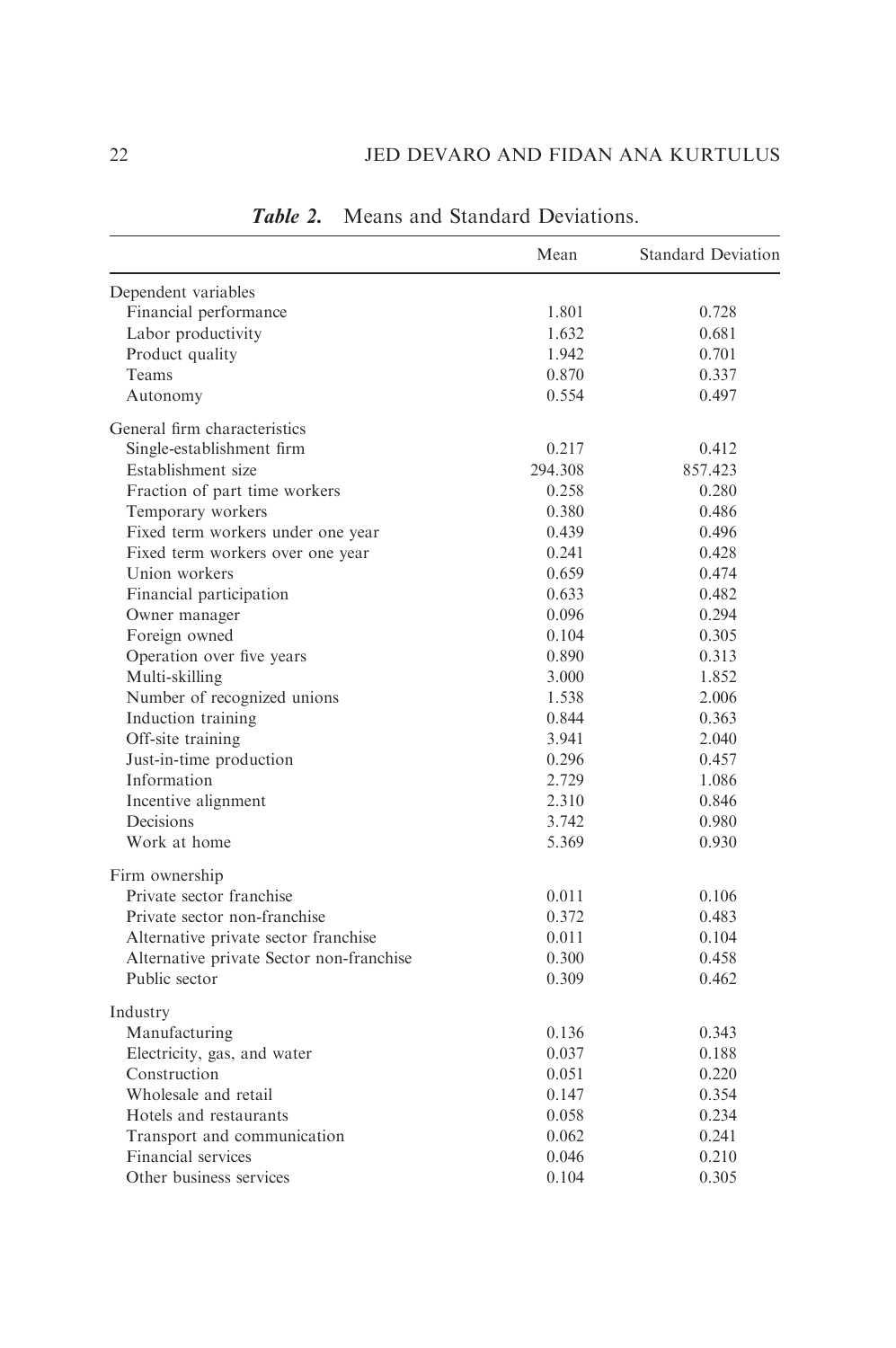***Table 2.*** Means and Standard Deviations.

| | Mean | Standard Deviation |
|---|---|---|
| Dependent variables | | |
| Financial performance | 1.801 | 0.728 |
| Labor productivity | 1.632 | 0.681 |
| Product quality | 1.942 | 0.701 |
| Teams | 0.870 | 0.337 |
| Autonomy | 0.554 | 0.497 |
| General firm characteristics | | |
| Single-establishment firm | 0.217 | 0.412 |
| Establishment size | 294.308 | 857.423 |
| Fraction of part time workers | 0.258 | 0.280 |
| Temporary workers | 0.380 | 0.486 |
| Fixed term workers under one year | 0.439 | 0.496 |
| Fixed term workers over one year | 0.241 | 0.428 |
| Union workers | 0.659 | 0.474 |
| Financial participation | 0.633 | 0.482 |
| Owner manager | 0.096 | 0.294 |
| Foreign owned | 0.104 | 0.305 |
| Operation over five years | 0.890 | 0.313 |
| Multi-skilling | 3.000 | 1.852 |
| Number of recognized unions | 1.538 | 2.006 |
| Induction training | 0.844 | 0.363 |
| Off-site training | 3.941 | 2.040 |
| Just-in-time production | 0.296 | 0.457 |
| Information | 2.729 | 1.086 |
| Incentive alignment | 2.310 | 0.846 |
| Decisions | 3.742 | 0.980 |
| Work at home | 5.369 | 0.930 |
| Firm ownership | | |
| Private sector franchise | 0.011 | 0.106 |
| Private sector non-franchise | 0.372 | 0.483 |
| Alternative private sector franchise | 0.011 | 0.104 |
| Alternative private Sector non-franchise | 0.300 | 0.458 |
| Public sector | 0.309 | 0.462 |
| Industry | | |
| Manufacturing | 0.136 | 0.343 |
| Electricity, gas, and water | 0.037 | 0.188 |
| Construction | 0.051 | 0.220 |
| Wholesale and retail | 0.147 | 0.354 |
| Hotels and restaurants | 0.058 | 0.234 |
| Transport and communication | 0.062 | 0.241 |
| Financial services | 0.046 | 0.210 |
| Other business services | 0.104 | 0.305 |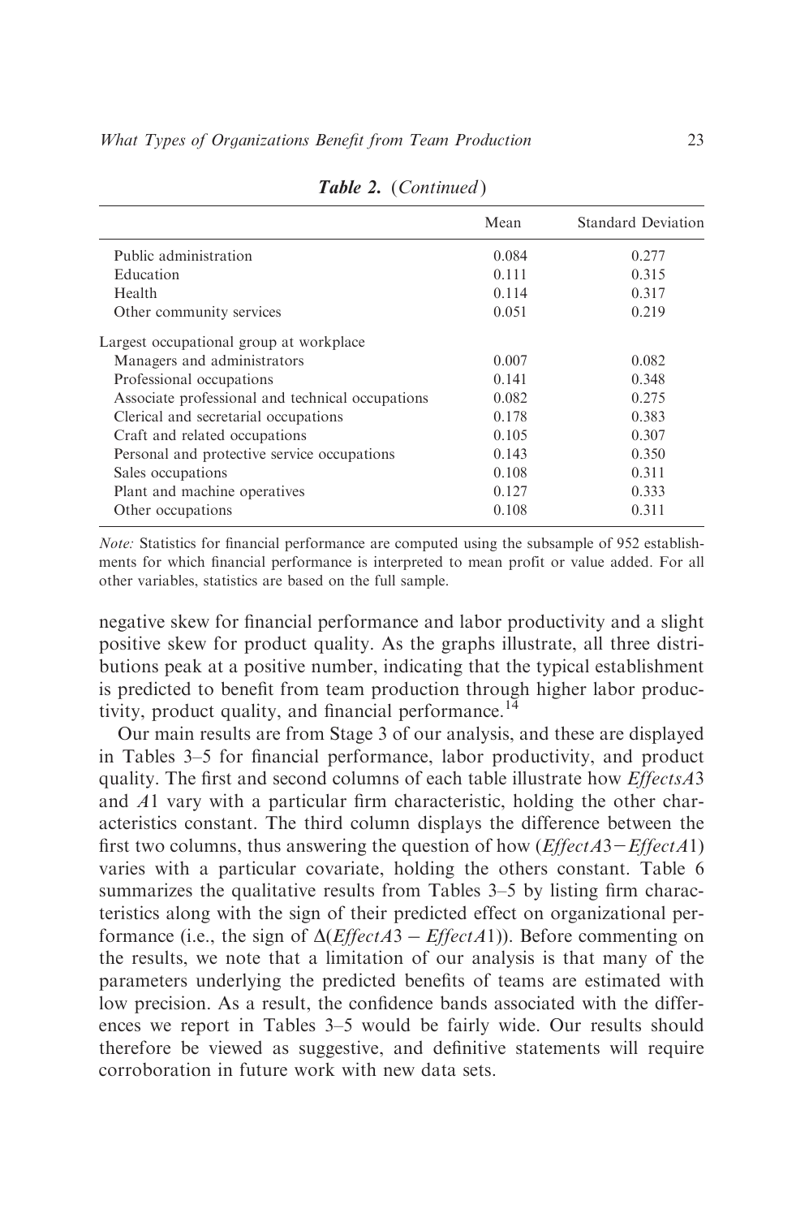*Table 2.* (*Continued*)

| | Mean | Standard Deviation |
|---|---|---|
| Public administration | 0.084 | 0.277 |
| Education | 0.111 | 0.315 |
| Health | 0.114 | 0.317 |
| Other community services | 0.051 | 0.219 |
| Largest occupational group at workplace | | |
| Managers and administrators | 0.007 | 0.082 |
| Professional occupations | 0.141 | 0.348 |
| Associate professional and technical occupations | 0.082 | 0.275 |
| Clerical and secretarial occupations | 0.178 | 0.383 |
| Craft and related occupations | 0.105 | 0.307 |
| Personal and protective service occupations | 0.143 | 0.350 |
| Sales occupations | 0.108 | 0.311 |
| Plant and machine operatives | 0.127 | 0.333 |
| Other occupations | 0.108 | 0.311 |

*Note:* Statistics for financial performance are computed using the subsample of 952 establishments for which financial performance is interpreted to mean profit or value added. For all other variables, statistics are based on the full sample.

negative skew for financial performance and labor productivity and a slight positive skew for product quality. As the graphs illustrate, all three distributions peak at a positive number, indicating that the typical establishment is predicted to benefit from team production through higher labor productivity, product quality, and financial performance.[14]

Our main results are from Stage 3 of our analysis, and these are displayed in Tables 3–5 for financial performance, labor productivity, and product quality. The first and second columns of each table illustrate how *EffectsA*3 and *A*1 vary with a particular firm characteristic, holding the other characteristics constant. The third column displays the difference between the first two columns, thus answering the question of how (*EffectA*3−*EffectA*1) varies with a particular covariate, holding the others constant. Table 6 summarizes the qualitative results from Tables 3–5 by listing firm characteristics along with the sign of their predicted effect on organizational performance (i.e., the sign of $\Delta(EffectA3 - EffectA1)$). Before commenting on the results, we note that a limitation of our analysis is that many of the parameters underlying the predicted benefits of teams are estimated with low precision. As a result, the confidence bands associated with the differences we report in Tables 3–5 would be fairly wide. Our results should therefore be viewed as suggestive, and definitive statements will require corroboration in future work with new data sets.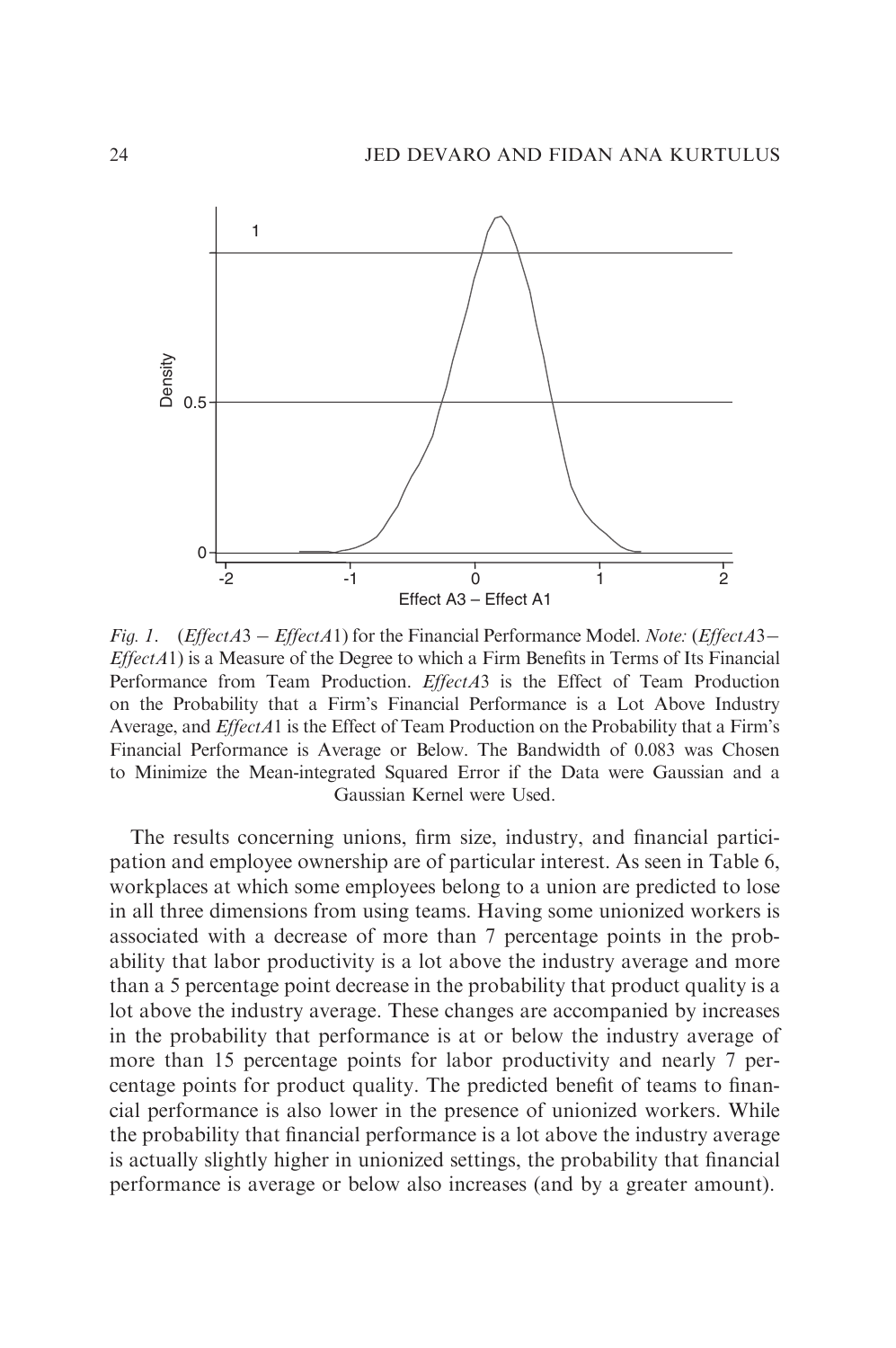*Fig. 1.* (*EffectA*3 − *EffectA*1) for the Financial Performance Model. *Note:* (*EffectA*3− *EffectA*1) is a Measure of the Degree to which a Firm Benefits in Terms of Its Financial Performance from Team Production. *EffectA*3 is the Effect of Team Production on the Probability that a Firm's Financial Performance is a Lot Above Industry Average, and *EffectA*1 is the Effect of Team Production on the Probability that a Firm's Financial Performance is Average or Below. The Bandwidth of 0.083 was Chosen to Minimize the Mean-integrated Squared Error if the Data were Gaussian and a Gaussian Kernel were Used.

The results concerning unions, firm size, industry, and financial participation and employee ownership are of particular interest. As seen in Table 6, workplaces at which some employees belong to a union are predicted to lose in all three dimensions from using teams. Having some unionized workers is associated with a decrease of more than 7 percentage points in the probability that labor productivity is a lot above the industry average and more than a 5 percentage point decrease in the probability that product quality is a lot above the industry average. These changes are accompanied by increases in the probability that performance is at or below the industry average of more than 15 percentage points for labor productivity and nearly 7 percentage points for product quality. The predicted benefit of teams to financial performance is also lower in the presence of unionized workers. While the probability that financial performance is a lot above the industry average is actually slightly higher in unionized settings, the probability that financial performance is average or below also increases (and by a greater amount).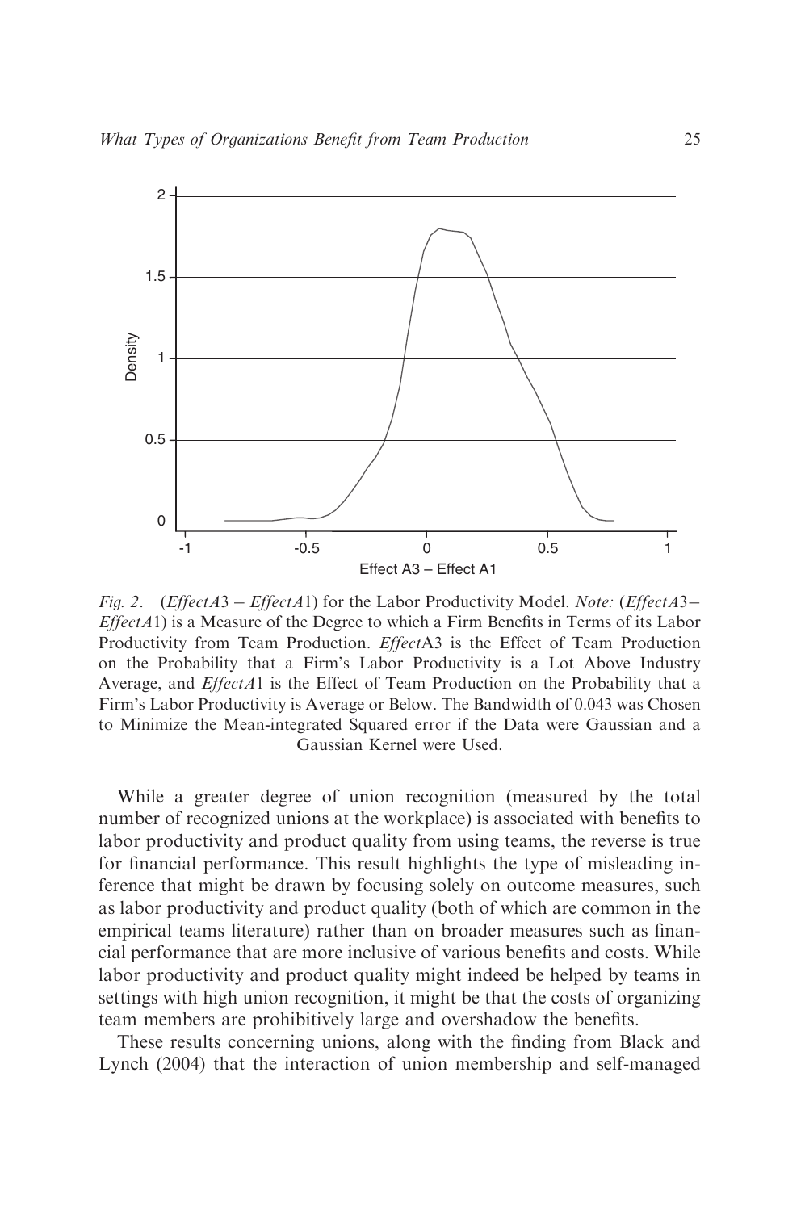*Fig. 2.* (*EffectA*3 − *EffectA*1) for the Labor Productivity Model. *Note:* (*EffectA*3− *EffectA*1) is a Measure of the Degree to which a Firm Benefits in Terms of its Labor Productivity from Team Production. *Effect*A3 is the Effect of Team Production on the Probability that a Firm's Labor Productivity is a Lot Above Industry Average, and *EffectA*1 is the Effect of Team Production on the Probability that a Firm's Labor Productivity is Average or Below. The Bandwidth of 0.043 was Chosen to Minimize the Mean-integrated Squared error if the Data were Gaussian and a Gaussian Kernel were Used.

While a greater degree of union recognition (measured by the total number of recognized unions at the workplace) is associated with benefits to labor productivity and product quality from using teams, the reverse is true for financial performance. This result highlights the type of misleading inference that might be drawn by focusing solely on outcome measures, such as labor productivity and product quality (both of which are common in the empirical teams literature) rather than on broader measures such as financial performance that are more inclusive of various benefits and costs. While labor productivity and product quality might indeed be helped by teams in settings with high union recognition, it might be that the costs of organizing team members are prohibitively large and overshadow the benefits.

These results concerning unions, along with the finding from Black and Lynch (2004) that the interaction of union membership and self-managed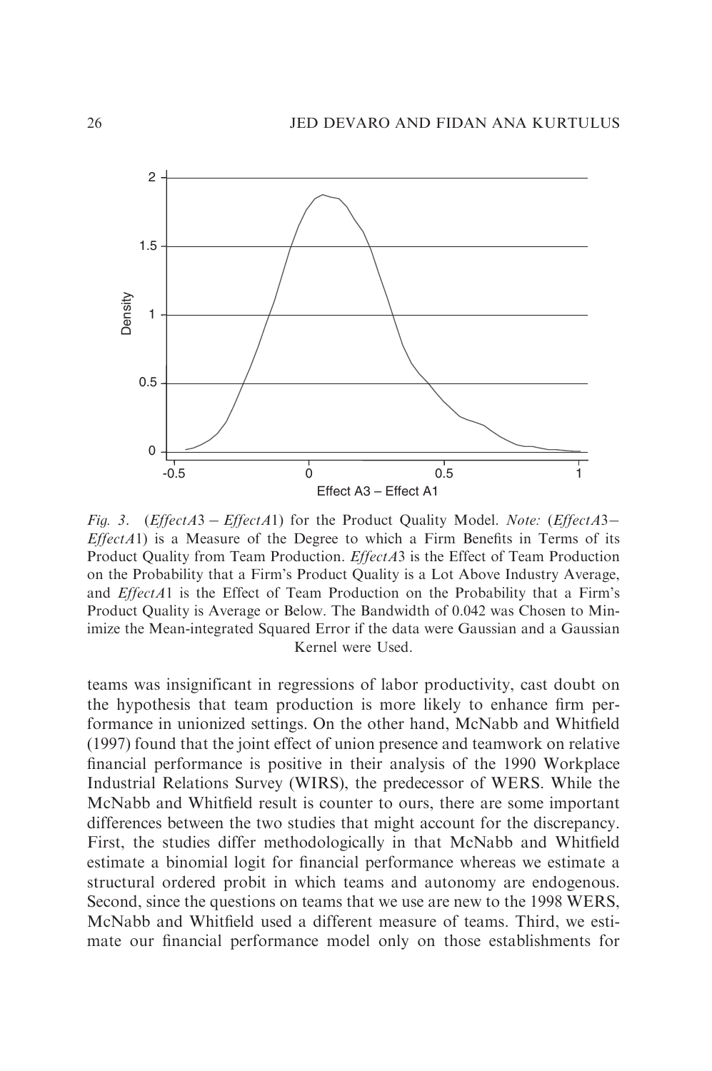*Fig. 3.* (*EffectA*3 − *EffectA*1) for the Product Quality Model. *Note:* (*EffectA*3− *EffectA*1) is a Measure of the Degree to which a Firm Benefits in Terms of its Product Quality from Team Production. *EffectA*3 is the Effect of Team Production on the Probability that a Firm's Product Quality is a Lot Above Industry Average, and *EffectA*1 is the Effect of Team Production on the Probability that a Firm's Product Quality is Average or Below. The Bandwidth of 0.042 was Chosen to Minimize the Mean-integrated Squared Error if the data were Gaussian and a Gaussian Kernel were Used.

teams was insignificant in regressions of labor productivity, cast doubt on the hypothesis that team production is more likely to enhance firm performance in unionized settings. On the other hand, McNabb and Whitfield (1997) found that the joint effect of union presence and teamwork on relative financial performance is positive in their analysis of the 1990 Workplace Industrial Relations Survey (WIRS), the predecessor of WERS. While the McNabb and Whitfield result is counter to ours, there are some important differences between the two studies that might account for the discrepancy. First, the studies differ methodologically in that McNabb and Whitfield estimate a binomial logit for financial performance whereas we estimate a structural ordered probit in which teams and autonomy are endogenous. Second, since the questions on teams that we use are new to the 1998 WERS, McNabb and Whitfield used a different measure of teams. Third, we estimate our financial performance model only on those establishments for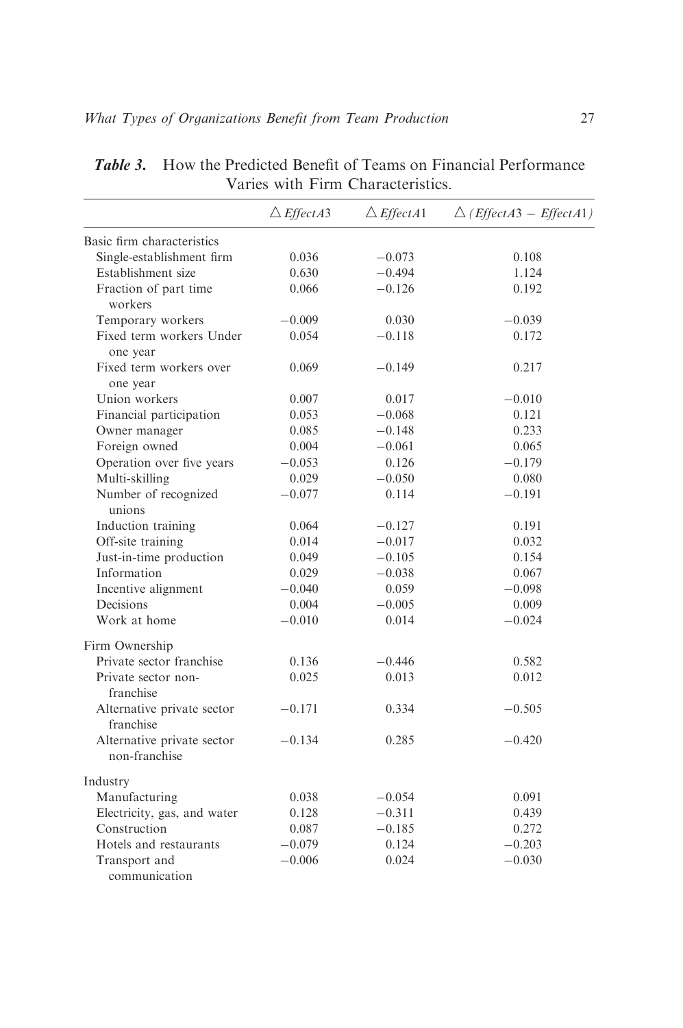**Table 3.** How the Predicted Benefit of Teams on Financial Performance Varies with Firm Characteristics.

| | $\triangle$ *EffectA*3 | $\triangle$ *EffectA*1 | $\triangle$ (*EffectA*3 − *EffectA*1) |
|---|---|---|---|
| Basic firm characteristics | | | |
| Single-establishment firm | 0.036 | −0.073 | 0.108 |
| Establishment size | 0.630 | −0.494 | 1.124 |
| Fraction of part time workers | 0.066 | −0.126 | 0.192 |
| Temporary workers | −0.009 | 0.030 | −0.039 |
| Fixed term workers Under one year | 0.054 | −0.118 | 0.172 |
| Fixed term workers over one year | 0.069 | −0.149 | 0.217 |
| Union workers | 0.007 | 0.017 | −0.010 |
| Financial participation | 0.053 | −0.068 | 0.121 |
| Owner manager | 0.085 | −0.148 | 0.233 |
| Foreign owned | 0.004 | −0.061 | 0.065 |
| Operation over five years | −0.053 | 0.126 | −0.179 |
| Multi-skilling | 0.029 | −0.050 | 0.080 |
| Number of recognized unions | −0.077 | 0.114 | −0.191 |
| Induction training | 0.064 | −0.127 | 0.191 |
| Off-site training | 0.014 | −0.017 | 0.032 |
| Just-in-time production | 0.049 | −0.105 | 0.154 |
| Information | 0.029 | −0.038 | 0.067 |
| Incentive alignment | −0.040 | 0.059 | −0.098 |
| Decisions | 0.004 | −0.005 | 0.009 |
| Work at home | −0.010 | 0.014 | −0.024 |
| Firm Ownership | | | |
| Private sector franchise | 0.136 | −0.446 | 0.582 |
| Private sector non-franchise | 0.025 | 0.013 | 0.012 |
| Alternative private sector franchise | −0.171 | 0.334 | −0.505 |
| Alternative private sector non-franchise | −0.134 | 0.285 | −0.420 |
| Industry | | | |
| Manufacturing | 0.038 | −0.054 | 0.091 |
| Electricity, gas, and water | 0.128 | −0.311 | 0.439 |
| Construction | 0.087 | −0.185 | 0.272 |
| Hotels and restaurants | −0.079 | 0.124 | −0.203 |
| Transport and communication | −0.006 | 0.024 | −0.030 |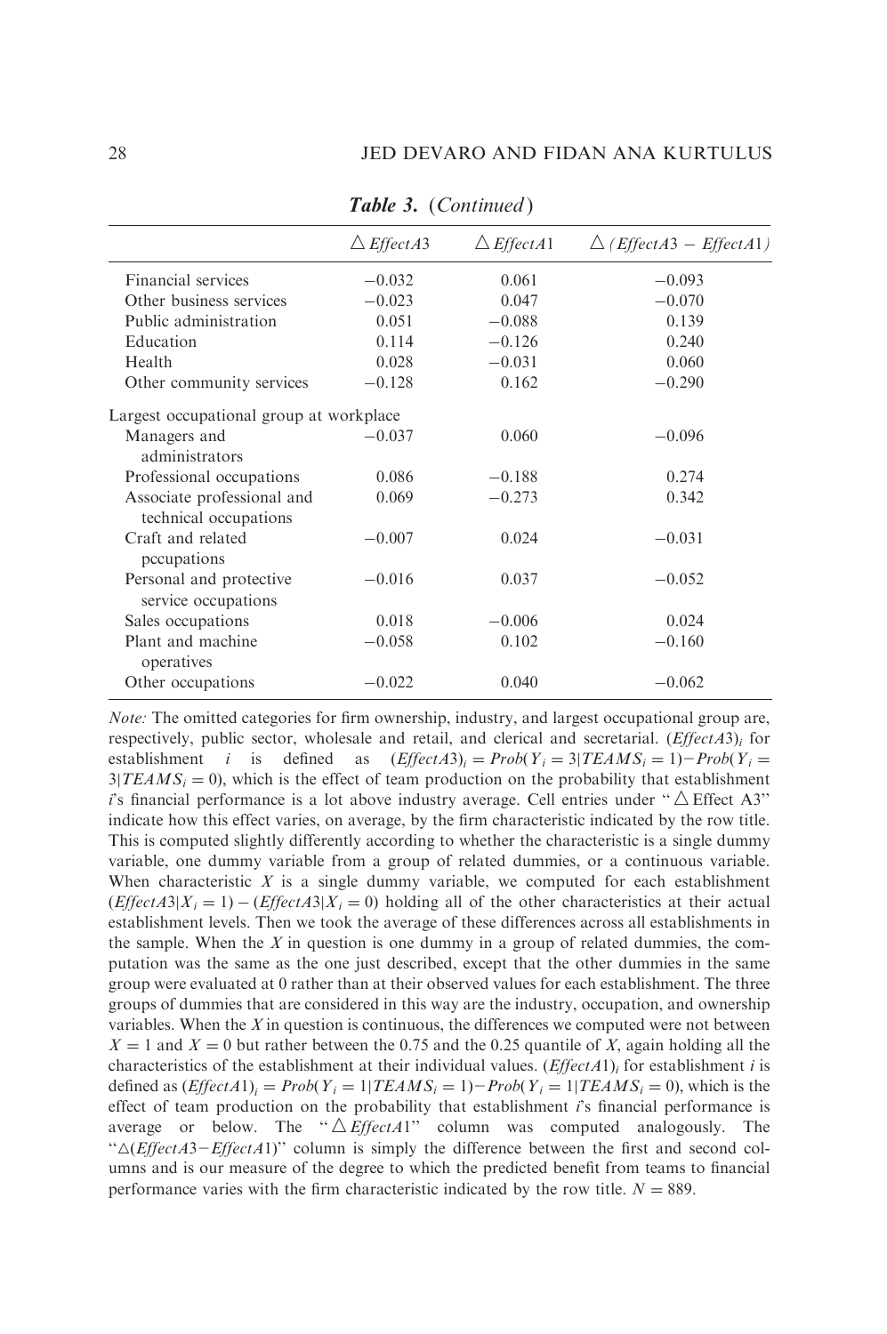***Table 3.*** (*Continued*)

| | $\triangle$ *EffectA*3 | $\triangle$ *EffectA*1 | $\triangle$ (*EffectA*3 − *EffectA*1) |
|---|---|---|---|
| Financial services | −0.032 | 0.061 | −0.093 |
| Other business services | −0.023 | 0.047 | −0.070 |
| Public administration | 0.051 | −0.088 | 0.139 |
| Education | 0.114 | −0.126 | 0.240 |
| Health | 0.028 | −0.031 | 0.060 |
| Other community services | −0.128 | 0.162 | −0.290 |
| Largest occupational group at workplace | | | |
| Managers and administrators | −0.037 | 0.060 | −0.096 |
| Professional occupations | 0.086 | −0.188 | 0.274 |
| Associate professional and technical occupations | 0.069 | −0.273 | 0.342 |
| Craft and related pccupations | −0.007 | 0.024 | −0.031 |
| Personal and protective service occupations | −0.016 | 0.037 | −0.052 |
| Sales occupations | 0.018 | −0.006 | 0.024 |
| Plant and machine operatives | −0.058 | 0.102 | −0.160 |
| Other occupations | −0.022 | 0.040 | −0.062 |

*Note:* The omitted categories for firm ownership, industry, and largest occupational group are, respectively, public sector, wholesale and retail, and clerical and secretarial. $(EffectA3)_i$ for establishment $i$ is defined as $(EffectA3)_i = Prob(Y_i = 3|TEAMS_i = 1) - Prob(Y_i = 3|TEAMS_i = 0)$, which is the effect of team production on the probability that establishment $i$'s financial performance is a lot above industry average. Cell entries under "$\triangle$ Effect A3" indicate how this effect varies, on average, by the firm characteristic indicated by the row title. This is computed slightly differently according to whether the characteristic is a single dummy variable, one dummy variable from a group of related dummies, or a continuous variable. When characteristic $X$ is a single dummy variable, we computed for each establishment $(EffectA3|X_i = 1) - (EffectA3|X_i = 0)$ holding all of the other characteristics at their actual establishment levels. Then we took the average of these differences across all establishments in the sample. When the $X$ in question is one dummy in a group of related dummies, the computation was the same as the one just described, except that the other dummies in the same group were evaluated at 0 rather than at their observed values for each establishment. The three groups of dummies that are considered in this way are the industry, occupation, and ownership variables. When the $X$ in question is continuous, the differences we computed were not between $X = 1$ and $X = 0$ but rather between the 0.75 and the 0.25 quantile of $X$, again holding all the characteristics of the establishment at their individual values. $(EffectA1)_i$ for establishment $i$ is defined as $(EffectA1)_i = Prob(Y_i = 1|TEAMS_i = 1) - Prob(Y_i = 1|TEAMS_i = 0)$, which is the effect of team production on the probability that establishment $i$'s financial performance is average or below. The "$\triangle$ *EffectA*1" column was computed analogously. The "$\triangle$(*EffectA*3−*EffectA*1)" column is simply the difference between the first and second columns and is our measure of the degree to which the predicted benefit from teams to financial performance varies with the firm characteristic indicated by the row title. $N = 889$.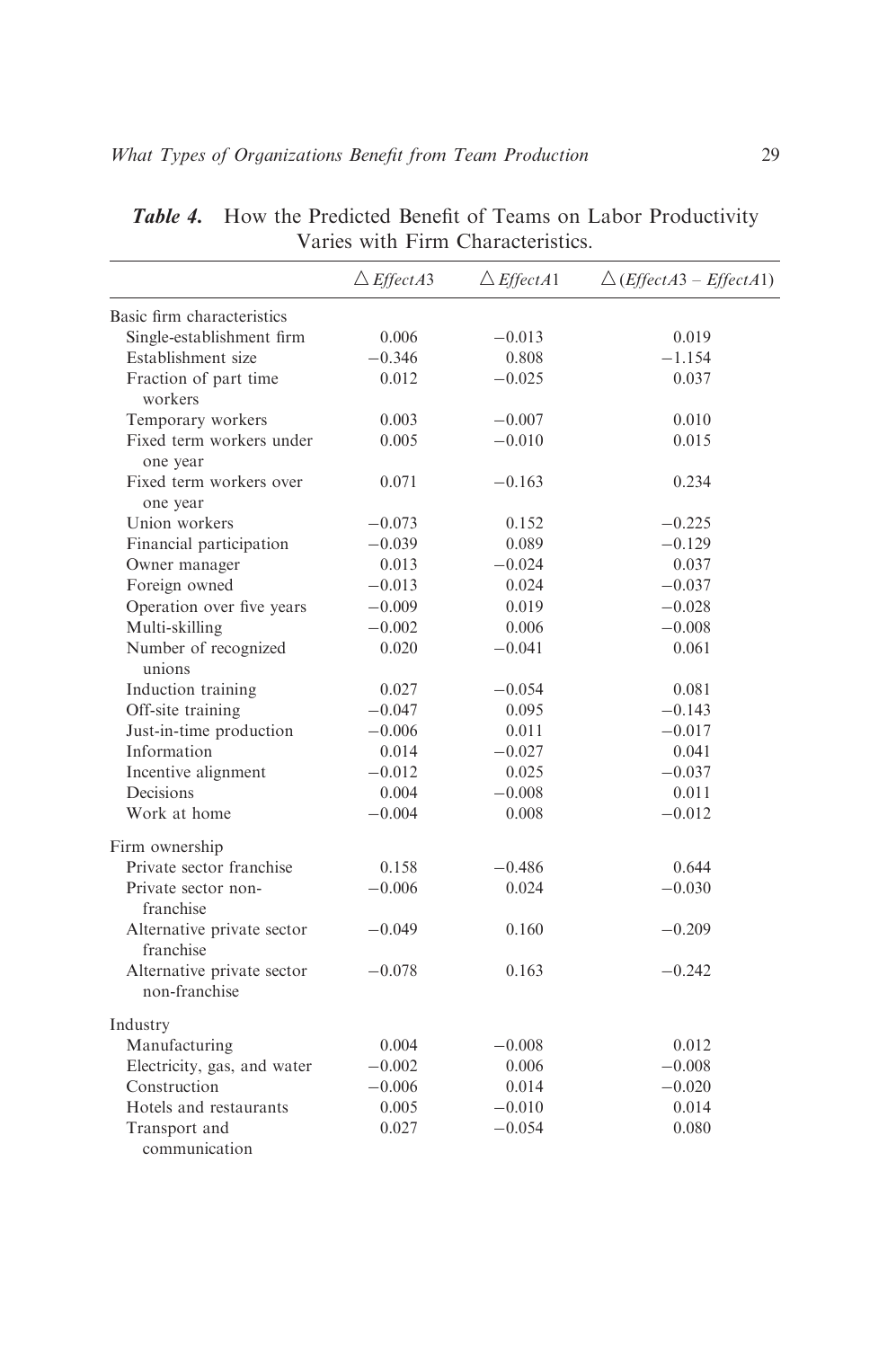**Table 4.** How the Predicted Benefit of Teams on Labor Productivity Varies with Firm Characteristics.

| | $\triangle$ *EffectA*3 | $\triangle$ *EffectA*1 | $\triangle$ (*EffectA*3 − *EffectA*1) |
|---|---|---|---|
| Basic firm characteristics | | | |
| Single-establishment firm | 0.006 | −0.013 | 0.019 |
| Establishment size | −0.346 | 0.808 | −1.154 |
| Fraction of part time workers | 0.012 | −0.025 | 0.037 |
| Temporary workers | 0.003 | −0.007 | 0.010 |
| Fixed term workers under one year | 0.005 | −0.010 | 0.015 |
| Fixed term workers over one year | 0.071 | −0.163 | 0.234 |
| Union workers | −0.073 | 0.152 | −0.225 |
| Financial participation | −0.039 | 0.089 | −0.129 |
| Owner manager | 0.013 | −0.024 | 0.037 |
| Foreign owned | −0.013 | 0.024 | −0.037 |
| Operation over five years | −0.009 | 0.019 | −0.028 |
| Multi-skilling | −0.002 | 0.006 | −0.008 |
| Number of recognized unions | 0.020 | −0.041 | 0.061 |
| Induction training | 0.027 | −0.054 | 0.081 |
| Off-site training | −0.047 | 0.095 | −0.143 |
| Just-in-time production | −0.006 | 0.011 | −0.017 |
| Information | 0.014 | −0.027 | 0.041 |
| Incentive alignment | −0.012 | 0.025 | −0.037 |
| Decisions | 0.004 | −0.008 | 0.011 |
| Work at home | −0.004 | 0.008 | −0.012 |
| Firm ownership | | | |
| Private sector franchise | 0.158 | −0.486 | 0.644 |
| Private sector non-franchise | −0.006 | 0.024 | −0.030 |
| Alternative private sector franchise | −0.049 | 0.160 | −0.209 |
| Alternative private sector non-franchise | −0.078 | 0.163 | −0.242 |
| Industry | | | |
| Manufacturing | 0.004 | −0.008 | 0.012 |
| Electricity, gas, and water | −0.002 | 0.006 | −0.008 |
| Construction | −0.006 | 0.014 | −0.020 |
| Hotels and restaurants | 0.005 | −0.010 | 0.014 |
| Transport and communication | 0.027 | −0.054 | 0.080 |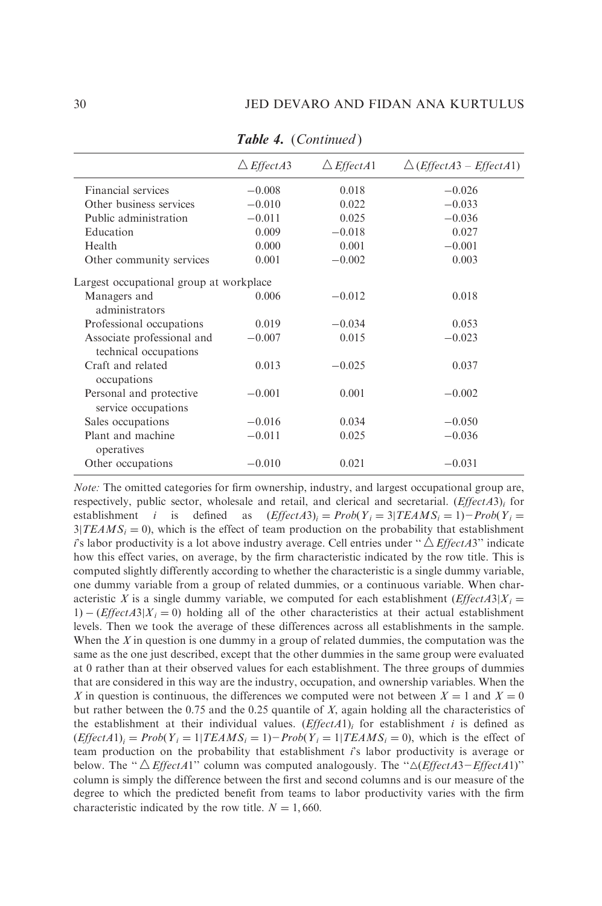*Table 4.* (*Continued*)

| | $\triangle$ *EffectA*3 | $\triangle$ *EffectA*1 | $\triangle$ (*EffectA*3 – *EffectA*1) |
|---|---|---|---|
| Financial services | −0.008 | 0.018 | −0.026 |
| Other business services | −0.010 | 0.022 | −0.033 |
| Public administration | −0.011 | 0.025 | −0.036 |
| Education | 0.009 | −0.018 | 0.027 |
| Health | 0.000 | 0.001 | −0.001 |
| Other community services | 0.001 | −0.002 | 0.003 |
| Largest occupational group at workplace | | | |
| Managers and administrators | 0.006 | −0.012 | 0.018 |
| Professional occupations | 0.019 | −0.034 | 0.053 |
| Associate professional and technical occupations | −0.007 | 0.015 | −0.023 |
| Craft and related occupations | 0.013 | −0.025 | 0.037 |
| Personal and protective service occupations | −0.001 | 0.001 | −0.002 |
| Sales occupations | −0.016 | 0.034 | −0.050 |
| Plant and machine operatives | −0.011 | 0.025 | −0.036 |
| Other occupations | −0.010 | 0.021 | −0.031 |

*Note:* The omitted categories for firm ownership, industry, and largest occupational group are, respectively, public sector, wholesale and retail, and clerical and secretarial. $(EffectA3)_i$ for establishment $i$ is defined as $(EffectA3)_i = Prob(Y_i = 3|TEAMS_i = 1) - Prob(Y_i = 3|TEAMS_i = 0)$, which is the effect of team production on the probability that establishment $i$'s labor productivity is a lot above industry average. Cell entries under "$\triangle$ *EffectA*3" indicate how this effect varies, on average, by the firm characteristic indicated by the row title. This is computed slightly differently according to whether the characteristic is a single dummy variable, one dummy variable from a group of related dummies, or a continuous variable. When characteristic $X$ is a single dummy variable, we computed for each establishment $(EffectA3|X_i = 1) - (EffectA3|X_i = 0)$ holding all of the other characteristics at their actual establishment levels. Then we took the average of these differences across all establishments in the sample. When the $X$ in question is one dummy in a group of related dummies, the computation was the same as the one just described, except that the other dummies in the same group were evaluated at 0 rather than at their observed values for each establishment. The three groups of dummies that are considered in this way are the industry, occupation, and ownership variables. When the $X$ in question is continuous, the differences we computed were not between $X = 1$ and $X = 0$ but rather between the 0.75 and the 0.25 quantile of $X$, again holding all the characteristics of the establishment at their individual values. $(EffectA1)_i$ for establishment $i$ is defined as $(EffectA1)_i = Prob(Y_i = 1|TEAMS_i = 1) - Prob(Y_i = 1|TEAMS_i = 0)$, which is the effect of team production on the probability that establishment $i$'s labor productivity is average or below. The "$\triangle$ *EffectA*1" column was computed analogously. The "$\triangle$(*EffectA*3−*EffectA*1)" column is simply the difference between the first and second columns and is our measure of the degree to which the predicted benefit from teams to labor productivity varies with the firm characteristic indicated by the row title. $N = 1,660$.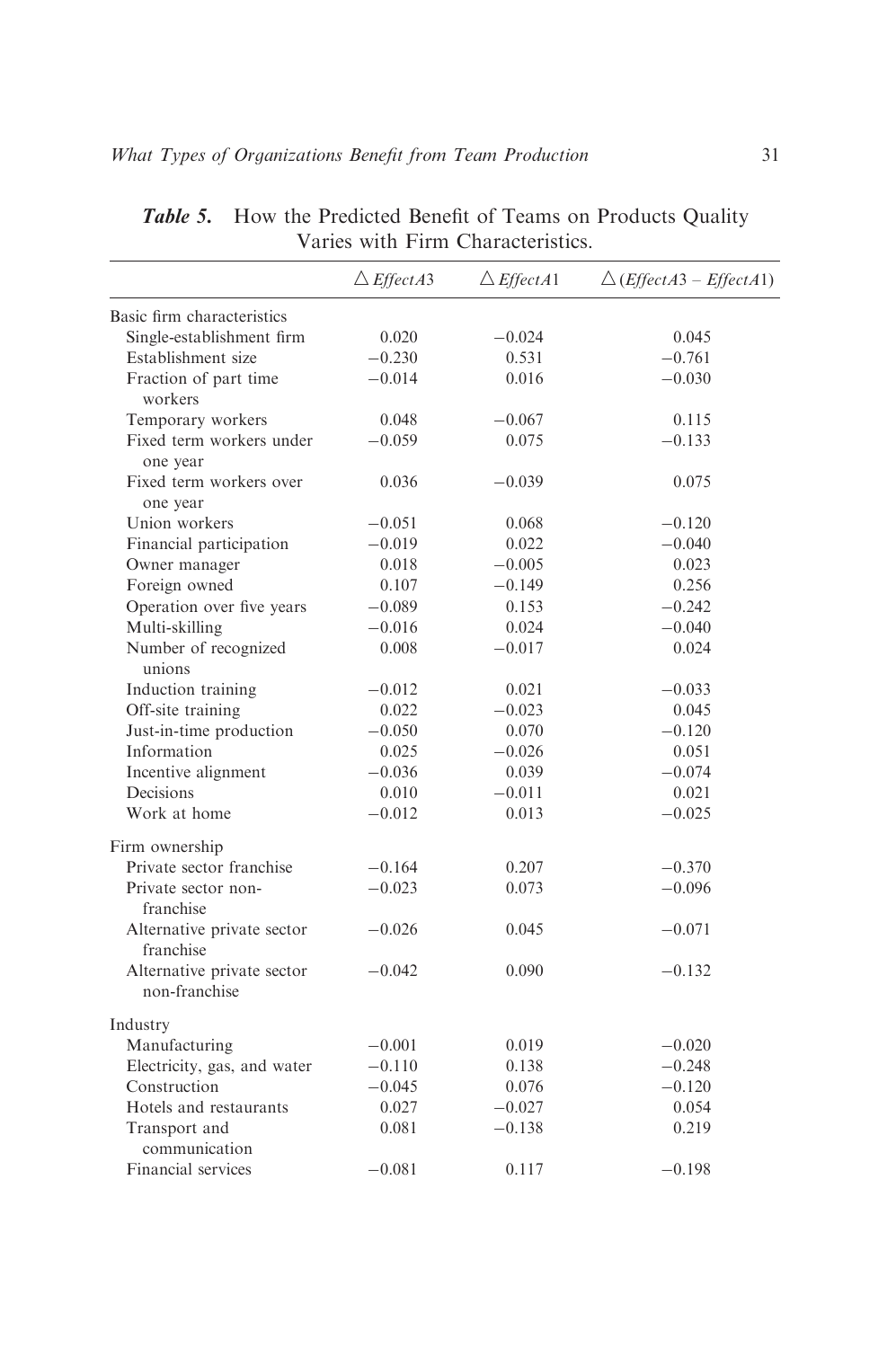**Table 5.** How the Predicted Benefit of Teams on Products Quality Varies with Firm Characteristics.

| | $\triangle$ *EffectA*3 | $\triangle$ *EffectA*1 | $\triangle$(*EffectA*3 – *EffectA*1) |
|---|---|---|---|
| Basic firm characteristics | | | |
| Single-establishment firm | 0.020 | −0.024 | 0.045 |
| Establishment size | −0.230 | 0.531 | −0.761 |
| Fraction of part time workers | −0.014 | 0.016 | −0.030 |
| Temporary workers | 0.048 | −0.067 | 0.115 |
| Fixed term workers under one year | −0.059 | 0.075 | −0.133 |
| Fixed term workers over one year | 0.036 | −0.039 | 0.075 |
| Union workers | −0.051 | 0.068 | −0.120 |
| Financial participation | −0.019 | 0.022 | −0.040 |
| Owner manager | 0.018 | −0.005 | 0.023 |
| Foreign owned | 0.107 | −0.149 | 0.256 |
| Operation over five years | −0.089 | 0.153 | −0.242 |
| Multi-skilling | −0.016 | 0.024 | −0.040 |
| Number of recognized unions | 0.008 | −0.017 | 0.024 |
| Induction training | −0.012 | 0.021 | −0.033 |
| Off-site training | 0.022 | −0.023 | 0.045 |
| Just-in-time production | −0.050 | 0.070 | −0.120 |
| Information | 0.025 | −0.026 | 0.051 |
| Incentive alignment | −0.036 | 0.039 | −0.074 |
| Decisions | 0.010 | −0.011 | 0.021 |
| Work at home | −0.012 | 0.013 | −0.025 |
| Firm ownership | | | |
| Private sector franchise | −0.164 | 0.207 | −0.370 |
| Private sector non-franchise | −0.023 | 0.073 | −0.096 |
| Alternative private sector franchise | −0.026 | 0.045 | −0.071 |
| Alternative private sector non-franchise | −0.042 | 0.090 | −0.132 |
| Industry | | | |
| Manufacturing | −0.001 | 0.019 | −0.020 |
| Electricity, gas, and water | −0.110 | 0.138 | −0.248 |
| Construction | −0.045 | 0.076 | −0.120 |
| Hotels and restaurants | 0.027 | −0.027 | 0.054 |
| Transport and communication | 0.081 | −0.138 | 0.219 |
| Financial services | −0.081 | 0.117 | −0.198 |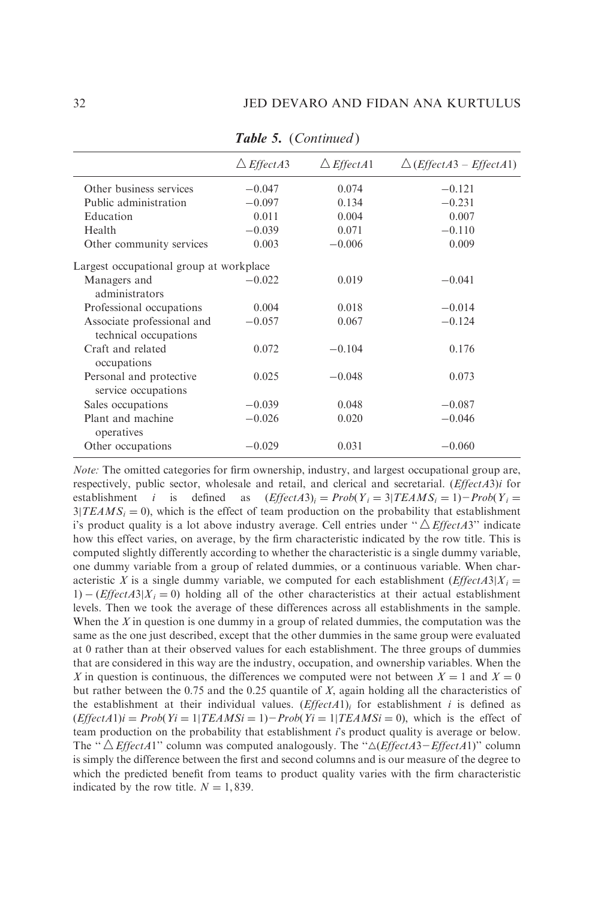***Table 5.*** (*Continued*)

| | $\triangle$ *EffectA*3 | $\triangle$ *EffectA*1 | $\triangle$ (*EffectA*3 – *EffectA*1) |
|---|---|---|---|
| Other business services | −0.047 | 0.074 | −0.121 |
| Public administration | −0.097 | 0.134 | −0.231 |
| Education | 0.011 | 0.004 | 0.007 |
| Health | −0.039 | 0.071 | −0.110 |
| Other community services | 0.003 | −0.006 | 0.009 |
| Largest occupational group at workplace | | | |
| Managers and administrators | −0.022 | 0.019 | −0.041 |
| Professional occupations | 0.004 | 0.018 | −0.014 |
| Associate professional and technical occupations | −0.057 | 0.067 | −0.124 |
| Craft and related occupations | 0.072 | −0.104 | 0.176 |
| Personal and protective service occupations | 0.025 | −0.048 | 0.073 |
| Sales occupations | −0.039 | 0.048 | −0.087 |
| Plant and machine operatives | −0.026 | 0.020 | −0.046 |
| Other occupations | −0.029 | 0.031 | −0.060 |

*Note:* The omitted categories for firm ownership, industry, and largest occupational group are, respectively, public sector, wholesale and retail, and clerical and secretarial. (*EffectA*3)*i* for establishment *i* is defined as $(EffectA3)_i = Prob(Y_i = 3|TEAMS_i = 1) - Prob(Y_i = 3|TEAMS_i = 0)$, which is the effect of team production on the probability that establishment i's product quality is a lot above industry average. Cell entries under "$\triangle$ *EffectA*3" indicate how this effect varies, on average, by the firm characteristic indicated by the row title. This is computed slightly differently according to whether the characteristic is a single dummy variable, one dummy variable from a group of related dummies, or a continuous variable. When characteristic $X$ is a single dummy variable, we computed for each establishment $(EffectA3|X_i = 1) - (EffectA3|X_i = 0)$ holding all of the other characteristics at their actual establishment levels. Then we took the average of these differences across all establishments in the sample. When the $X$ in question is one dummy in a group of related dummies, the computation was the same as the one just described, except that the other dummies in the same group were evaluated at 0 rather than at their observed values for each establishment. The three groups of dummies that are considered in this way are the industry, occupation, and ownership variables. When the $X$ in question is continuous, the differences we computed were not between $X = 1$ and $X = 0$ but rather between the 0.75 and the 0.25 quantile of $X$, again holding all the characteristics of the establishment at their individual values. $(EffectA1)_i$ for establishment $i$ is defined as $(EffectA1)i = Prob(Yi = 1|TEAMSi = 1) - Prob(Yi = 1|TEAMSi = 0)$, which is the effect of team production on the probability that establishment *i*'s product quality is average or below. The "$\triangle$ *EffectA*1" column was computed analogously. The "$\triangle$(*EffectA*3−*EffectA*1)" column is simply the difference between the first and second columns and is our measure of the degree to which the predicted benefit from teams to product quality varies with the firm characteristic indicated by the row title. $N = 1,839$.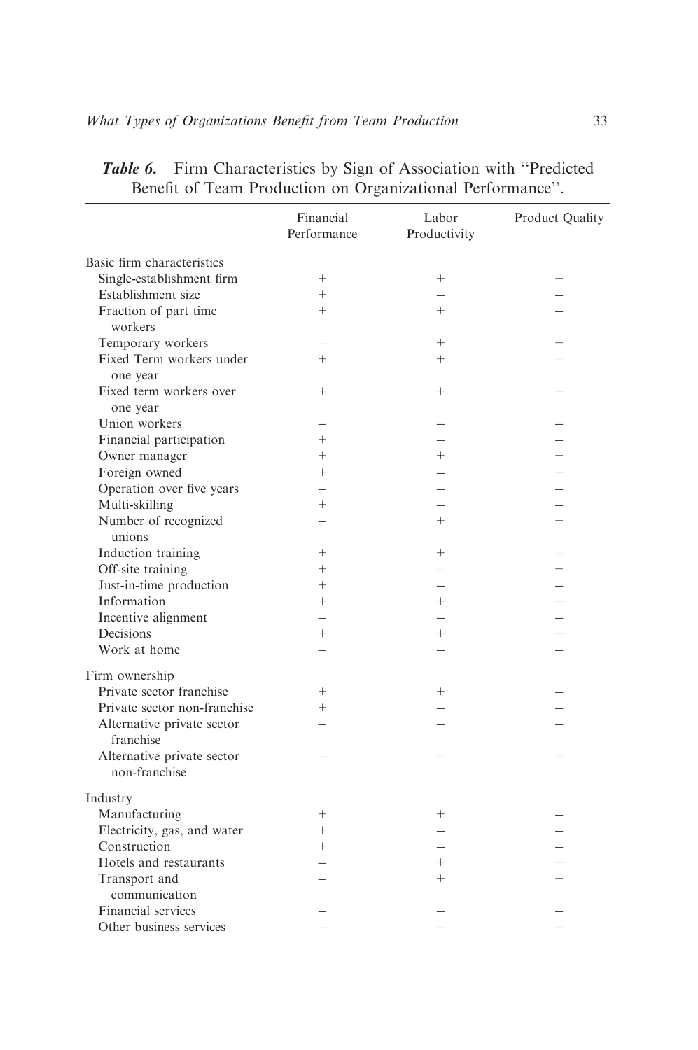***Table 6.*** Firm Characteristics by Sign of Association with "Predicted Benefit of Team Production on Organizational Performance".

| | Financial Performance | Labor Productivity | Product Quality |
|---|---|---|---|
| Basic firm characteristics | | | |
| Single-establishment firm | + | + | + |
| Establishment size | + | – | – |
| Fraction of part time workers | + | + | – |
| Temporary workers | – | + | + |
| Fixed Term workers under one year | + | + | – |
| Fixed term workers over one year | + | + | + |
| Union workers | – | – | – |
| Financial participation | + | – | – |
| Owner manager | + | + | + |
| Foreign owned | + | – | + |
| Operation over five years | – | – | – |
| Multi-skilling | + | – | – |
| Number of recognized unions | – | + | + |
| Induction training | + | + | – |
| Off-site training | + | – | + |
| Just-in-time production | + | – | – |
| Information | + | + | + |
| Incentive alignment | – | – | – |
| Decisions | + | + | + |
| Work at home | – | – | – |
| Firm ownership | | | |
| Private sector franchise | + | + | – |
| Private sector non-franchise | + | – | – |
| Alternative private sector franchise | – | – | – |
| Alternative private sector non-franchise | – | – | – |
| Industry | | | |
| Manufacturing | + | + | – |
| Electricity, gas, and water | + | – | – |
| Construction | + | – | – |
| Hotels and restaurants | – | + | + |
| Transport and communication | – | + | + |
| Financial services | – | – | – |
| Other business services | – | – | – |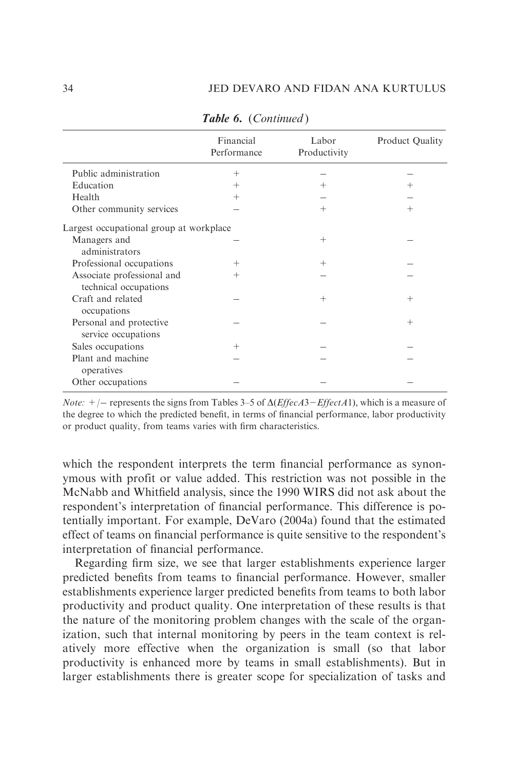*Table 6.* (*Continued*)

| | Financial Performance | Labor Productivity | Product Quality |
|---|---|---|---|
| Public administration | + | – | – |
| Education | + | + | + |
| Health | + | – | – |
| Other community services | – | + | + |
| Largest occupational group at workplace | | | |
| Managers and administrators | – | + | – |
| Professional occupations | + | + | – |
| Associate professional and technical occupations | + | – | – |
| Craft and related occupations | – | + | + |
| Personal and protective service occupations | – | – | + |
| Sales occupations | + | – | – |
| Plant and machine operatives | – | – | – |
| Other occupations | – | – | – |

*Note:* +/– represents the signs from Tables 3–5 of $\Delta(EffecA3-EffectA1)$, which is a measure of the degree to which the predicted benefit, in terms of financial performance, labor productivity or product quality, from teams varies with firm characteristics.

which the respondent interprets the term financial performance as synonymous with profit or value added. This restriction was not possible in the McNabb and Whitfield analysis, since the 1990 WIRS did not ask about the respondent's interpretation of financial performance. This difference is potentially important. For example, DeVaro (2004a) found that the estimated effect of teams on financial performance is quite sensitive to the respondent's interpretation of financial performance.

Regarding firm size, we see that larger establishments experience larger predicted benefits from teams to financial performance. However, smaller establishments experience larger predicted benefits from teams to both labor productivity and product quality. One interpretation of these results is that the nature of the monitoring problem changes with the scale of the organization, such that internal monitoring by peers in the team context is relatively more effective when the organization is small (so that labor productivity is enhanced more by teams in small establishments). But in larger establishments there is greater scope for specialization of tasks and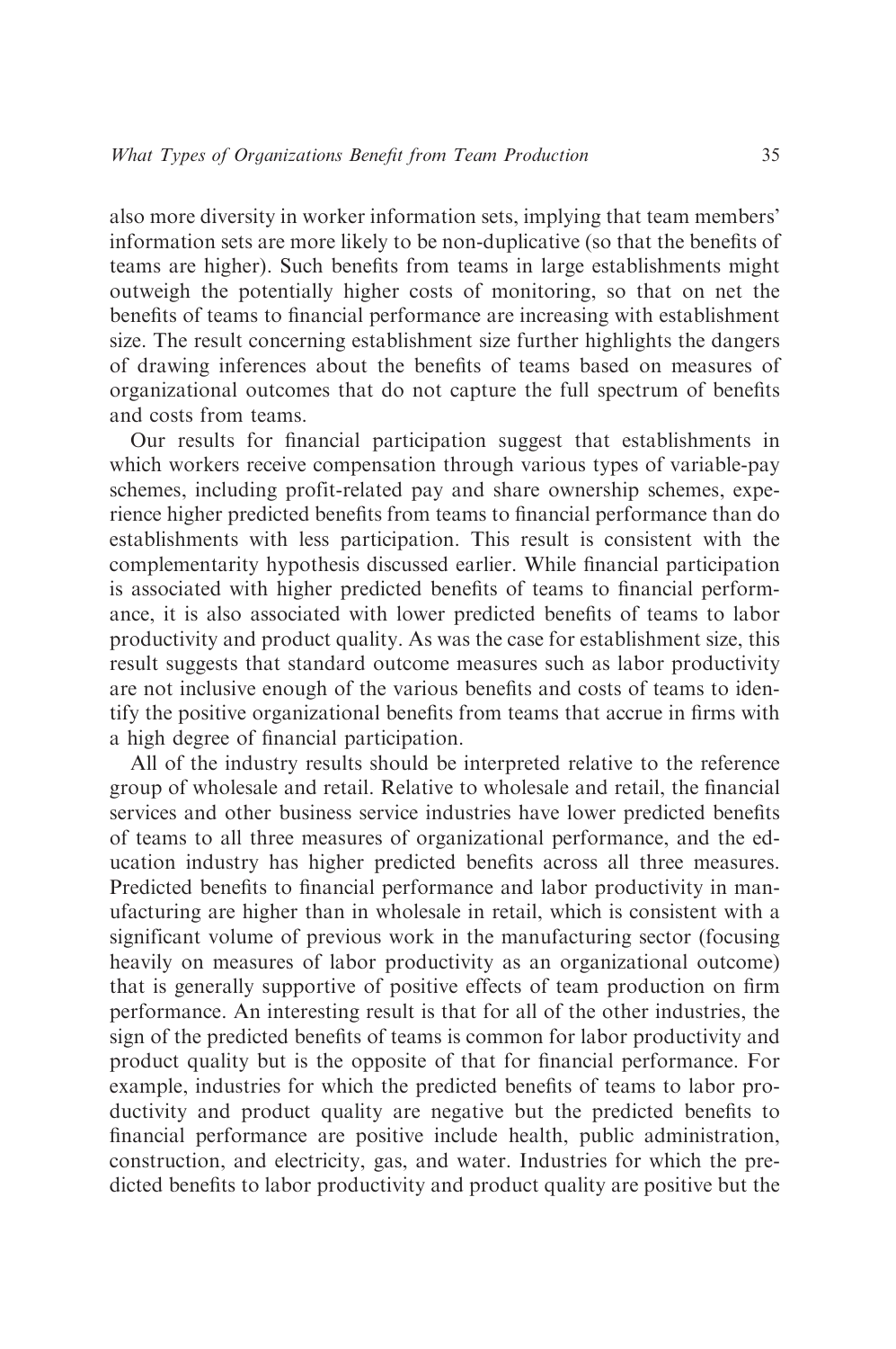also more diversity in worker information sets, implying that team members' information sets are more likely to be non-duplicative (so that the benefits of teams are higher). Such benefits from teams in large establishments might outweigh the potentially higher costs of monitoring, so that on net the benefits of teams to financial performance are increasing with establishment size. The result concerning establishment size further highlights the dangers of drawing inferences about the benefits of teams based on measures of organizational outcomes that do not capture the full spectrum of benefits and costs from teams.

Our results for financial participation suggest that establishments in which workers receive compensation through various types of variable-pay schemes, including profit-related pay and share ownership schemes, experience higher predicted benefits from teams to financial performance than do establishments with less participation. This result is consistent with the complementarity hypothesis discussed earlier. While financial participation is associated with higher predicted benefits of teams to financial performance, it is also associated with lower predicted benefits of teams to labor productivity and product quality. As was the case for establishment size, this result suggests that standard outcome measures such as labor productivity are not inclusive enough of the various benefits and costs of teams to identify the positive organizational benefits from teams that accrue in firms with a high degree of financial participation.

All of the industry results should be interpreted relative to the reference group of wholesale and retail. Relative to wholesale and retail, the financial services and other business service industries have lower predicted benefits of teams to all three measures of organizational performance, and the education industry has higher predicted benefits across all three measures. Predicted benefits to financial performance and labor productivity in manufacturing are higher than in wholesale in retail, which is consistent with a significant volume of previous work in the manufacturing sector (focusing heavily on measures of labor productivity as an organizational outcome) that is generally supportive of positive effects of team production on firm performance. An interesting result is that for all of the other industries, the sign of the predicted benefits of teams is common for labor productivity and product quality but is the opposite of that for financial performance. For example, industries for which the predicted benefits of teams to labor productivity and product quality are negative but the predicted benefits to financial performance are positive include health, public administration, construction, and electricity, gas, and water. Industries for which the predicted benefits to labor productivity and product quality are positive but the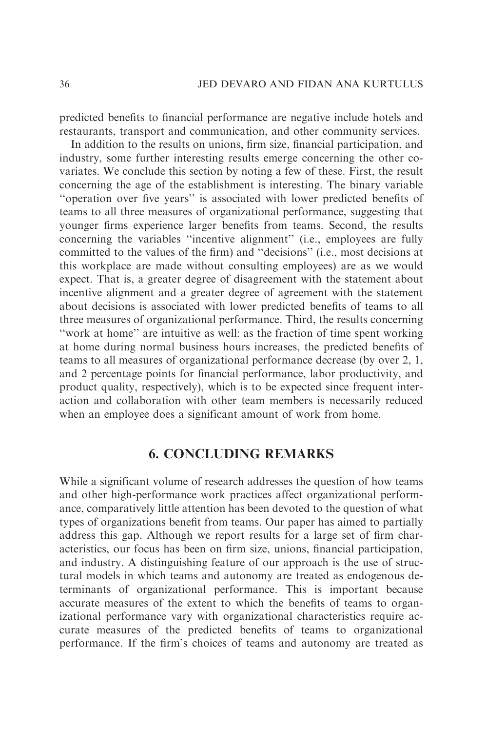predicted benefits to financial performance are negative include hotels and restaurants, transport and communication, and other community services.

In addition to the results on unions, firm size, financial participation, and industry, some further interesting results emerge concerning the other covariates. We conclude this section by noting a few of these. First, the result concerning the age of the establishment is interesting. The binary variable "operation over five years" is associated with lower predicted benefits of teams to all three measures of organizational performance, suggesting that younger firms experience larger benefits from teams. Second, the results concerning the variables "incentive alignment" (i.e., employees are fully committed to the values of the firm) and "decisions" (i.e., most decisions at this workplace are made without consulting employees) are as we would expect. That is, a greater degree of disagreement with the statement about incentive alignment and a greater degree of agreement with the statement about decisions is associated with lower predicted benefits of teams to all three measures of organizational performance. Third, the results concerning "work at home" are intuitive as well: as the fraction of time spent working at home during normal business hours increases, the predicted benefits of teams to all measures of organizational performance decrease (by over 2, 1, and 2 percentage points for financial performance, labor productivity, and product quality, respectively), which is to be expected since frequent interaction and collaboration with other team members is necessarily reduced when an employee does a significant amount of work from home.

## 6. CONCLUDING REMARKS

While a significant volume of research addresses the question of how teams and other high-performance work practices affect organizational performance, comparatively little attention has been devoted to the question of what types of organizations benefit from teams. Our paper has aimed to partially address this gap. Although we report results for a large set of firm characteristics, our focus has been on firm size, unions, financial participation, and industry. A distinguishing feature of our approach is the use of structural models in which teams and autonomy are treated as endogenous determinants of organizational performance. This is important because accurate measures of the extent to which the benefits of teams to organizational performance vary with organizational characteristics require accurate measures of the predicted benefits of teams to organizational performance. If the firm's choices of teams and autonomy are treated as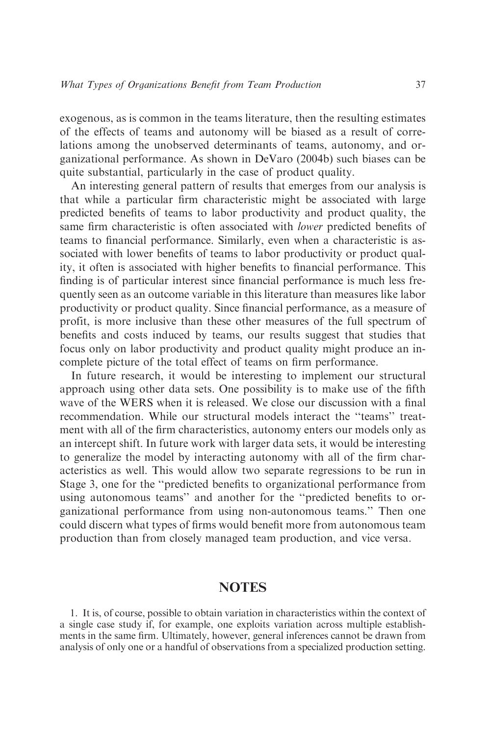exogenous, as is common in the teams literature, then the resulting estimates of the effects of teams and autonomy will be biased as a result of correlations among the unobserved determinants of teams, autonomy, and organizational performance. As shown in DeVaro (2004b) such biases can be quite substantial, particularly in the case of product quality.

An interesting general pattern of results that emerges from our analysis is that while a particular firm characteristic might be associated with large predicted benefits of teams to labor productivity and product quality, the same firm characteristic is often associated with *lower* predicted benefits of teams to financial performance. Similarly, even when a characteristic is associated with lower benefits of teams to labor productivity or product quality, it often is associated with higher benefits to financial performance. This finding is of particular interest since financial performance is much less frequently seen as an outcome variable in this literature than measures like labor productivity or product quality. Since financial performance, as a measure of profit, is more inclusive than these other measures of the full spectrum of benefits and costs induced by teams, our results suggest that studies that focus only on labor productivity and product quality might produce an incomplete picture of the total effect of teams on firm performance.

In future research, it would be interesting to implement our structural approach using other data sets. One possibility is to make use of the fifth wave of the WERS when it is released. We close our discussion with a final recommendation. While our structural models interact the "teams" treatment with all of the firm characteristics, autonomy enters our models only as an intercept shift. In future work with larger data sets, it would be interesting to generalize the model by interacting autonomy with all of the firm characteristics as well. This would allow two separate regressions to be run in Stage 3, one for the "predicted benefits to organizational performance from using autonomous teams" and another for the "predicted benefits to organizational performance from using non-autonomous teams." Then one could discern what types of firms would benefit more from autonomous team production than from closely managed team production, and vice versa.

## NOTES

1. It is, of course, possible to obtain variation in characteristics within the context of a single case study if, for example, one exploits variation across multiple establishments in the same firm. Ultimately, however, general inferences cannot be drawn from analysis of only one or a handful of observations from a specialized production setting.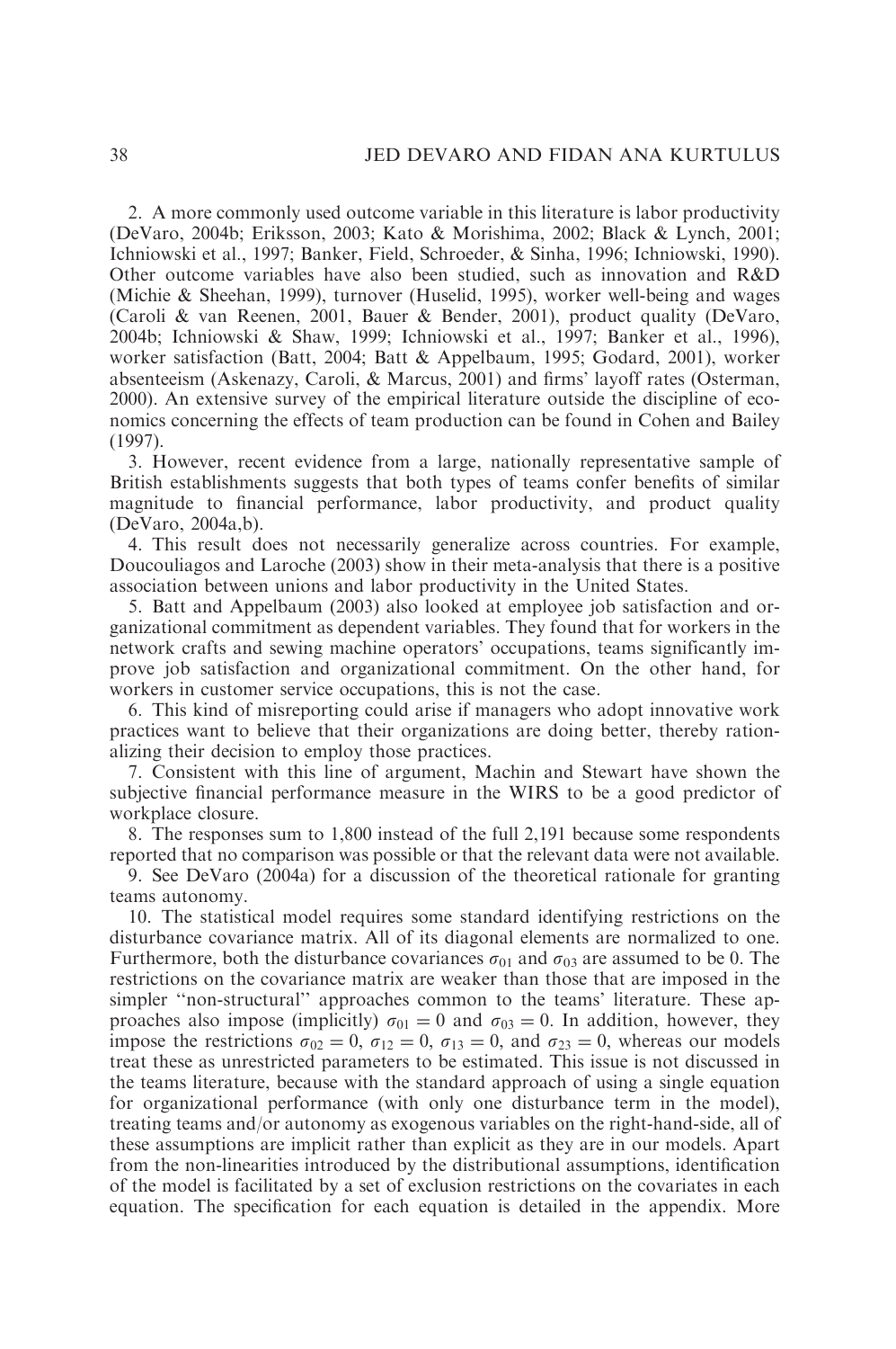2. A more commonly used outcome variable in this literature is labor productivity (DeVaro, 2004b; Eriksson, 2003; Kato & Morishima, 2002; Black & Lynch, 2001; Ichniowski et al., 1997; Banker, Field, Schroeder, & Sinha, 1996; Ichniowski, 1990). Other outcome variables have also been studied, such as innovation and R&D (Michie & Sheehan, 1999), turnover (Huselid, 1995), worker well-being and wages (Caroli & van Reenen, 2001, Bauer & Bender, 2001), product quality (DeVaro, 2004b; Ichniowski & Shaw, 1999; Ichniowski et al., 1997; Banker et al., 1996), worker satisfaction (Batt, 2004; Batt & Appelbaum, 1995; Godard, 2001), worker absenteeism (Askenazy, Caroli, & Marcus, 2001) and firms' layoff rates (Osterman, 2000). An extensive survey of the empirical literature outside the discipline of economics concerning the effects of team production can be found in Cohen and Bailey (1997).

3. However, recent evidence from a large, nationally representative sample of British establishments suggests that both types of teams confer benefits of similar magnitude to financial performance, labor productivity, and product quality (DeVaro, 2004a,b).

4. This result does not necessarily generalize across countries. For example, Doucouliagos and Laroche (2003) show in their meta-analysis that there is a positive association between unions and labor productivity in the United States.

5. Batt and Appelbaum (2003) also looked at employee job satisfaction and organizational commitment as dependent variables. They found that for workers in the network crafts and sewing machine operators' occupations, teams significantly improve job satisfaction and organizational commitment. On the other hand, for workers in customer service occupations, this is not the case.

6. This kind of misreporting could arise if managers who adopt innovative work practices want to believe that their organizations are doing better, thereby rationalizing their decision to employ those practices.

7. Consistent with this line of argument, Machin and Stewart have shown the subjective financial performance measure in the WIRS to be a good predictor of workplace closure.

8. The responses sum to 1,800 instead of the full 2,191 because some respondents reported that no comparison was possible or that the relevant data were not available.

9. See DeVaro (2004a) for a discussion of the theoretical rationale for granting teams autonomy.

10. The statistical model requires some standard identifying restrictions on the disturbance covariance matrix. All of its diagonal elements are normalized to one. Furthermore, both the disturbance covariances $\sigma_{01}$ and $\sigma_{03}$ are assumed to be 0. The restrictions on the covariance matrix are weaker than those that are imposed in the simpler "non-structural" approaches common to the teams' literature. These approaches also impose (implicitly) $\sigma_{01} = 0$ and $\sigma_{03} = 0$. In addition, however, they impose the restrictions $\sigma_{02} = 0$, $\sigma_{12} = 0$, $\sigma_{13} = 0$, and $\sigma_{23} = 0$, whereas our models treat these as unrestricted parameters to be estimated. This issue is not discussed in the teams literature, because with the standard approach of using a single equation for organizational performance (with only one disturbance term in the model), treating teams/or autonomy as exogenous variables on the right-hand-side, all of these assumptions are implicit rather than explicit as they are in our models. Apart from the non-linearities introduced by the distributional assumptions, identification of the model is facilitated by a set of exclusion restrictions on the covariates in each equation. The specification for each equation is detailed in the appendix. More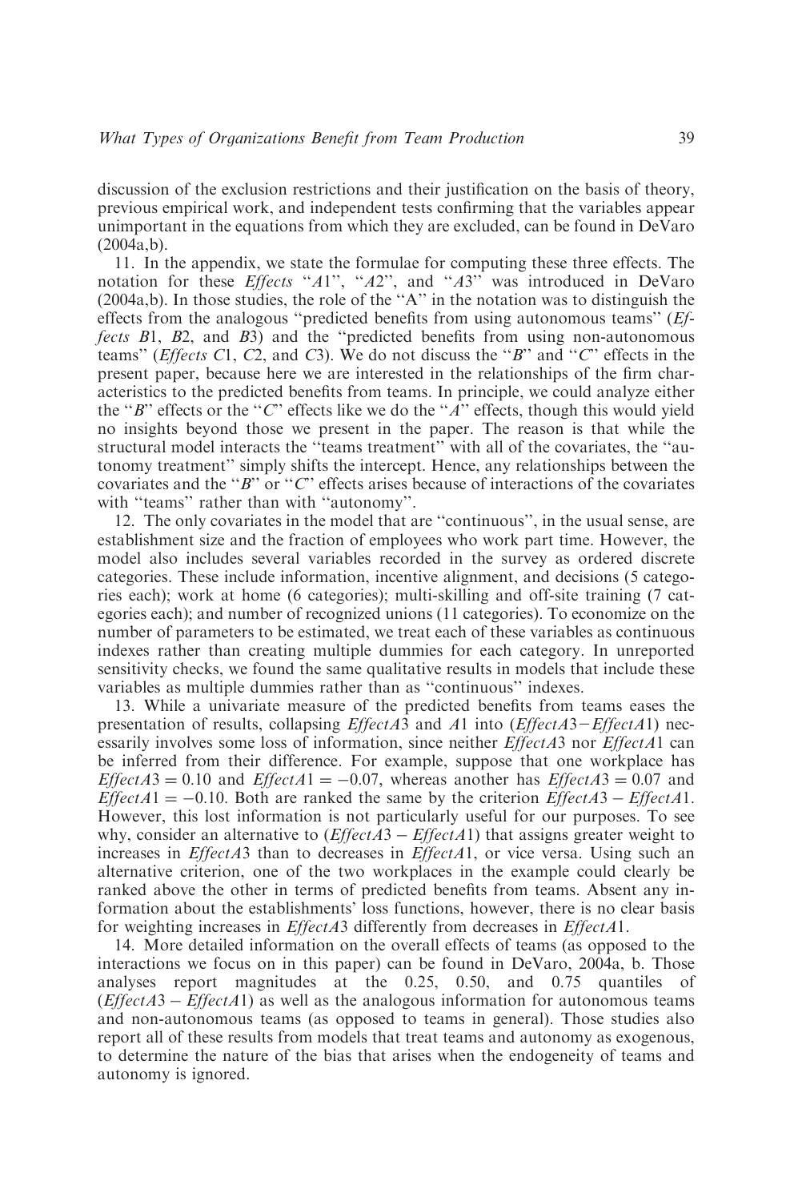discussion of the exclusion restrictions and their justification on the basis of theory, previous empirical work, and independent tests confirming that the variables appear unimportant in the equations from which they are excluded, can be found in DeVaro (2004a,b).

11. In the appendix, we state the formulae for computing these three effects. The notation for these *Effects* "*A*1", "*A*2", and "*A*3" was introduced in DeVaro (2004a,b). In those studies, the role of the "A" in the notation was to distinguish the effects from the analogous "predicted benefits from using autonomous teams" (*Effects B*1, *B*2, and *B*3) and the "predicted benefits from using non-autonomous teams" (*Effects C*1, *C*2, and *C*3). We do not discuss the "*B*" and "*C*" effects in the present paper, because here we are interested in the relationships of the firm characteristics to the predicted benefits from teams. In principle, we could analyze either the "*B*" effects or the "*C*" effects like we do the "*A*" effects, though this would yield no insights beyond those we present in the paper. The reason is that while the structural model interacts the "teams treatment" with all of the covariates, the "autonomy treatment" simply shifts the intercept. Hence, any relationships between the covariates and the "*B*" or "*C*" effects arises because of interactions of the covariates with "teams" rather than with "autonomy".

12. The only covariates in the model that are "continuous", in the usual sense, are establishment size and the fraction of employees who work part time. However, the model also includes several variables recorded in the survey as ordered discrete categories. These include information, incentive alignment, and decisions (5 categories each); work at home (6 categories); multi-skilling and off-site training (7 categories each); and number of recognized unions (11 categories). To economize on the number of parameters to be estimated, we treat each of these variables as continuous indexes rather than creating multiple dummies for each category. In unreported sensitivity checks, we found the same qualitative results in models that include these variables as multiple dummies rather than as "continuous" indexes.

13. While a univariate measure of the predicted benefits from teams eases the presentation of results, collapsing *EffectA*3 and *A*1 into ($EffectA3-EffectA1$) necessarily involves some loss of information, since neither *EffectA*3 nor *EffectA*1 can be inferred from their difference. For example, suppose that one workplace has $EffectA3 = 0.10$ and $EffectA1 = -0.07$, whereas another has $EffectA3 = 0.07$ and $EffectA1 = -0.10$. Both are ranked the same by the criterion $EffectA3 - EffectA1$. However, this lost information is not particularly useful for our purposes. To see why, consider an alternative to ($EffectA3 - EffectA1$) that assigns greater weight to increases in *EffectA*3 than to decreases in *EffectA*1, or vice versa. Using such an alternative criterion, one of the two workplaces in the example could clearly be ranked above the other in terms of predicted benefits from teams. Absent any information about the establishments' loss functions, however, there is no clear basis for weighting increases in *EffectA*3 differently from decreases in *EffectA*1.

14. More detailed information on the overall effects of teams (as opposed to the interactions we focus on in this paper) can be found in DeVaro, 2004a, b. Those analyses report magnitudes at the 0.25, 0.50, and 0.75 quantiles of ($EffectA3 - EffectA1$) as well as the analogous information for autonomous teams and non-autonomous teams (as opposed to teams in general). Those studies also report all of these results from models that treat teams and autonomy as exogenous, to determine the nature of the bias that arises when the endogeneity of teams and autonomy is ignored.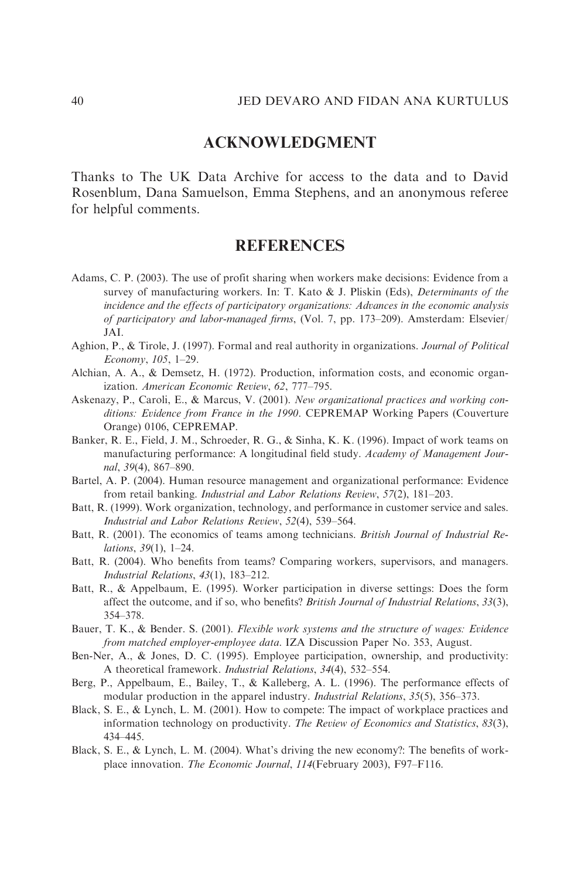## ACKNOWLEDGMENT

Thanks to The UK Data Archive for access to the data and to David Rosenblum, Dana Samuelson, Emma Stephens, and an anonymous referee for helpful comments.

## REFERENCES

Adams, C. P. (2003). The use of profit sharing when workers make decisions: Evidence from a survey of manufacturing workers. In: T. Kato & J. Pliskin (Eds), *Determinants of the incidence and the effects of participatory organizations: Advances in the economic analysis of participatory and labor-managed firms*, (Vol. 7, pp. 173–209). Amsterdam: Elsevier/JAI.

Aghion, P., & Tirole, J. (1997). Formal and real authority in organizations. *Journal of Political Economy*, *105*, 1–29.

Alchian, A. A., & Demsetz, H. (1972). Production, information costs, and economic organization. *American Economic Review*, *62*, 777–795.

Askenazy, P., Caroli, E., & Marcus, V. (2001). *New organizational practices and working conditions: Evidence from France in the 1990*. CEPREMAP Working Papers (Couverture Orange) 0106, CEPREMAP.

Banker, R. E., Field, J. M., Schroeder, R. G., & Sinha, K. K. (1996). Impact of work teams on manufacturing performance: A longitudinal field study. *Academy of Management Journal*, *39*(4), 867–890.

Bartel, A. P. (2004). Human resource management and organizational performance: Evidence from retail banking. *Industrial and Labor Relations Review*, *57*(2), 181–203.

Batt, R. (1999). Work organization, technology, and performance in customer service and sales. *Industrial and Labor Relations Review*, *52*(4), 539–564.

Batt, R. (2001). The economics of teams among technicians. *British Journal of Industrial Relations*, *39*(1), 1–24.

Batt, R. (2004). Who benefits from teams? Comparing workers, supervisors, and managers. *Industrial Relations*, *43*(1), 183–212.

Batt, R., & Appelbaum, E. (1995). Worker participation in diverse settings: Does the form affect the outcome, and if so, who benefits? *British Journal of Industrial Relations*, *33*(3), 354–378.

Bauer, T. K., & Bender. S. (2001). *Flexible work systems and the structure of wages: Evidence from matched employer-employee data*. IZA Discussion Paper No. 353, August.

Ben-Ner, A., & Jones, D. C. (1995). Employee participation, ownership, and productivity: A theoretical framework. *Industrial Relations*, *34*(4), 532–554.

Berg, P., Appelbaum, E., Bailey, T., & Kalleberg, A. L. (1996). The performance effects of modular production in the apparel industry. *Industrial Relations*, *35*(5), 356–373.

Black, S. E., & Lynch, L. M. (2001). How to compete: The impact of workplace practices and information technology on productivity. *The Review of Economics and Statistics*, *83*(3), 434–445.

Black, S. E., & Lynch, L. M. (2004). What's driving the new economy?: The benefits of workplace innovation. *The Economic Journal*, *114*(February 2003), F97–F116.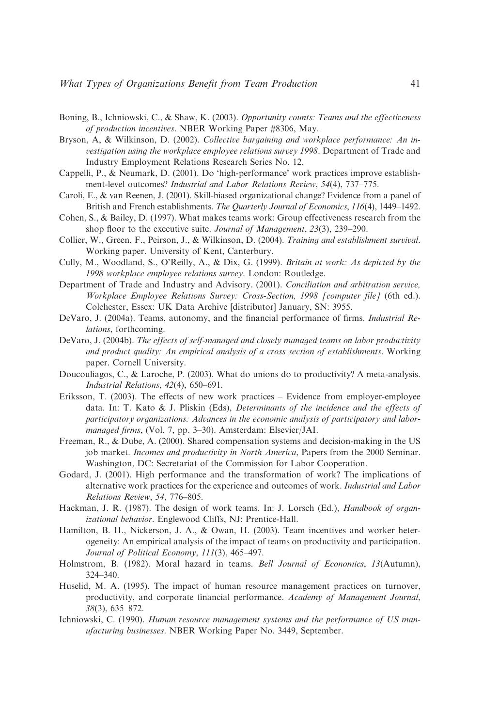Boning, B., Ichniowski, C., & Shaw, K. (2003). *Opportunity counts: Teams and the effectiveness of production incentives*. NBER Working Paper #8306, May.

Bryson, A, & Wilkinson, D. (2002). *Collective bargaining and workplace performance: An investigation using the workplace employee relations survey 1998*. Department of Trade and Industry Employment Relations Research Series No. 12.

Cappelli, P., & Neumark, D. (2001). Do 'high-performance' work practices improve establishment-level outcomes? *Industrial and Labor Relations Review*, *54*(4), 737–775.

Caroli, E., & van Reenen, J. (2001). Skill-biased organizational change? Evidence from a panel of British and French establishments. *The Quarterly Journal of Economics*, *116*(4), 1449–1492.

Cohen, S., & Bailey, D. (1997). What makes teams work: Group effectiveness research from the shop floor to the executive suite. *Journal of Management*, *23*(3), 239–290.

Collier, W., Green, F., Peirson, J., & Wilkinson, D. (2004). *Training and establishment survival*. Working paper. University of Kent, Canterbury.

Cully, M., Woodland, S., O'Reilly, A., & Dix, G. (1999). *Britain at work: As depicted by the 1998 workplace employee relations survey*. London: Routledge.

Department of Trade and Industry and Advisory. (2001). *Conciliation and arbitration service, Workplace Employee Relations Survey: Cross-Section, 1998 [computer file]* (6th ed.). Colchester, Essex: UK Data Archive [distributor] January, SN: 3955.

DeVaro, J. (2004a). Teams, autonomy, and the financial performance of firms. *Industrial Relations*, forthcoming.

DeVaro, J. (2004b). *The effects of self-managed and closely managed teams on labor productivity and product quality: An empirical analysis of a cross section of establishments*. Working paper. Cornell University.

Doucouliagos, C., & Laroche, P. (2003). What do unions do to productivity? A meta-analysis. *Industrial Relations*, *42*(4), 650–691.

Eriksson, T. (2003). The effects of new work practices – Evidence from employer-employee data. In: T. Kato & J. Pliskin (Eds), *Determinants of the incidence and the effects of participatory organizations: Advances in the economic analysis of participatory and labor-managed firms*, (Vol. 7, pp. 3–30). Amsterdam: Elsevier/JAI.

Freeman, R., & Dube, A. (2000). Shared compensation systems and decision-making in the US job market. *Incomes and productivity in North America*, Papers from the 2000 Seminar. Washington, DC: Secretariat of the Commission for Labor Cooperation.

Godard, J. (2001). High performance and the transformation of work? The implications of alternative work practices for the experience and outcomes of work. *Industrial and Labor Relations Review*, *54*, 776–805.

Hackman, J. R. (1987). The design of work teams. In: J. Lorsch (Ed.), *Handbook of organizational behavior*. Englewood Cliffs, NJ: Prentice-Hall.

Hamilton, B. H., Nickerson, J. A., & Owan, H. (2003). Team incentives and worker heterogeneity: An empirical analysis of the impact of teams on productivity and participation. *Journal of Political Economy*, *111*(3), 465–497.

Holmstrom, B. (1982). Moral hazard in teams. *Bell Journal of Economics*, *13*(Autumn), 324–340.

Huselid, M. A. (1995). The impact of human resource management practices on turnover, productivity, and corporate financial performance. *Academy of Management Journal*, *38*(3), 635–872.

Ichniowski, C. (1990). *Human resource management systems and the performance of US manufacturing businesses*. NBER Working Paper No. 3449, September.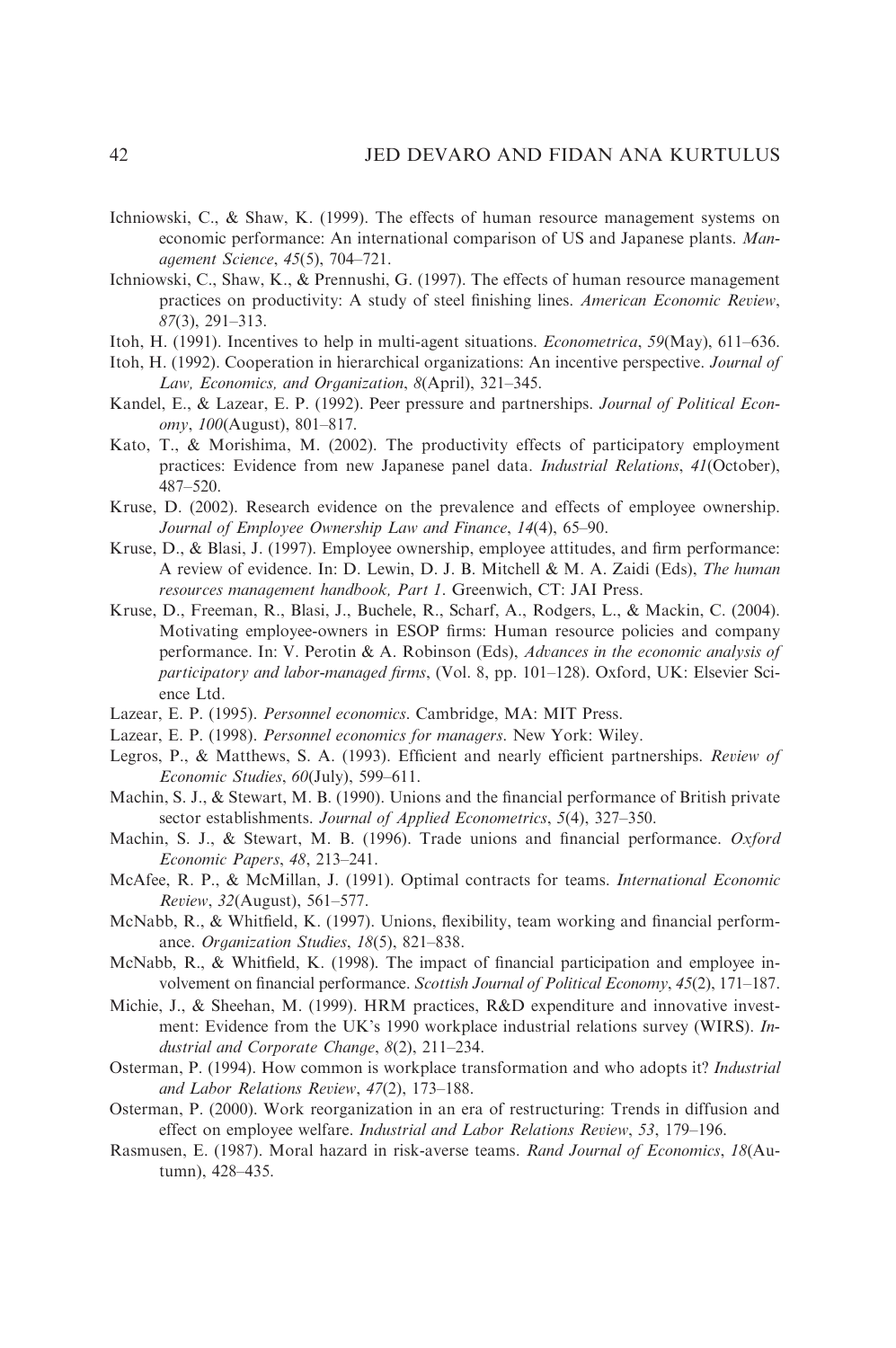Ichniowski, C., & Shaw, K. (1999). The effects of human resource management systems on economic performance: An international comparison of US and Japanese plants. *Management Science*, *45*(5), 704–721.

Ichniowski, C., Shaw, K., & Prennushi, G. (1997). The effects of human resource management practices on productivity: A study of steel finishing lines. *American Economic Review*, *87*(3), 291–313.

Itoh, H. (1991). Incentives to help in multi-agent situations. *Econometrica*, *59*(May), 611–636.

Itoh, H. (1992). Cooperation in hierarchical organizations: An incentive perspective. *Journal of Law, Economics, and Organization*, *8*(April), 321–345.

Kandel, E., & Lazear, E. P. (1992). Peer pressure and partnerships. *Journal of Political Economy*, *100*(August), 801–817.

Kato, T., & Morishima, M. (2002). The productivity effects of participatory employment practices: Evidence from new Japanese panel data. *Industrial Relations*, *41*(October), 487–520.

Kruse, D. (2002). Research evidence on the prevalence and effects of employee ownership. *Journal of Employee Ownership Law and Finance*, *14*(4), 65–90.

Kruse, D., & Blasi, J. (1997). Employee ownership, employee attitudes, and firm performance: A review of evidence. In: D. Lewin, D. J. B. Mitchell & M. A. Zaidi (Eds), *The human resources management handbook, Part 1*. Greenwich, CT: JAI Press.

Kruse, D., Freeman, R., Blasi, J., Buchele, R., Scharf, A., Rodgers, L., & Mackin, C. (2004). Motivating employee-owners in ESOP firms: Human resource policies and company performance. In: V. Perotin & A. Robinson (Eds), *Advances in the economic analysis of participatory and labor-managed firms*, (Vol. 8, pp. 101–128). Oxford, UK: Elsevier Science Ltd.

Lazear, E. P. (1995). *Personnel economics*. Cambridge, MA: MIT Press.

Lazear, E. P. (1998). *Personnel economics for managers*. New York: Wiley.

Legros, P., & Matthews, S. A. (1993). Efficient and nearly efficient partnerships. *Review of Economic Studies*, *60*(July), 599–611.

Machin, S. J., & Stewart, M. B. (1990). Unions and the financial performance of British private sector establishments. *Journal of Applied Econometrics*, *5*(4), 327–350.

Machin, S. J., & Stewart, M. B. (1996). Trade unions and financial performance. *Oxford Economic Papers*, *48*, 213–241.

McAfee, R. P., & McMillan, J. (1991). Optimal contracts for teams. *International Economic Review*, *32*(August), 561–577.

McNabb, R., & Whitfield, K. (1997). Unions, flexibility, team working and financial performance. *Organization Studies*, *18*(5), 821–838.

McNabb, R., & Whitfield, K. (1998). The impact of financial participation and employee involvement on financial performance. *Scottish Journal of Political Economy*, *45*(2), 171–187.

Michie, J., & Sheehan, M. (1999). HRM practices, R&D expenditure and innovative investment: Evidence from the UK's 1990 workplace industrial relations survey (WIRS). *Industrial and Corporate Change*, *8*(2), 211–234.

Osterman, P. (1994). How common is workplace transformation and who adopts it? *Industrial and Labor Relations Review*, *47*(2), 173–188.

Osterman, P. (2000). Work reorganization in an era of restructuring: Trends in diffusion and effect on employee welfare. *Industrial and Labor Relations Review*, *53*, 179–196.

Rasmusen, E. (1987). Moral hazard in risk-averse teams. *Rand Journal of Economics*, *18*(Autumn), 428–435.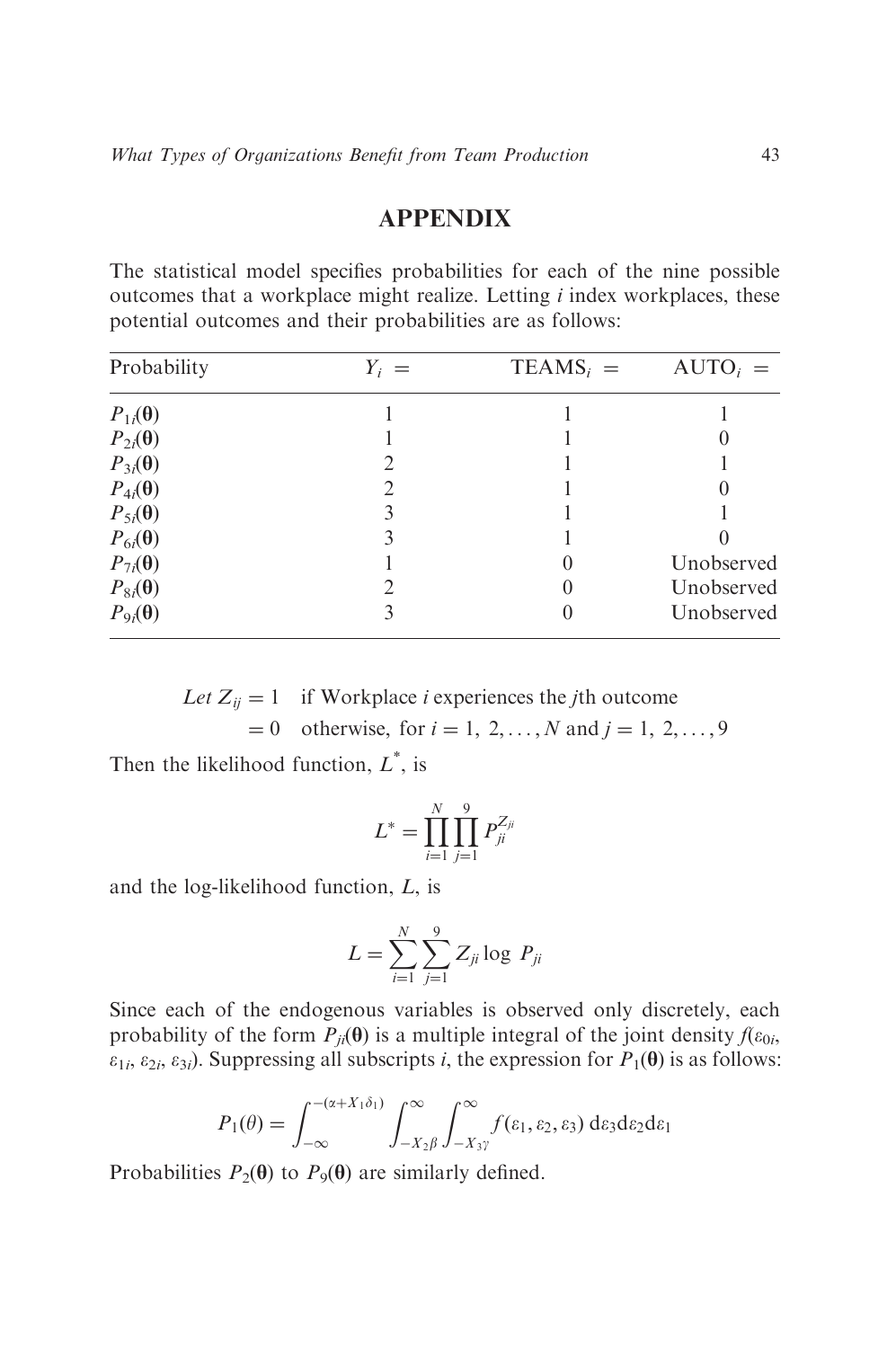## APPENDIX

The statistical model specifies probabilities for each of the nine possible outcomes that a workplace might realize. Letting $i$ index workplaces, these potential outcomes and their probabilities are as follows:

| Probability | $Y_i =$ | $\text{TEAMS}_i =$ | $\text{AUTO}_i =$ |
|---|---|---|---|
| $P_{1i}(\boldsymbol{\theta})$ | 1 | 1 | 1 |
| $P_{2i}(\boldsymbol{\theta})$ | 1 | 1 | 0 |
| $P_{3i}(\boldsymbol{\theta})$ | 2 | 1 | 1 |
| $P_{4i}(\boldsymbol{\theta})$ | 2 | 1 | 0 |
| $P_{5i}(\boldsymbol{\theta})$ | 3 | 1 | 1 |
| $P_{6i}(\boldsymbol{\theta})$ | 3 | 1 | 0 |
| $P_{7i}(\boldsymbol{\theta})$ | 1 | 0 | Unobserved |
| $P_{8i}(\boldsymbol{\theta})$ | 2 | 0 | Unobserved |
| $P_{9i}(\boldsymbol{\theta})$ | 3 | 0 | Unobserved |

$$
\begin{aligned}
\textit{Let } Z_{ij} &= 1 \quad \text{if Workplace } i \text{ experiences the } j\text{th outcome} \\
&= 0 \quad \text{otherwise, for } i = 1, 2, \ldots, N \text{ and } j = 1, 2, \ldots, 9
\end{aligned}
$$

Then the likelihood function, $L^*$, is

$$
L^* = \prod_{i=1}^{N} \prod_{j=1}^{9} P_{ji}^{Z_{ji}}
$$

and the log-likelihood function, $L$, is

$$
L = \sum_{i=1}^{N} \sum_{j=1}^{9} Z_{ji} \log \, P_{ji}
$$

Since each of the endogenous variables is observed only discretely, each probability of the form $P_{ji}(\boldsymbol{\theta})$ is a multiple integral of the joint density $f(\varepsilon_{0i}, \varepsilon_{1i}, \varepsilon_{2i}, \varepsilon_{3i})$. Suppressing all subscripts $i$, the expression for $P_1(\boldsymbol{\theta})$ is as follows:

$$
P_1(\theta) = \int_{-\infty}^{-(\alpha + X_1 \delta_1)} \int_{-X_2 \beta}^{\infty} \int_{-X_3 \gamma}^{\infty} f(\varepsilon_1, \varepsilon_2, \varepsilon_3) \, \mathrm{d}\varepsilon_3 \mathrm{d}\varepsilon_2 \mathrm{d}\varepsilon_1
$$

Probabilities $P_2(\boldsymbol{\theta})$ to $P_9(\boldsymbol{\theta})$ are similarly defined.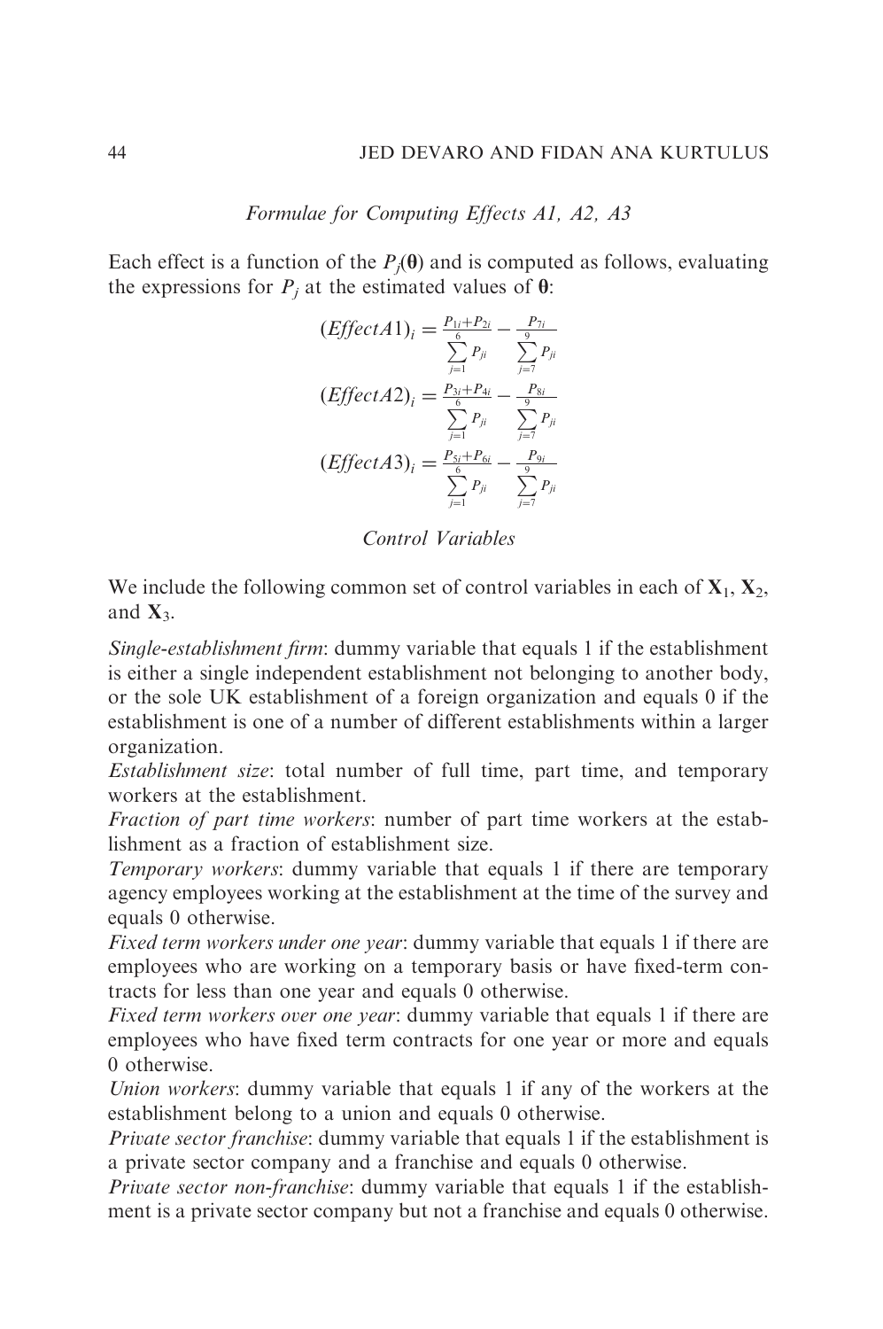*Formulae for Computing Effects A1, A2, A3*

Each effect is a function of the $P_j(\boldsymbol{\theta})$ and is computed as follows, evaluating the expressions for $P_j$ at the estimated values of $\boldsymbol{\theta}$:

$$(Effect A1)_i = \frac{P_{1i} + P_{2i}}{\sum_{j=1}^{6} P_{ji}} - \frac{P_{7i}}{\sum_{j=7}^{9} P_{ji}}$$

$$(Effect A2)_i = \frac{P_{3i} + P_{4i}}{\sum_{j=1}^{6} P_{ji}} - \frac{P_{8i}}{\sum_{j=7}^{9} P_{ji}}$$

$$(Effect A3)_i = \frac{P_{5i} + P_{6i}}{\sum_{j=1}^{6} P_{ji}} - \frac{P_{9i}}{\sum_{j=7}^{9} P_{ji}}$$

*Control Variables*

We include the following common set of control variables in each of $\mathbf{X}_1$, $\mathbf{X}_2$, and $\mathbf{X}_3$.

*Single-establishment firm*: dummy variable that equals 1 if the establishment is either a single independent establishment not belonging to another body, or the sole UK establishment of a foreign organization and equals 0 if the establishment is one of a number of different establishments within a larger organization.

*Establishment size*: total number of full time, part time, and temporary workers at the establishment.

*Fraction of part time workers*: number of part time workers at the establishment as a fraction of establishment size.

*Temporary workers*: dummy variable that equals 1 if there are temporary agency employees working at the establishment at the time of the survey and equals 0 otherwise.

*Fixed term workers under one year*: dummy variable that equals 1 if there are employees who are working on a temporary basis or have fixed-term contracts for less than one year and equals 0 otherwise.

*Fixed term workers over one year*: dummy variable that equals 1 if there are employees who have fixed term contracts for one year or more and equals 0 otherwise.

*Union workers*: dummy variable that equals 1 if any of the workers at the establishment belong to a union and equals 0 otherwise.

*Private sector franchise*: dummy variable that equals 1 if the establishment is a private sector company and a franchise and equals 0 otherwise.

*Private sector non-franchise*: dummy variable that equals 1 if the establishment is a private sector company but not a franchise and equals 0 otherwise.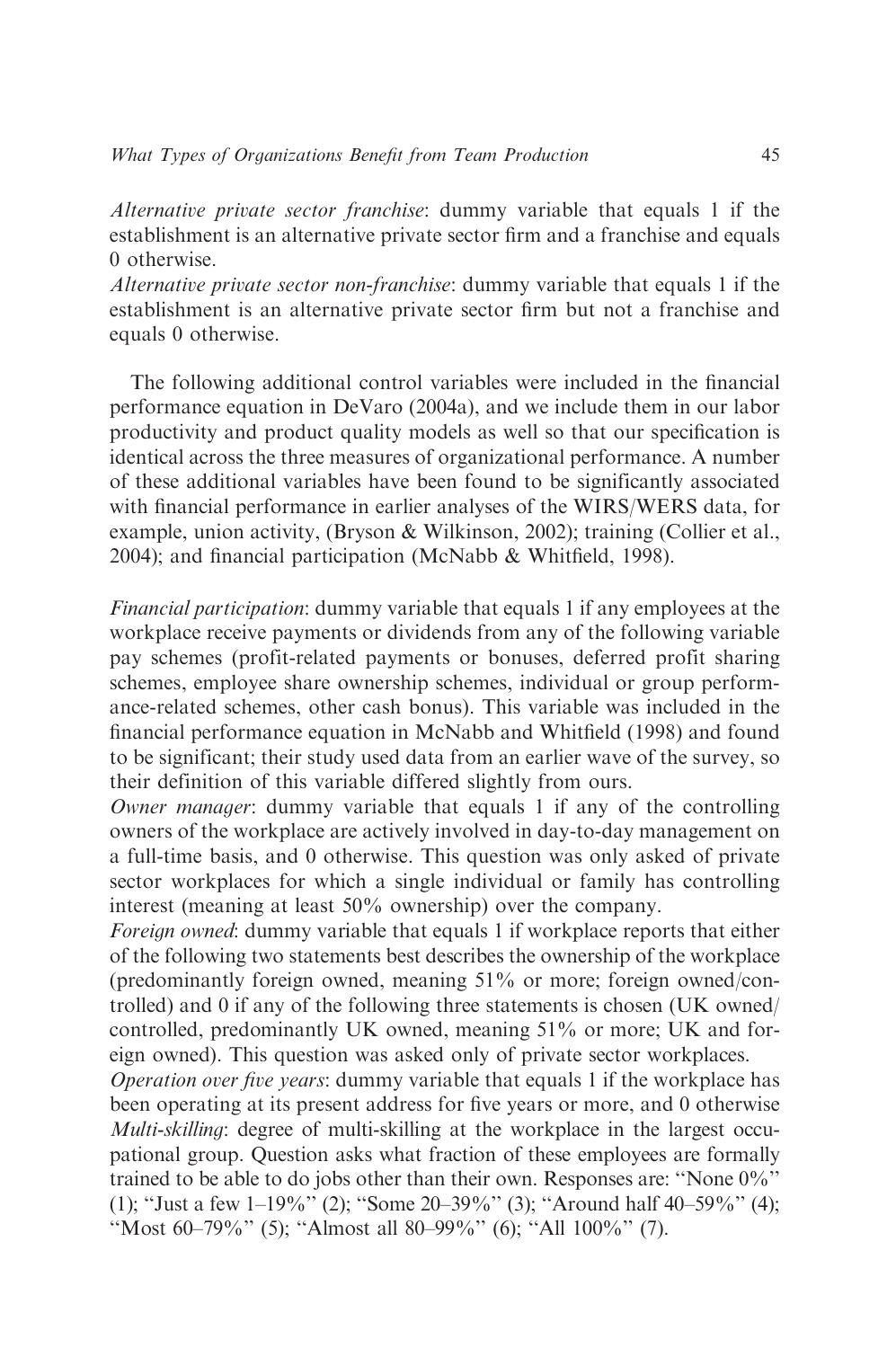*Alternative private sector franchise*: dummy variable that equals 1 if the establishment is an alternative private sector firm and a franchise and equals 0 otherwise.
*Alternative private sector non-franchise*: dummy variable that equals 1 if the establishment is an alternative private sector firm but not a franchise and equals 0 otherwise.

The following additional control variables were included in the financial performance equation in DeVaro (2004a), and we include them in our labor productivity and product quality models as well so that our specification is identical across the three measures of organizational performance. A number of these additional variables have been found to be significantly associated with financial performance in earlier analyses of the WIRS/WERS data, for example, union activity, (Bryson & Wilkinson, 2002); training (Collier et al., 2004); and financial participation (McNabb & Whitfield, 1998).

*Financial participation*: dummy variable that equals 1 if any employees at the workplace receive payments or dividends from any of the following variable pay schemes (profit-related payments or bonuses, deferred profit sharing schemes, employee share ownership schemes, individual or group performance-related schemes, other cash bonus). This variable was included in the financial performance equation in McNabb and Whitfield (1998) and found to be significant; their study used data from an earlier wave of the survey, so their definition of this variable differed slightly from ours.
*Owner manager*: dummy variable that equals 1 if any of the controlling owners of the workplace are actively involved in day-to-day management on a full-time basis, and 0 otherwise. This question was only asked of private sector workplaces for which a single individual or family has controlling interest (meaning at least 50% ownership) over the company.
*Foreign owned*: dummy variable that equals 1 if workplace reports that either of the following two statements best describes the ownership of the workplace (predominantly foreign owned, meaning 51% or more; foreign owned/controlled) and 0 if any of the following three statements is chosen (UK owned/controlled, predominantly UK owned, meaning 51% or more; UK and foreign owned). This question was asked only of private sector workplaces.
*Operation over five years*: dummy variable that equals 1 if the workplace has been operating at its present address for five years or more, and 0 otherwise
*Multi-skilling*: degree of multi-skilling at the workplace in the largest occupational group. Question asks what fraction of these employees are formally trained to be able to do jobs other than their own. Responses are: "None 0%" (1); "Just a few 1–19%" (2); "Some 20–39%" (3); "Around half 40–59%" (4); "Most 60–79%" (5); "Almost all 80–99%" (6); "All 100%" (7).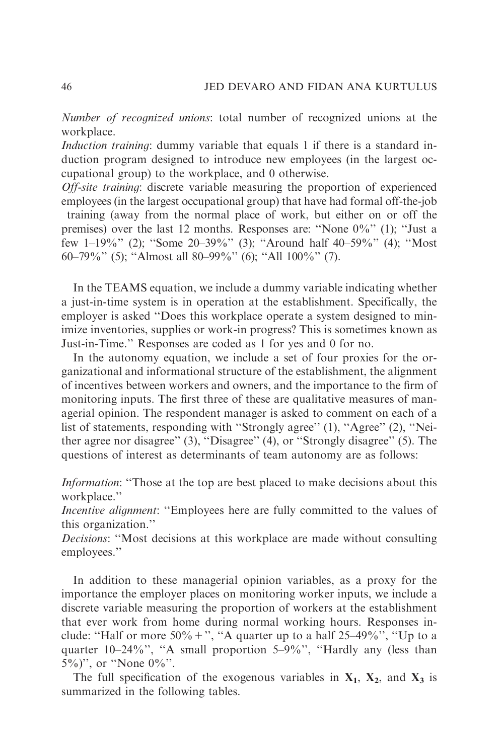*Number of recognized unions*: total number of recognized unions at the workplace.

*Induction training*: dummy variable that equals 1 if there is a standard induction program designed to introduce new employees (in the largest occupational group) to the workplace, and 0 otherwise.

*Off-site training*: discrete variable measuring the proportion of experienced employees (in the largest occupational group) that have had formal off-the-job training (away from the normal place of work, but either on or off the premises) over the last 12 months. Responses are: "None 0%" (1); "Just a few 1–19%" (2); "Some 20–39%" (3); "Around half 40–59%" (4); "Most 60–79%" (5); "Almost all 80–99%" (6); "All 100%" (7).

In the TEAMS equation, we include a dummy variable indicating whether a just-in-time system is in operation at the establishment. Specifically, the employer is asked "Does this workplace operate a system designed to minimize inventories, supplies or work-in progress? This is sometimes known as Just-in-Time." Responses are coded as 1 for yes and 0 for no.

In the autonomy equation, we include a set of four proxies for the organizational and informational structure of the establishment, the alignment of incentives between workers and owners, and the importance to the firm of monitoring inputs. The first three of these are qualitative measures of managerial opinion. The respondent manager is asked to comment on each of a list of statements, responding with "Strongly agree" (1), "Agree" (2), "Neither agree nor disagree" (3), "Disagree" (4), or "Strongly disagree" (5). The questions of interest as determinants of team autonomy are as follows:

*Information*: "Those at the top are best placed to make decisions about this workplace."

*Incentive alignment*: "Employees here are fully committed to the values of this organization."

*Decisions*: "Most decisions at this workplace are made without consulting employees."

In addition to these managerial opinion variables, as a proxy for the importance the employer places on monitoring worker inputs, we include a discrete variable measuring the proportion of workers at the establishment that ever work from home during normal working hours. Responses include: "Half or more 50% +", "A quarter up to a half 25–49%", "Up to a quarter 10–24%", "A small proportion 5–9%", "Hardly any (less than 5%)", or "None 0%".

The full specification of the exogenous variables in $\mathbf{X_1}$, $\mathbf{X_2}$, and $\mathbf{X_3}$ is summarized in the following tables.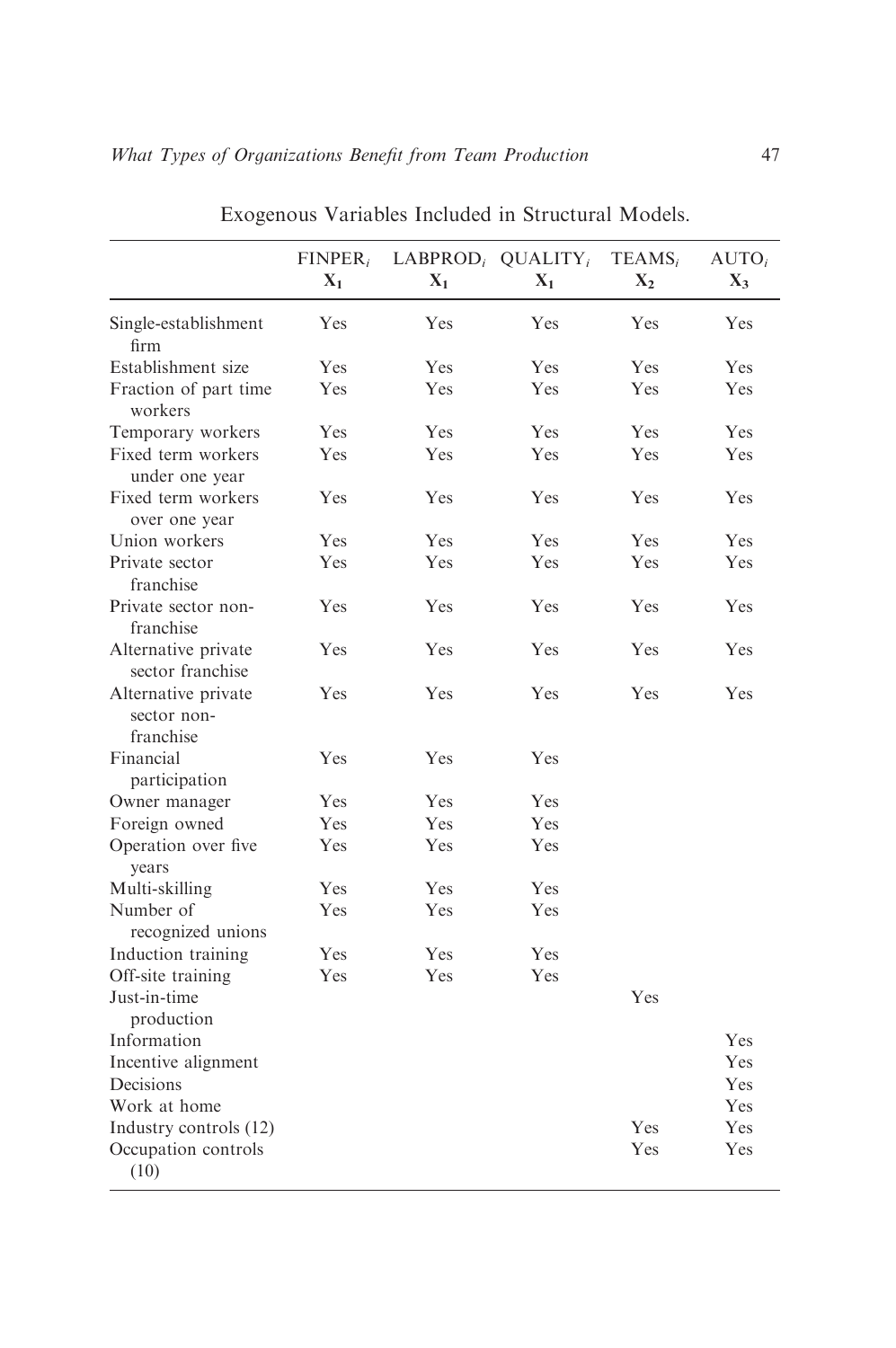Exogenous Variables Included in Structural Models.

| | $FINPER_i$ $X_1$ | $LABPROD_i$ $X_1$ | $QUALITY_i$ $X_1$ | $TEAMS_i$ $X_2$ | $AUTO_i$ $X_3$ |
|---|---|---|---|---|---|
| Single-establishment firm | Yes | Yes | Yes | Yes | Yes |
| Establishment size | Yes | Yes | Yes | Yes | Yes |
| Fraction of part time workers | Yes | Yes | Yes | Yes | Yes |
| Temporary workers | Yes | Yes | Yes | Yes | Yes |
| Fixed term workers under one year | Yes | Yes | Yes | Yes | Yes |
| Fixed term workers over one year | Yes | Yes | Yes | Yes | Yes |
| Union workers | Yes | Yes | Yes | Yes | Yes |
| Private sector franchise | Yes | Yes | Yes | Yes | Yes |
| Private sector non-franchise | Yes | Yes | Yes | Yes | Yes |
| Alternative private sector franchise | Yes | Yes | Yes | Yes | Yes |
| Alternative private sector non-franchise | Yes | Yes | Yes | Yes | Yes |
| Financial participation | Yes | Yes | Yes | | |
| Owner manager | Yes | Yes | Yes | | |
| Foreign owned | Yes | Yes | Yes | | |
| Operation over five years | Yes | Yes | Yes | | |
| Multi-skilling | Yes | Yes | Yes | | |
| Number of recognized unions | Yes | Yes | Yes | | |
| Induction training | Yes | Yes | Yes | | |
| Off-site training | Yes | Yes | Yes | | |
| Just-in-time production | | | | Yes | |
| Information | | | | | Yes |
| Incentive alignment | | | | | Yes |
| Decisions | | | | | Yes |
| Work at home | | | | | Yes |
| Industry controls (12) | | | | Yes | Yes |
| Occupation controls (10) | | | | Yes | Yes |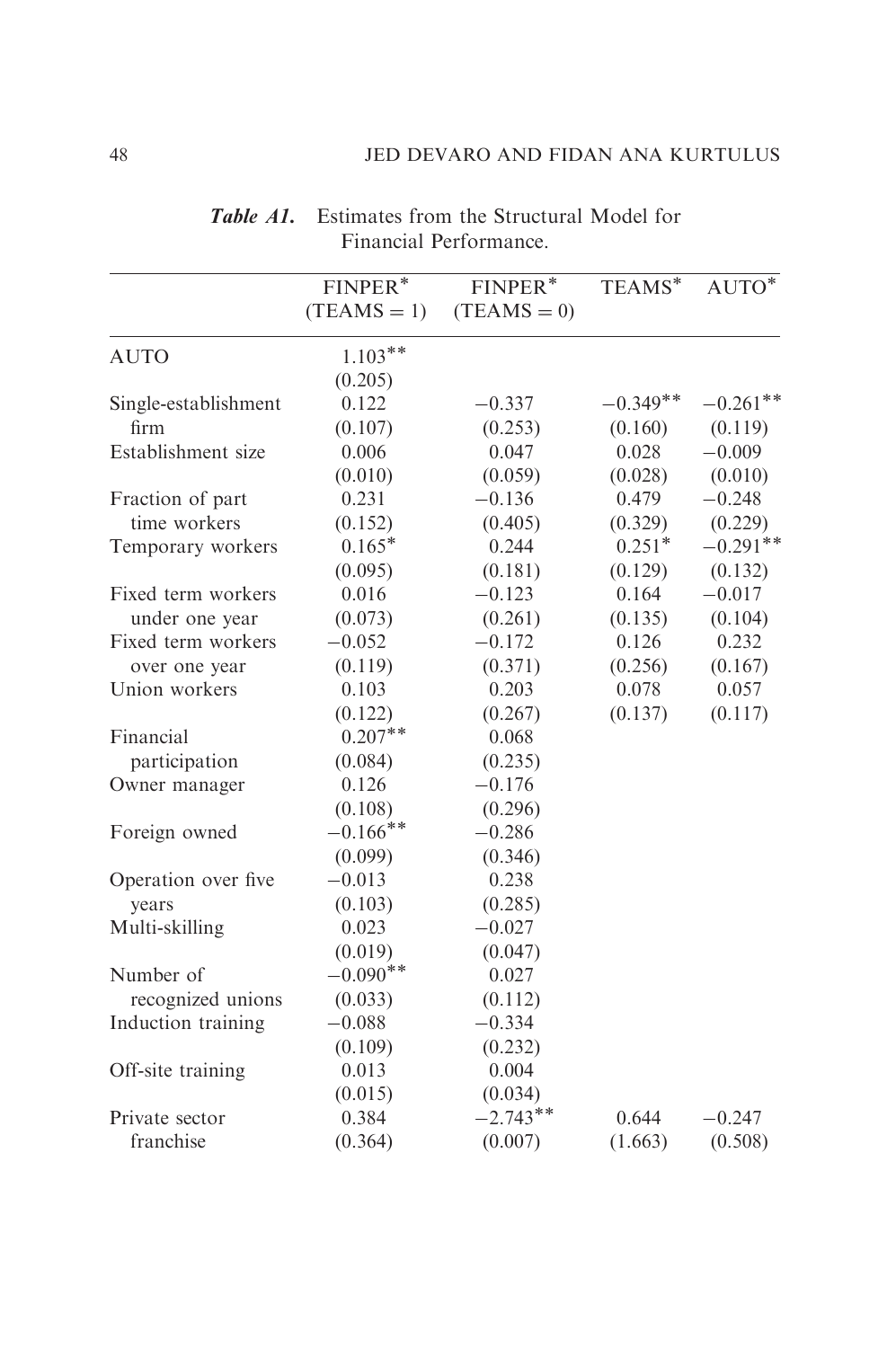***Table A1.*** Estimates from the Structural Model for Financial Performance.

| | FINPER* (TEAMS = 1) | FINPER* (TEAMS = 0) | TEAMS* | AUTO* |
|---|---|---|---|---|
| AUTO | 1.103** | | | |
| | (0.205) | | | |
| Single-establishment firm | 0.122 | −0.337 | −0.349** | −0.261** |
| | (0.107) | (0.253) | (0.160) | (0.119) |
| Establishment size | 0.006 | 0.047 | 0.028 | −0.009 |
| | (0.010) | (0.059) | (0.028) | (0.010) |
| Fraction of part time workers | 0.231 | −0.136 | 0.479 | −0.248 |
| | (0.152) | (0.405) | (0.329) | (0.229) |
| Temporary workers | 0.165* | 0.244 | 0.251* | −0.291** |
| | (0.095) | (0.181) | (0.129) | (0.132) |
| Fixed term workers under one year | 0.016 | −0.123 | 0.164 | −0.017 |
| | (0.073) | (0.261) | (0.135) | (0.104) |
| Fixed term workers over one year | −0.052 | −0.172 | 0.126 | 0.232 |
| | (0.119) | (0.371) | (0.256) | (0.167) |
| Union workers | 0.103 | 0.203 | 0.078 | 0.057 |
| | (0.122) | (0.267) | (0.137) | (0.117) |
| Financial participation | 0.207** | 0.068 | | |
| | (0.084) | (0.235) | | |
| Owner manager | 0.126 | −0.176 | | |
| | (0.108) | (0.296) | | |
| Foreign owned | −0.166** | −0.286 | | |
| | (0.099) | (0.346) | | |
| Operation over five years | −0.013 | 0.238 | | |
| | (0.103) | (0.285) | | |
| Multi-skilling | 0.023 | −0.027 | | |
| | (0.019) | (0.047) | | |
| Number of recognized unions | −0.090** | 0.027 | | |
| | (0.033) | (0.112) | | |
| Induction training | −0.088 | −0.334 | | |
| | (0.109) | (0.232) | | |
| Off-site training | 0.013 | 0.004 | | |
| | (0.015) | (0.034) | | |
| Private sector franchise | 0.384 | −2.743** | 0.644 | −0.247 |
| | (0.364) | (0.007) | (1.663) | (0.508) |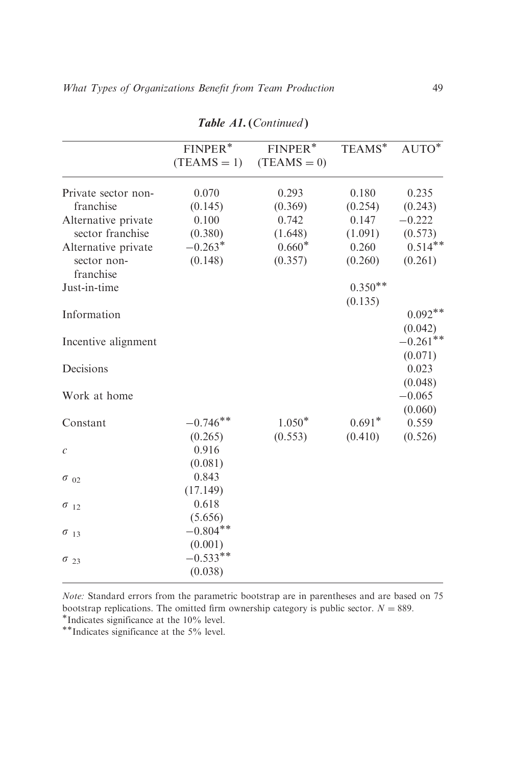**Table A1. (Continued)**

| | $\text{FINPER}^*$ (TEAMS = 1) | $\text{FINPER}^*$ (TEAMS = 0) | $\text{TEAMS}^*$ | $\text{AUTO}^*$ |
|---|---|---|---|---|
| Private sector non-franchise | 0.070 | 0.293 | 0.180 | 0.235 |
| | (0.145) | (0.369) | (0.254) | (0.243) |
| Alternative private sector franchise | 0.100 | 0.742 | 0.147 | −0.222 |
| | (0.380) | (1.648) | (1.091) | (0.573) |
| Alternative private sector non-franchise | −0.263* | 0.660* | 0.260 | 0.514** |
| | (0.148) | (0.357) | (0.260) | (0.261) |
| Just-in-time | | | 0.350** | |
| | | | (0.135) | |
| Information | | | | 0.092** |
| | | | | (0.042) |
| Incentive alignment | | | | −0.261** |
| | | | | (0.071) |
| Decisions | | | | 0.023 |
| | | | | (0.048) |
| Work at home | | | | −0.065 |
| | | | | (0.060) |
| Constant | −0.746** | 1.050* | 0.691* | 0.559 |
| | (0.265) | (0.553) | (0.410) | (0.526) |
| $c$ | 0.916 | | | |
| | (0.081) | | | |
| $\sigma_{02}$ | 0.843 | | | |
| | (17.149) | | | |
| $\sigma_{12}$ | 0.618 | | | |
| | (5.656) | | | |
| $\sigma_{13}$ | −0.804** | | | |
| | (0.001) | | | |
| $\sigma_{23}$ | −0.533** | | | |
| | (0.038) | | | |

*Note:* Standard errors from the parametric bootstrap are in parentheses and are based on 75 bootstrap replications. The omitted firm ownership category is public sector. $N = 889$.

*Indicates significance at the 10% level.

**Indicates significance at the 5% level.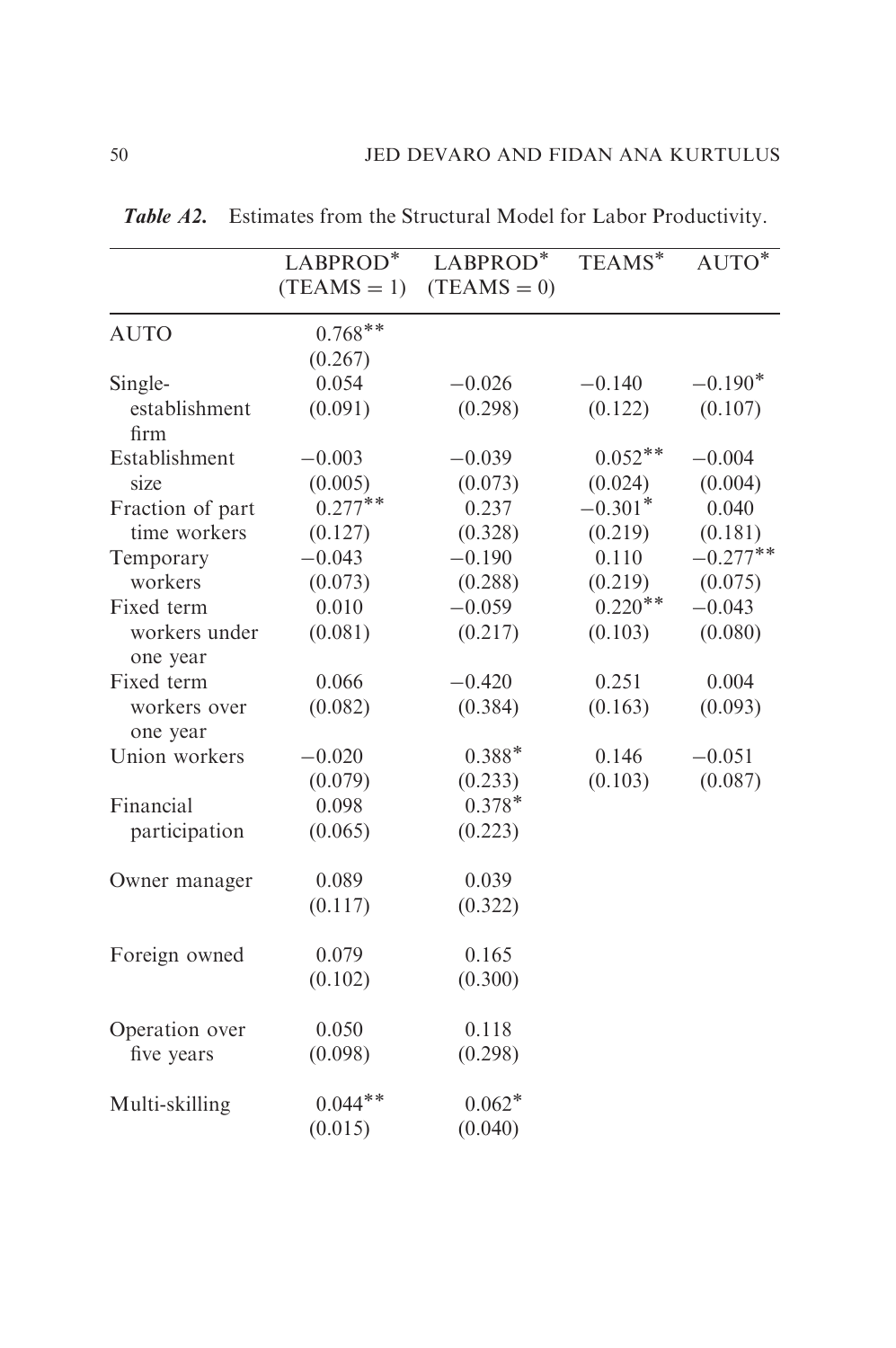***Table A2.*** Estimates from the Structural Model for Labor Productivity.

| | LABPROD* (TEAMS = 1) | LABPROD* (TEAMS = 0) | TEAMS* | AUTO* |
|---|---|---|---|---|
| AUTO | 0.768** | | | |
| | (0.267) | | | |
| Single-establishment firm | 0.054 | −0.026 | −0.140 | −0.190* |
| | (0.091) | (0.298) | (0.122) | (0.107) |
| Establishment size | −0.003 | −0.039 | 0.052** | −0.004 |
| | (0.005) | (0.073) | (0.024) | (0.004) |
| Fraction of part time workers | 0.277** | 0.237 | −0.301* | 0.040 |
| | (0.127) | (0.328) | (0.219) | (0.181) |
| Temporary workers | −0.043 | −0.190 | 0.110 | −0.277** |
| | (0.073) | (0.288) | (0.219) | (0.075) |
| Fixed term workers under one year | 0.010 | −0.059 | 0.220** | −0.043 |
| | (0.081) | (0.217) | (0.103) | (0.080) |
| Fixed term workers over one year | 0.066 | −0.420 | 0.251 | 0.004 |
| | (0.082) | (0.384) | (0.163) | (0.093) |
| Union workers | −0.020 | 0.388* | 0.146 | −0.051 |
| | (0.079) | (0.233) | (0.103) | (0.087) |
| Financial participation | 0.098 | 0.378* | | |
| | (0.065) | (0.223) | | |
| Owner manager | 0.089 | 0.039 | | |
| | (0.117) | (0.322) | | |
| Foreign owned | 0.079 | 0.165 | | |
| | (0.102) | (0.300) | | |
| Operation over five years | 0.050 | 0.118 | | |
| | (0.098) | (0.298) | | |
| Multi-skilling | 0.044** | 0.062* | | |
| | (0.015) | (0.040) | | |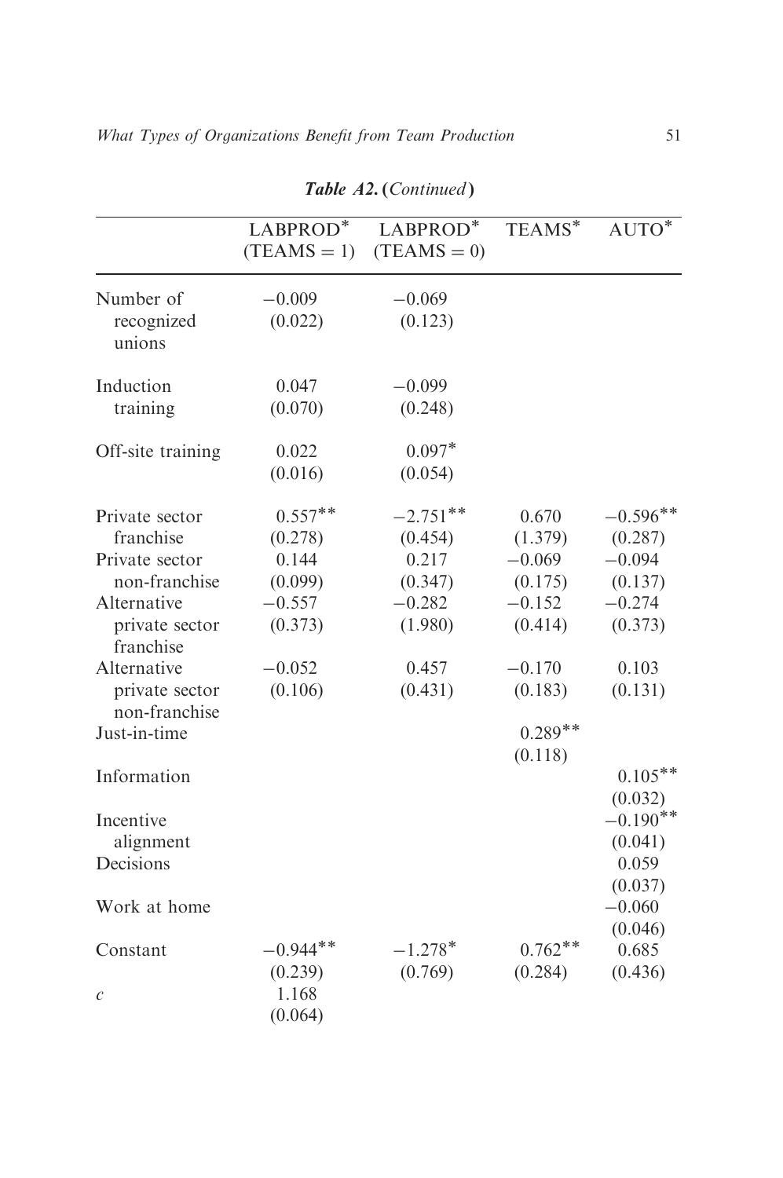***Table A2.*** **(*Continued*)**

| | LABPROD* (TEAMS = 1) | LABPROD* (TEAMS = 0) | TEAMS* | AUTO* |
|---|---|---|---|---|
| Number of recognized unions | −0.009 | −0.069 | | |
| | (0.022) | (0.123) | | |
| Induction training | 0.047 | −0.099 | | |
| | (0.070) | (0.248) | | |
| Off-site training | 0.022 | 0.097* | | |
| | (0.016) | (0.054) | | |
| Private sector franchise | 0.557** | −2.751** | 0.670 | −0.596** |
| | (0.278) | (0.454) | (1.379) | (0.287) |
| Private sector non-franchise | 0.144 | 0.217 | −0.069 | −0.094 |
| | (0.099) | (0.347) | (0.175) | (0.137) |
| Alternative private sector franchise | −0.557 | −0.282 | −0.152 | −0.274 |
| | (0.373) | (1.980) | (0.414) | (0.373) |
| Alternative private sector non-franchise | −0.052 | 0.457 | −0.170 | 0.103 |
| | (0.106) | (0.431) | (0.183) | (0.131) |
| Just-in-time | | | 0.289** | |
| | | | (0.118) | |
| Information | | | | 0.105** |
| | | | | (0.032) |
| Incentive alignment | | | | −0.190** |
| | | | | (0.041) |
| Decisions | | | | 0.059 |
| | | | | (0.037) |
| Work at home | | | | −0.060 |
| | | | | (0.046) |
| Constant | −0.944** | −1.278* | 0.762** | 0.685 |
| | (0.239) | (0.769) | (0.284) | (0.436) |
| $c$ | 1.168 | | | |
| | (0.064) | | | |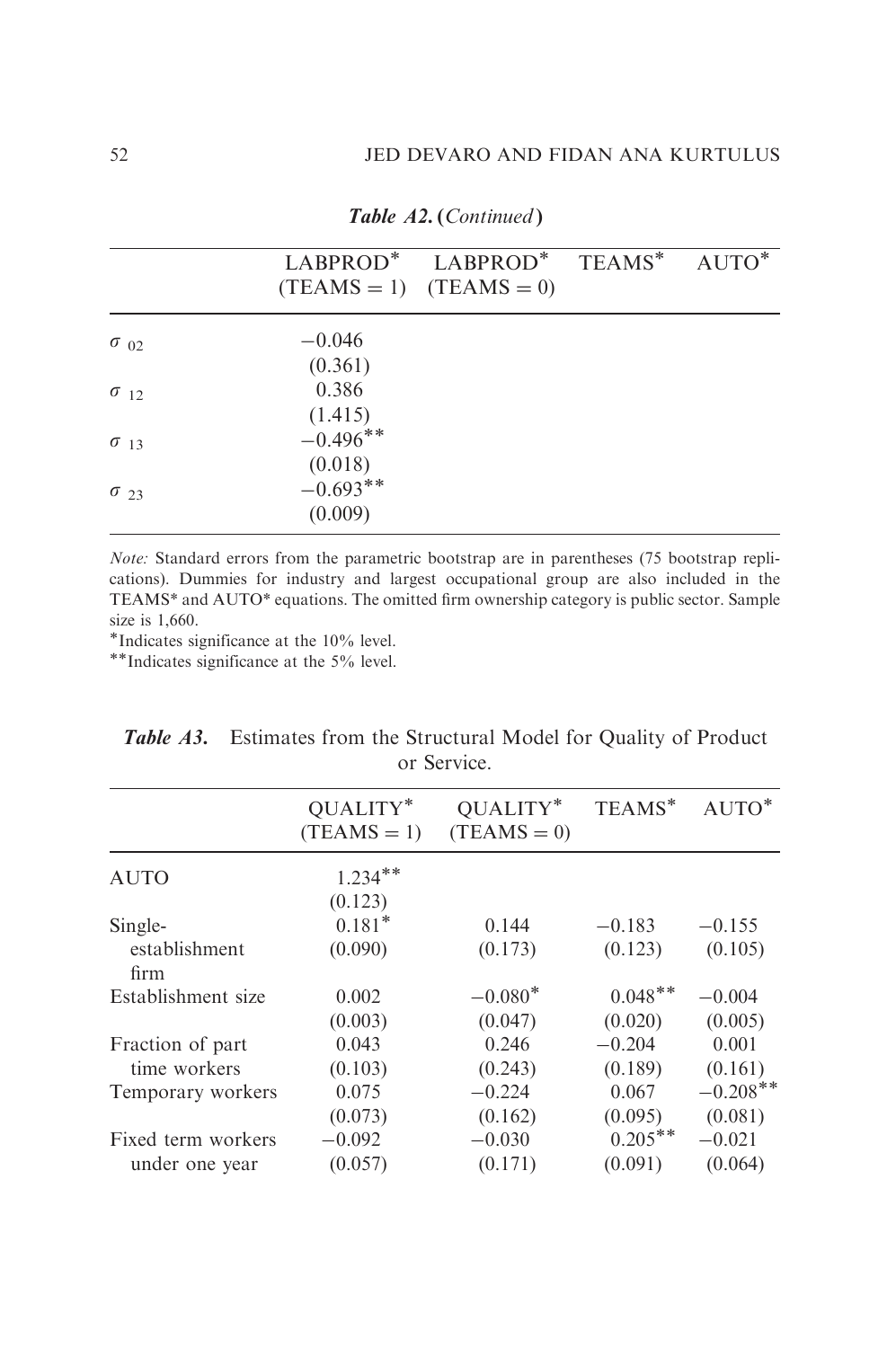***Table A2.*** **(*Continued*)**

| | LABPROD* (TEAMS = 1) | LABPROD* (TEAMS = 0) | TEAMS* | AUTO* |
|---|---|---|---|---|
| $\sigma_{02}$ | −0.046 | | | |
| | (0.361) | | | |
| $\sigma_{12}$ | 0.386 | | | |
| | (1.415) | | | |
| $\sigma_{13}$ | −0.496** | | | |
| | (0.018) | | | |
| $\sigma_{23}$ | −0.693** | | | |
| | (0.009) | | | |

*Note:* Standard errors from the parametric bootstrap are in parentheses (75 bootstrap replications). Dummies for industry and largest occupational group are also included in the TEAMS* and AUTO* equations. The omitted firm ownership category is public sector. Sample size is 1,660.

*Indicates significance at the 10% level.

**Indicates significance at the 5% level.

***Table A3.*** Estimates from the Structural Model for Quality of Product or Service.

| | QUALITY* (TEAMS = 1) | QUALITY* (TEAMS = 0) | TEAMS* | AUTO* |
|---|---|---|---|---|
| AUTO | 1.234** | | | |
| | (0.123) | | | |
| Single-establishment firm | 0.181* | 0.144 | −0.183 | −0.155 |
| | (0.090) | (0.173) | (0.123) | (0.105) |
| Establishment size | 0.002 | −0.080* | 0.048** | −0.004 |
| | (0.003) | (0.047) | (0.020) | (0.005) |
| Fraction of part time workers | 0.043 | 0.246 | −0.204 | 0.001 |
| | (0.103) | (0.243) | (0.189) | (0.161) |
| Temporary workers | 0.075 | −0.224 | 0.067 | −0.208** |
| | (0.073) | (0.162) | (0.095) | (0.081) |
| Fixed term workers under one year | −0.092 | −0.030 | 0.205** | −0.021 |
| | (0.057) | (0.171) | (0.091) | (0.064) |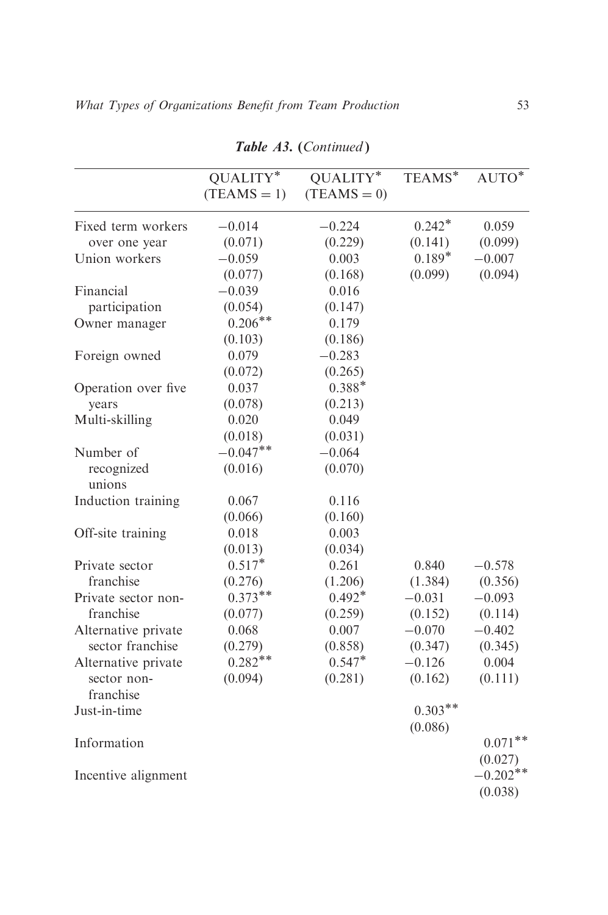**Table A3. (*Continued*)**

| | QUALITY* (TEAMS = 1) | QUALITY* (TEAMS = 0) | TEAMS* | AUTO* |
|---|---|---|---|---|
| Fixed term workers over one year | −0.014 | −0.224 | 0.242* | 0.059 |
| | (0.071) | (0.229) | (0.141) | (0.099) |
| Union workers | −0.059 | 0.003 | 0.189* | −0.007 |
| | (0.077) | (0.168) | (0.099) | (0.094) |
| Financial participation | −0.039 | 0.016 | | |
| | (0.054) | (0.147) | | |
| Owner manager | 0.206** | 0.179 | | |
| | (0.103) | (0.186) | | |
| Foreign owned | 0.079 | −0.283 | | |
| | (0.072) | (0.265) | | |
| Operation over five years | 0.037 | 0.388* | | |
| | (0.078) | (0.213) | | |
| Multi-skilling | 0.020 | 0.049 | | |
| | (0.018) | (0.031) | | |
| Number of recognized unions | −0.047** | −0.064 | | |
| | (0.016) | (0.070) | | |
| Induction training | 0.067 | 0.116 | | |
| | (0.066) | (0.160) | | |
| Off-site training | 0.018 | 0.003 | | |
| | (0.013) | (0.034) | | |
| Private sector franchise | 0.517* | 0.261 | 0.840 | −0.578 |
| | (0.276) | (1.206) | (1.384) | (0.356) |
| Private sector non-franchise | 0.373** | 0.492* | −0.031 | −0.093 |
| | (0.077) | (0.259) | (0.152) | (0.114) |
| Alternative private sector franchise | 0.068 | 0.007 | −0.070 | −0.402 |
| | (0.279) | (0.858) | (0.347) | (0.345) |
| Alternative private sector non-franchise | 0.282** | 0.547* | −0.126 | 0.004 |
| | (0.094) | (0.281) | (0.162) | (0.111) |
| Just-in-time | | | 0.303** | |
| | | | (0.086) | |
| Information | | | | 0.071** |
| | | | | (0.027) |
| Incentive alignment | | | | −0.202** |
| | | | | (0.038) |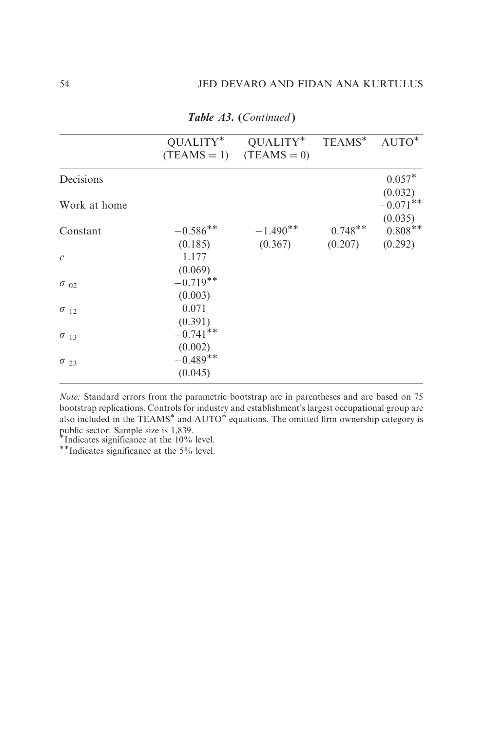***Table A3.* (*Continued*)**

| | QUALITY* (TEAMS = 1) | QUALITY* (TEAMS = 0) | TEAMS* | AUTO* |
|---|---|---|---|---|
| Decisions | | | | 0.057* |
| | | | | (0.032) |
| Work at home | | | | −0.071** |
| | | | | (0.035) |
| Constant | −0.586** | −1.490** | 0.748** | 0.808** |
| | (0.185) | (0.367) | (0.207) | (0.292) |
| $c$ | 1.177 | | | |
| | (0.069) | | | |
| $\sigma_{02}$ | −0.719** | | | |
| | (0.003) | | | |
| $\sigma_{12}$ | 0.071 | | | |
| | (0.391) | | | |
| $\sigma_{13}$ | −0.741** | | | |
| | (0.002) | | | |
| $\sigma_{23}$ | −0.489** | | | |
| | (0.045) | | | |

*Note:* Standard errors from the parametric bootstrap are in parentheses and are based on 75 bootstrap replications. Controls for industry and establishment's largest occupational group are also included in the TEAMS* and AUTO* equations. The omitted firm ownership category is public sector. Sample size is 1,839.

*Indicates significance at the 10% level.

**Indicates significance at the 5% level.